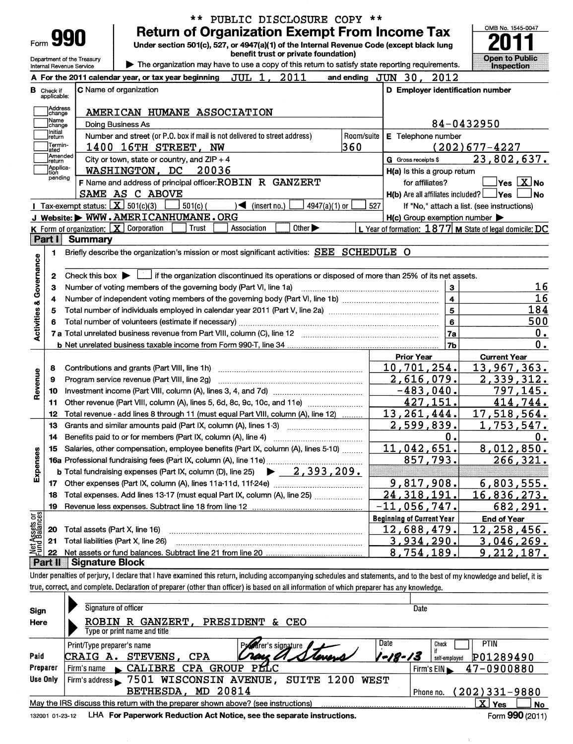\*\* PUBLIC DISCLOSURE COPY \*\*

# Form 990 — Return of Organization Exempt From Income Tax

Under section 501(c), 527, or 4947(a)(1) of the Internal Revenue Code (except black lung benefit trust or private foundation)

Department of the Treasury
Internal Revenue Service

▶ The organization may have to use a copy of this return to satisfy state reporting requirements.

OMB No. 1545-0047

**2011**

Open to Public Inspection

**A** For the 2011 calendar year, or tax year beginning JUL 1, 2011 and ending JUN 30, 2012

**B** Check if applicable: Address change, Name change, Initial return, Terminated, Amended return, Application pending

**C** Name of organization: AMERICAN HUMANE ASSOCIATION

Doing Business As

Number and street (or P.O. box if mail is not delivered to street address): 1400 16TH STREET, NW — Room/suite: 360

City or town, state or country, and ZIP + 4: WASHINGTON, DC 20036

**F** Name and address of principal officer: ROBIN R GANZERT, SAME AS C ABOVE

**D** Employer identification number: 84-0432950

**E** Telephone number: (202)677-4227

**G** Gross receipts $ 23,802,637.

**H(a)** Is this a group return for affiliates? ☐ Yes ☒ No

**H(b)** Are all affiliates included? ☐ Yes ☐ No — If "No," attach a list. (see instructions)

**H(c)** Group exemption number ▶

**I** Tax-exempt status: ☒ 501(c)(3) ☐ 501(c) ( ) ◀ (insert no.) ☐ 4947(a)(1) or ☐ 527

**J** Website: ▶ WWW.AMERICANHUMANE.ORG

**K** Form of organization: ☒ Corporation ☐ Trust ☐ Association ☐ Other ▶

**L** Year of formation: 1877 **M** State of legal domicile: DC

## Part I Summary

**Activities & Governance**

1. Briefly describe the organization's mission or most significant activities: SEE SCHEDULE O
2. Check this box ▶ ☐ if the organization discontinued its operations or disposed of more than 25% of its net assets.

| | Line | Value |
|---|---|---|
| 3 Number of voting members of the governing body (Part VI, line 1a) | 3 | 16 |
| 4 Number of independent voting members of the governing body (Part VI, line 1b) | 4 | 16 |
| 5 Total number of individuals employed in calendar year 2011 (Part V, line 2a) | 5 | 184 |
| 6 Total number of volunteers (estimate if necessary) | 6 | 500 |
| 7a Total unrelated business revenue from Part VIII, column (C), line 12 | 7a | 0. |
| b Net unrelated business taxable income from Form 990-T, line 34 | 7b | 0. |

| | Prior Year | Current Year |
|---|---|---|
| **Revenue** | | |
| 8 Contributions and grants (Part VIII, line 1h) | 10,701,254. | 13,967,363. |
| 9 Program service revenue (Part VIII, line 2g) | 2,616,079. | 2,339,312. |
| 10 Investment income (Part VIII, column (A), lines 3, 4, and 7d) | -483,040. | 797,145. |
| 11 Other revenue (Part VIII, column (A), lines 5, 6d, 8c, 9c, 10c, and 11e) | 427,151. | 414,744. |
| 12 Total revenue - add lines 8 through 11 (must equal Part VIII, column (A), line 12) | 13,261,444. | 17,518,564. |
| **Expenses** | | |
| 13 Grants and similar amounts paid (Part IX, column (A), lines 1-3) | 2,599,839. | 1,753,547. |
| 14 Benefits paid to or for members (Part IX, column (A), line 4) | 0. | 0. |
| 15 Salaries, other compensation, employee benefits (Part IX, column (A), lines 5-10) | 11,042,651. | 8,012,850. |
| 16a Professional fundraising fees (Part IX, column (A), line 11e) | 857,793. | 266,321. |
| b Total fundraising expenses (Part IX, column (D), line 25) ▶ 2,393,209. | | |
| 17 Other expenses (Part IX, column (A), lines 11a-11d, 11f-24e) | 9,817,908. | 6,803,555. |
| 18 Total expenses. Add lines 13-17 (must equal Part IX, column (A), line 25) | 24,318,191. | 16,836,273. |
| 19 Revenue less expenses. Subtract line 18 from line 12 | -11,056,747. | 682,291. |

| **Net Assets or Fund Balances** | Beginning of Current Year | End of Year |
|---|---|---|
| 20 Total assets (Part X, line 16) | 12,688,479. | 12,258,456. |
| 21 Total liabilities (Part X, line 26) | 3,934,290. | 3,046,269. |
| 22 Net assets or fund balances. Subtract line 21 from line 20 | 8,754,189. | 9,212,187. |

## Part II Signature Block

Under penalties of perjury, I declare that I have examined this return, including accompanying schedules and statements, and to the best of my knowledge and belief, it is true, correct, and complete. Declaration of preparer (other than officer) is based on all information of which preparer has any knowledge.

**Sign Here**

Signature of officer ▶ — Date

ROBIN R GANZERT, PRESIDENT & CEO
Type or print name and title

**Paid Preparer Use Only**

Print/Type preparer's name: CRAIG A. STEVENS, CPA
Preparer's signature: Craig A. Stevens
Date: 1-18-13
Check ☐ if self-employed
PTIN: P01289490

Firm's name ▶ CALIBRE CPA GROUP PLLC — Firm's EIN ▶ 47-0900880

Firm's address ▶ 7501 WISCONSIN AVENUE, SUITE 1200 WEST, BETHESDA, MD 20814 — Phone no. (202)331-9880

May the IRS discuss this return with the preparer shown above? (see instructions) ☒ Yes ☐ No

132001 01-23-12 LHA For Paperwork Reduction Act Notice, see the separate instructions. Form **990** (2011)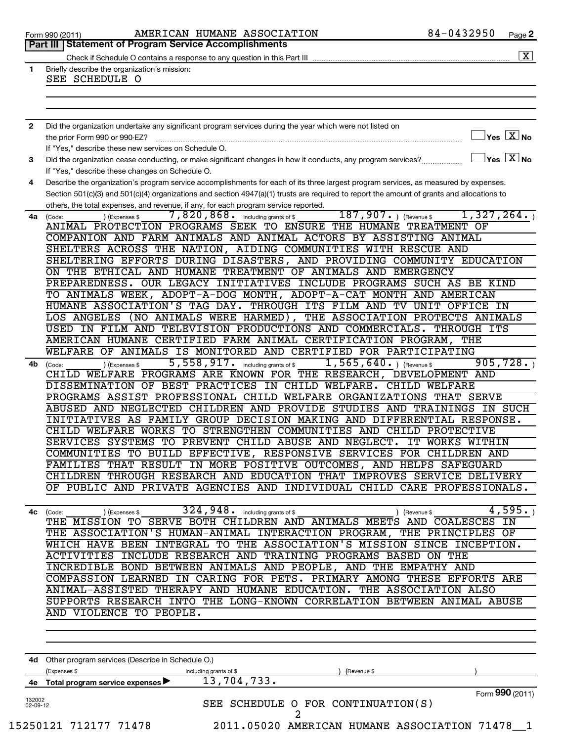Form 990 (2011) AMERICAN HUMANE ASSOCIATION 84-0432950

## Part III Statement of Program Service Accomplishments

Check if Schedule O contains a response to any question in this Part III [X]

**1** Briefly describe the organization's mission:

SEE SCHEDULE O

**2** Did the organization undertake any significant program services during the year which were not listed on the prior Form 990 or 990-EZ? [ ] Yes [X] No

If "Yes," describe these new services on Schedule O.

**3** Did the organization cease conducting, or make significant changes in how it conducts, any program services? [ ] Yes [X] No

If "Yes," describe these changes on Schedule O.

**4** Describe the organization's program service accomplishments for each of its three largest program services, as measured by expenses. Section 501(c)(3) and 501(c)(4) organizations and section 4947(a)(1) trusts are required to report the amount of grants and allocations to others, the total expenses, and revenue, if any, for each program service reported.

**4a** (Code: ) (Expenses $ 7,820,868. including grants of $ 187,907. ) (Revenue $ 1,327,264. )

ANIMAL PROTECTION PROGRAMS SEEK TO ENSURE THE HUMANE TREATMENT OF COMPANION AND FARM ANIMALS AND ANIMAL ACTORS BY ASSISTING ANIMAL SHELTERS ACROSS THE NATION, AIDING COMMUNITIES WITH RESCUE AND SHELTERING EFFORTS DURING DISASTERS, AND PROVIDING COMMUNITY EDUCATION ON THE ETHICAL AND HUMANE TREATMENT OF ANIMALS AND EMERGENCY PREPAREDNESS. OUR LEGACY INITIATIVES INCLUDE PROGRAMS SUCH AS BE KIND TO ANIMALS WEEK, ADOPT-A-DOG MONTH, ADOPT-A-CAT MONTH AND AMERICAN HUMANE ASSOCIATION'S TAG DAY. THROUGH ITS FILM AND TV UNIT OFFICE IN LOS ANGELES (NO ANIMALS WERE HARMED), THE ASSOCIATION PROTECTS ANIMALS USED IN FILM AND TELEVISION PRODUCTIONS AND COMMERCIALS. THROUGH ITS AMERICAN HUMANE CERTIFIED FARM ANIMAL CERTIFICATION PROGRAM, THE WELFARE OF ANIMALS IS MONITORED AND CERTIFIED FOR PARTICIPATING

**4b** (Code: ) (Expenses $ 5,558,917. including grants of $ 1,565,640. ) (Revenue $ 905,728. )

CHILD WELFARE PROGRAMS ARE KNOWN FOR THE RESEARCH, DEVELOPMENT AND DISSEMINATION OF BEST PRACTICES IN CHILD WELFARE. CHILD WELFARE PROGRAMS ASSIST PROFESSIONAL CHILD WELFARE ORGANIZATIONS THAT SERVE ABUSED AND NEGLECTED CHILDREN AND PROVIDE STUDIES AND TRAININGS IN SUCH INITIATIVES AS FAMILY GROUP DECISION MAKING AND DIFFERENTIAL RESPONSE. CHILD WELFARE WORKS TO STRENGTHEN COMMUNITIES AND CHILD PROTECTIVE SERVICES SYSTEMS TO PREVENT CHILD ABUSE AND NEGLECT. IT WORKS WITHIN COMMUNITIES TO BUILD EFFECTIVE, RESPONSIVE SERVICES FOR CHILDREN AND FAMILIES THAT RESULT IN MORE POSITIVE OUTCOMES, AND HELPS SAFEGUARD CHILDREN THROUGH RESEARCH AND EDUCATION THAT IMPROVES SERVICE DELIVERY OF PUBLIC AND PRIVATE AGENCIES AND INDIVIDUAL CHILD CARE PROFESSIONALS.

**4c** (Code: ) (Expenses $ 324,948. including grants of $ ) (Revenue $ 4,595. )

THE MISSION TO SERVE BOTH CHILDREN AND ANIMALS MEETS AND COALESCES IN THE ASSOCIATION'S HUMAN-ANIMAL INTERACTION PROGRAM, THE PRINCIPLES OF WHICH HAVE BEEN INTEGRAL TO THE ASSOCIATION'S MISSION SINCE INCEPTION. ACTIVITIES INCLUDE RESEARCH AND TRAINING PROGRAMS BASED ON THE INCREDIBLE BOND BETWEEN ANIMALS AND PEOPLE, AND THE EMPATHY AND COMPASSION LEARNED IN CARING FOR PETS. PRIMARY AMONG THESE EFFORTS ARE ANIMAL-ASSISTED THERAPY AND HUMANE EDUCATION. THE ASSOCIATION ALSO SUPPORTS RESEARCH INTO THE LONG-KNOWN CORRELATION BETWEEN ANIMAL ABUSE AND VIOLENCE TO PEOPLE.

**4d** Other program services (Describe in Schedule O.)

(Expenses $ including grants of $ ) (Revenue $ )

**4e** Total program service expenses ▶ 13,704,733.

Form **990** (2011)

SEE SCHEDULE O FOR CONTINUATION(S)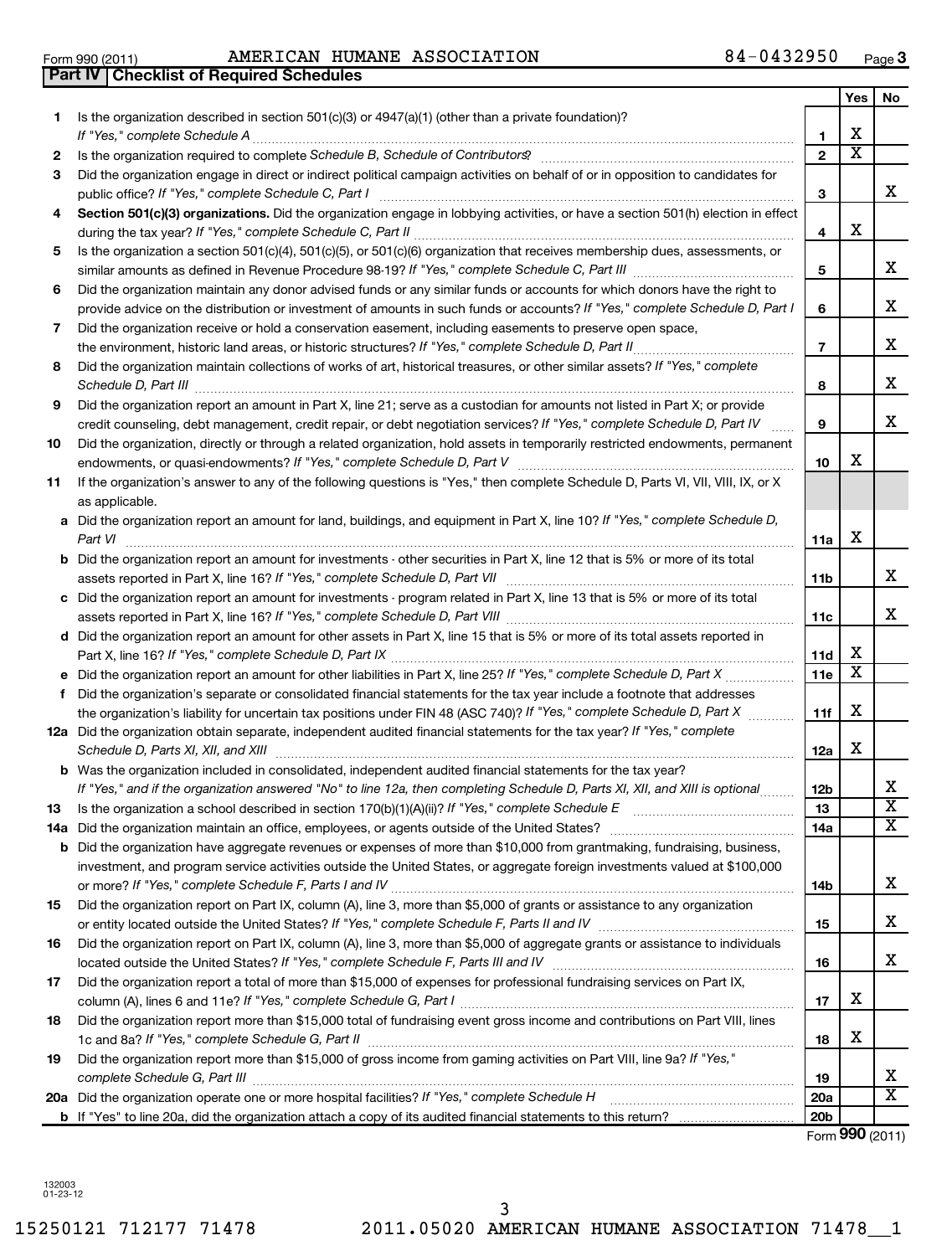Form 990 (2011) AMERICAN HUMANE ASSOCIATION 84-0432950 Page 3

**Part IV | Checklist of Required Schedules**

| | | | Yes | No |
|---|---|---|---|---|
| 1 | Is the organization described in section 501(c)(3) or 4947(a)(1) (other than a private foundation)? *If "Yes," complete Schedule A* | 1 | X | |
| 2 | Is the organization required to complete *Schedule B, Schedule of Contributors*? | 2 | X | |
| 3 | Did the organization engage in direct or indirect political campaign activities on behalf of or in opposition to candidates for public office? *If "Yes," complete Schedule C, Part I* | 3 | | X |
| 4 | **Section 501(c)(3) organizations.** Did the organization engage in lobbying activities, or have a section 501(h) election in effect during the tax year? *If "Yes," complete Schedule C, Part II* | 4 | X | |
| 5 | Is the organization a section 501(c)(4), 501(c)(5), or 501(c)(6) organization that receives membership dues, assessments, or similar amounts as defined in Revenue Procedure 98-19? *If "Yes," complete Schedule C, Part III* | 5 | | X |
| 6 | Did the organization maintain any donor advised funds or any similar funds or accounts for which donors have the right to provide advice on the distribution or investment of amounts in such funds or accounts? *If "Yes," complete Schedule D, Part I* | 6 | | X |
| 7 | Did the organization receive or hold a conservation easement, including easements to preserve open space, the environment, historic land areas, or historic structures? *If "Yes," complete Schedule D, Part II* | 7 | | X |
| 8 | Did the organization maintain collections of works of art, historical treasures, or other similar assets? *If "Yes," complete Schedule D, Part III* | 8 | | X |
| 9 | Did the organization report an amount in Part X, line 21; serve as a custodian for amounts not listed in Part X; or provide credit counseling, debt management, credit repair, or debt negotiation services? *If "Yes," complete Schedule D, Part IV* | 9 | | X |
| 10 | Did the organization, directly or through a related organization, hold assets in temporarily restricted endowments, permanent endowments, or quasi-endowments? *If "Yes," complete Schedule D, Part V* | 10 | X | |
| 11 | If the organization's answer to any of the following questions is "Yes," then complete Schedule D, Parts VI, VII, VIII, IX, or X as applicable. | | | |
| a | Did the organization report an amount for land, buildings, and equipment in Part X, line 10? *If "Yes," complete Schedule D, Part VI* | 11a | X | |
| b | Did the organization report an amount for investments - other securities in Part X, line 12 that is 5% or more of its total assets reported in Part X, line 16? *If "Yes," complete Schedule D, Part VII* | 11b | | X |
| c | Did the organization report an amount for investments - program related in Part X, line 13 that is 5% or more of its total assets reported in Part X, line 16? *If "Yes," complete Schedule D, Part VIII* | 11c | | X |
| d | Did the organization report an amount for other assets in Part X, line 15 that is 5% or more of its total assets reported in Part X, line 16? *If "Yes," complete Schedule D, Part IX* | 11d | X | |
| e | Did the organization report an amount for other liabilities in Part X, line 25? *If "Yes," complete Schedule D, Part X* | 11e | X | |
| f | Did the organization's separate or consolidated financial statements for the tax year include a footnote that addresses the organization's liability for uncertain tax positions under FIN 48 (ASC 740)? *If "Yes," complete Schedule D, Part X* | 11f | X | |
| 12a | Did the organization obtain separate, independent audited financial statements for the tax year? *If "Yes," complete Schedule D, Parts XI, XII, and XIII* | 12a | X | |
| b | Was the organization included in consolidated, independent audited financial statements for the tax year? *If "Yes," and if the organization answered "No" to line 12a, then completing Schedule D, Parts XI, XII, and XIII is optional* | 12b | | X |
| 13 | Is the organization a school described in section 170(b)(1)(A)(ii)? *If "Yes," complete Schedule E* | 13 | | X |
| 14a | Did the organization maintain an office, employees, or agents outside of the United States? | 14a | | X |
| b | Did the organization have aggregate revenues or expenses of more than $10,000 from grantmaking, fundraising, business, investment, and program service activities outside the United States, or aggregate foreign investments valued at $100,000 or more? *If "Yes," complete Schedule F, Parts I and IV* | 14b | | X |
| 15 | Did the organization report on Part IX, column (A), line 3, more than $5,000 of grants or assistance to any organization or entity located outside the United States? *If "Yes," complete Schedule F, Parts II and IV* | 15 | | X |
| 16 | Did the organization report on Part IX, column (A), line 3, more than $5,000 of aggregate grants or assistance to individuals located outside the United States? *If "Yes," complete Schedule F, Parts III and IV* | 16 | | X |
| 17 | Did the organization report a total of more than $15,000 of expenses for professional fundraising services on Part IX, column (A), lines 6 and 11e? *If "Yes," complete Schedule G, Part I* | 17 | X | |
| 18 | Did the organization report more than $15,000 total of fundraising event gross income and contributions on Part VIII, lines 1c and 8a? *If "Yes," complete Schedule G, Part II* | 18 | X | |
| 19 | Did the organization report more than $15,000 of gross income from gaming activities on Part VIII, line 9a? *If "Yes," complete Schedule G, Part III* | 19 | | X |
| 20a | Did the organization operate one or more hospital facilities? *If "Yes," complete Schedule H* | 20a | | X |
| b | If "Yes" to line 20a, did the organization attach a copy of its audited financial statements to this return? | 20b | | |

Form **990** (2011)

132003
01-23-12

15250121 712177 71478 2011.05020 AMERICAN HUMANE ASSOCIATION 71478__1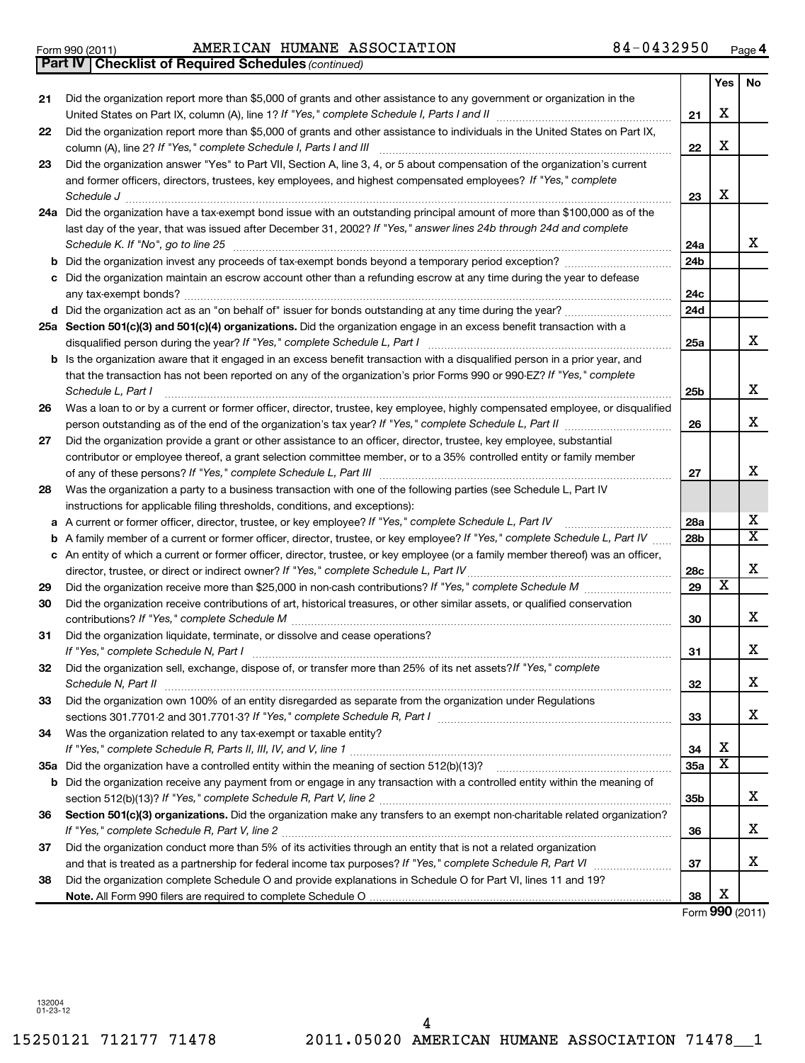Form 990 (2011) AMERICAN HUMANE ASSOCIATION 84-0432950

**Part IV Checklist of Required Schedules** *(continued)*

| | | | Yes | No |
|---|---|---|---|---|
| 21 | Did the organization report more than $5,000 of grants and other assistance to any government or organization in the United States on Part IX, column (A), line 1? *If "Yes," complete Schedule I, Parts I and II* | 21 | X | |
| 22 | Did the organization report more than $5,000 of grants and other assistance to individuals in the United States on Part IX, column (A), line 2? *If "Yes," complete Schedule I, Parts I and III* | 22 | X | |
| 23 | Did the organization answer "Yes" to Part VII, Section A, line 3, 4, or 5 about compensation of the organization's current and former officers, directors, trustees, key employees, and highest compensated employees? *If "Yes," complete Schedule J* | 23 | X | |
| 24a | Did the organization have a tax-exempt bond issue with an outstanding principal amount of more than $100,000 as of the last day of the year, that was issued after December 31, 2002? *If "Yes," answer lines 24b through 24d and complete Schedule K. If "No", go to line 25* | 24a | | X |
| b | Did the organization invest any proceeds of tax-exempt bonds beyond a temporary period exception? | 24b | | |
| c | Did the organization maintain an escrow account other than a refunding escrow at any time during the year to defease any tax-exempt bonds? | 24c | | |
| d | Did the organization act as an "on behalf of" issuer for bonds outstanding at any time during the year? | 24d | | |
| 25a | **Section 501(c)(3) and 501(c)(4) organizations.** Did the organization engage in an excess benefit transaction with a disqualified person during the year? *If "Yes," complete Schedule L, Part I* | 25a | | X |
| b | Is the organization aware that it engaged in an excess benefit transaction with a disqualified person in a prior year, and that the transaction has not been reported on any of the organization's prior Forms 990 or 990-EZ? *If "Yes," complete Schedule L, Part I* | 25b | | X |
| 26 | Was a loan to or by a current or former officer, director, trustee, key employee, highly compensated employee, or disqualified person outstanding as of the end of the organization's tax year? *If "Yes," complete Schedule L, Part II* | 26 | | X |
| 27 | Did the organization provide a grant or other assistance to an officer, director, trustee, key employee, substantial contributor or employee thereof, a grant selection committee member, or to a 35% controlled entity or family member of any of these persons? *If "Yes," complete Schedule L, Part III* | 27 | | X |
| 28 | Was the organization a party to a business transaction with one of the following parties (see Schedule L, Part IV instructions for applicable filing thresholds, conditions, and exceptions): | | | |
| a | A current or former officer, director, trustee, or key employee? *If "Yes," complete Schedule L, Part IV* | 28a | | X |
| b | A family member of a current or former officer, director, trustee, or key employee? *If "Yes," complete Schedule L, Part IV* | 28b | | X |
| c | An entity of which a current or former officer, director, trustee, or key employee (or a family member thereof) was an officer, director, trustee, or direct or indirect owner? *If "Yes," complete Schedule L, Part IV* | 28c | | X |
| 29 | Did the organization receive more than $25,000 in non-cash contributions? *If "Yes," complete Schedule M* | 29 | X | |
| 30 | Did the organization receive contributions of art, historical treasures, or other similar assets, or qualified conservation contributions? *If "Yes," complete Schedule M* | 30 | | X |
| 31 | Did the organization liquidate, terminate, or dissolve and cease operations? *If "Yes," complete Schedule N, Part I* | 31 | | X |
| 32 | Did the organization sell, exchange, dispose of, or transfer more than 25% of its net assets? *If "Yes," complete Schedule N, Part II* | 32 | | X |
| 33 | Did the organization own 100% of an entity disregarded as separate from the organization under Regulations sections 301.7701-2 and 301.7701-3? *If "Yes," complete Schedule R, Part I* | 33 | | X |
| 34 | Was the organization related to any tax-exempt or taxable entity? *If "Yes," complete Schedule R, Parts II, III, IV, and V, line 1* | 34 | X | |
| 35a | Did the organization have a controlled entity within the meaning of section 512(b)(13)? | 35a | X | |
| b | Did the organization receive any payment from or engage in any transaction with a controlled entity within the meaning of section 512(b)(13)? *If "Yes," complete Schedule R, Part V, line 2* | 35b | | X |
| 36 | **Section 501(c)(3) organizations.** Did the organization make any transfers to an exempt non-charitable related organization? *If "Yes," complete Schedule R, Part V, line 2* | 36 | | X |
| 37 | Did the organization conduct more than 5% of its activities through an entity that is not a related organization and that is treated as a partnership for federal income tax purposes? *If "Yes," complete Schedule R, Part VI* | 37 | | X |
| 38 | Did the organization complete Schedule O and provide explanations in Schedule O for Part VI, lines 11 and 19? **Note.** All Form 990 filers are required to complete Schedule O | 38 | X | |

Form **990** (2011)

132004 01-23-12

15250121 712177 71478 2011.05020 AMERICAN HUMANE ASSOCIATION 71478__1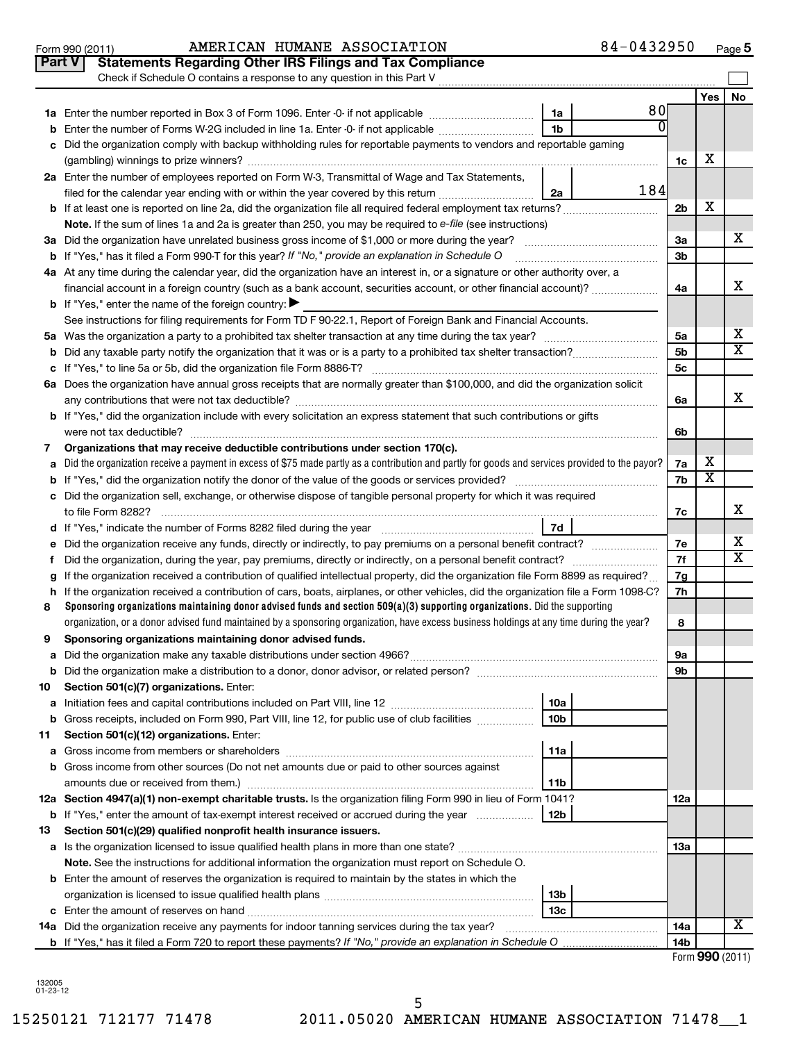Form 990 (2011) AMERICAN HUMANE ASSOCIATION 84-0432950 Page 5

## Part V Statements Regarding Other IRS Filings and Tax Compliance

Check if Schedule O contains a response to any question in this Part V

| | | | | | Yes | No |
|---|---|---|---|---|---|---|
| **1a** | Enter the number reported in Box 3 of Form 1096. Enter -0- if not applicable | 1a | 80 | | | |
| **b** | Enter the number of Forms W-2G included in line 1a. Enter -0- if not applicable | 1b | 0 | | | |
| **c** | Did the organization comply with backup withholding rules for reportable payments to vendors and reportable gaming (gambling) winnings to prize winners? | | | 1c | X | |
| **2a** | Enter the number of employees reported on Form W-3, Transmittal of Wage and Tax Statements, filed for the calendar year ending with or within the year covered by this return | 2a | 184 | | | |
| **b** | If at least one is reported on line 2a, did the organization file all required federal employment tax returns? | | | 2b | X | |
| | **Note.** If the sum of lines 1a and 2a is greater than 250, you may be required to *e-file* (see instructions) | | | | | |
| **3a** | Did the organization have unrelated business gross income of $1,000 or more during the year? | | | 3a | | X |
| **b** | If "Yes," has it filed a Form 990-T for this year? *If "No," provide an explanation in Schedule O* | | | 3b | | |
| **4a** | At any time during the calendar year, did the organization have an interest in, or a signature or other authority over, a financial account in a foreign country (such as a bank account, securities account, or other financial account)? | | | 4a | | X |
| **b** | If "Yes," enter the name of the foreign country: ▶ | | | | | |
| | See instructions for filing requirements for Form TD F 90-22.1, Report of Foreign Bank and Financial Accounts. | | | | | |
| **5a** | Was the organization a party to a prohibited tax shelter transaction at any time during the tax year? | | | 5a | | X |
| **b** | Did any taxable party notify the organization that it was or is a party to a prohibited tax shelter transaction? | | | 5b | | X |
| **c** | If "Yes," to line 5a or 5b, did the organization file Form 8886-T? | | | 5c | | |
| **6a** | Does the organization have annual gross receipts that are normally greater than $100,000, and did the organization solicit any contributions that were not tax deductible? | | | 6a | | X |
| **b** | If "Yes," did the organization include with every solicitation an express statement that such contributions or gifts were not tax deductible? | | | 6b | | |
| **7** | **Organizations that may receive deductible contributions under section 170(c).** | | | | | |
| **a** | Did the organization receive a payment in excess of $75 made partly as a contribution and partly for goods and services provided to the payor? | | | 7a | X | |
| **b** | If "Yes," did the organization notify the donor of the value of the goods or services provided? | | | 7b | X | |
| **c** | Did the organization sell, exchange, or otherwise dispose of tangible personal property for which it was required to file Form 8282? | | | 7c | | X |
| **d** | If "Yes," indicate the number of Forms 8282 filed during the year | 7d | | | | |
| **e** | Did the organization receive any funds, directly or indirectly, to pay premiums on a personal benefit contract? | | | 7e | | X |
| **f** | Did the organization, during the year, pay premiums, directly or indirectly, on a personal benefit contract? | | | 7f | | X |
| **g** | If the organization received a contribution of qualified intellectual property, did the organization file Form 8899 as required? | | | 7g | | |
| **h** | If the organization received a contribution of cars, boats, airplanes, or other vehicles, did the organization file a Form 1098-C? | | | 7h | | |
| **8** | **Sponsoring organizations maintaining donor advised funds and section 509(a)(3) supporting organizations.** Did the supporting organization, or a donor advised fund maintained by a sponsoring organization, have excess business holdings at any time during the year? | | | 8 | | |
| **9** | **Sponsoring organizations maintaining donor advised funds.** | | | | | |
| **a** | Did the organization make any taxable distributions under section 4966? | | | 9a | | |
| **b** | Did the organization make a distribution to a donor, donor advisor, or related person? | | | 9b | | |
| **10** | **Section 501(c)(7) organizations.** Enter: | | | | | |
| **a** | Initiation fees and capital contributions included on Part VIII, line 12 | 10a | | | | |
| **b** | Gross receipts, included on Form 990, Part VIII, line 12, for public use of club facilities | 10b | | | | |
| **11** | **Section 501(c)(12) organizations.** Enter: | | | | | |
| **a** | Gross income from members or shareholders | 11a | | | | |
| **b** | Gross income from other sources (Do not net amounts due or paid to other sources against amounts due or received from them.) | 11b | | | | |
| **12a** | **Section 4947(a)(1) non-exempt charitable trusts.** Is the organization filing Form 990 in lieu of Form 1041? | | | 12a | | |
| **b** | If "Yes," enter the amount of tax-exempt interest received or accrued during the year | 12b | | | | |
| **13** | **Section 501(c)(29) qualified nonprofit health insurance issuers.** | | | | | |
| **a** | Is the organization licensed to issue qualified health plans in more than one state? | | | 13a | | |
| | **Note.** See the instructions for additional information the organization must report on Schedule O. | | | | | |
| **b** | Enter the amount of reserves the organization is required to maintain by the states in which the organization is licensed to issue qualified health plans | 13b | | | | |
| **c** | Enter the amount of reserves on hand | 13c | | | | |
| **14a** | Did the organization receive any payments for indoor tanning services during the tax year? | | | 14a | | X |
| **b** | If "Yes," has it filed a Form 720 to report these payments? *If "No," provide an explanation in Schedule O* | | | 14b | | |

Form **990** (2011)

132005 01-23-12

15250121 712177 71478 2011.05020 AMERICAN HUMANE ASSOCIATION 71478__1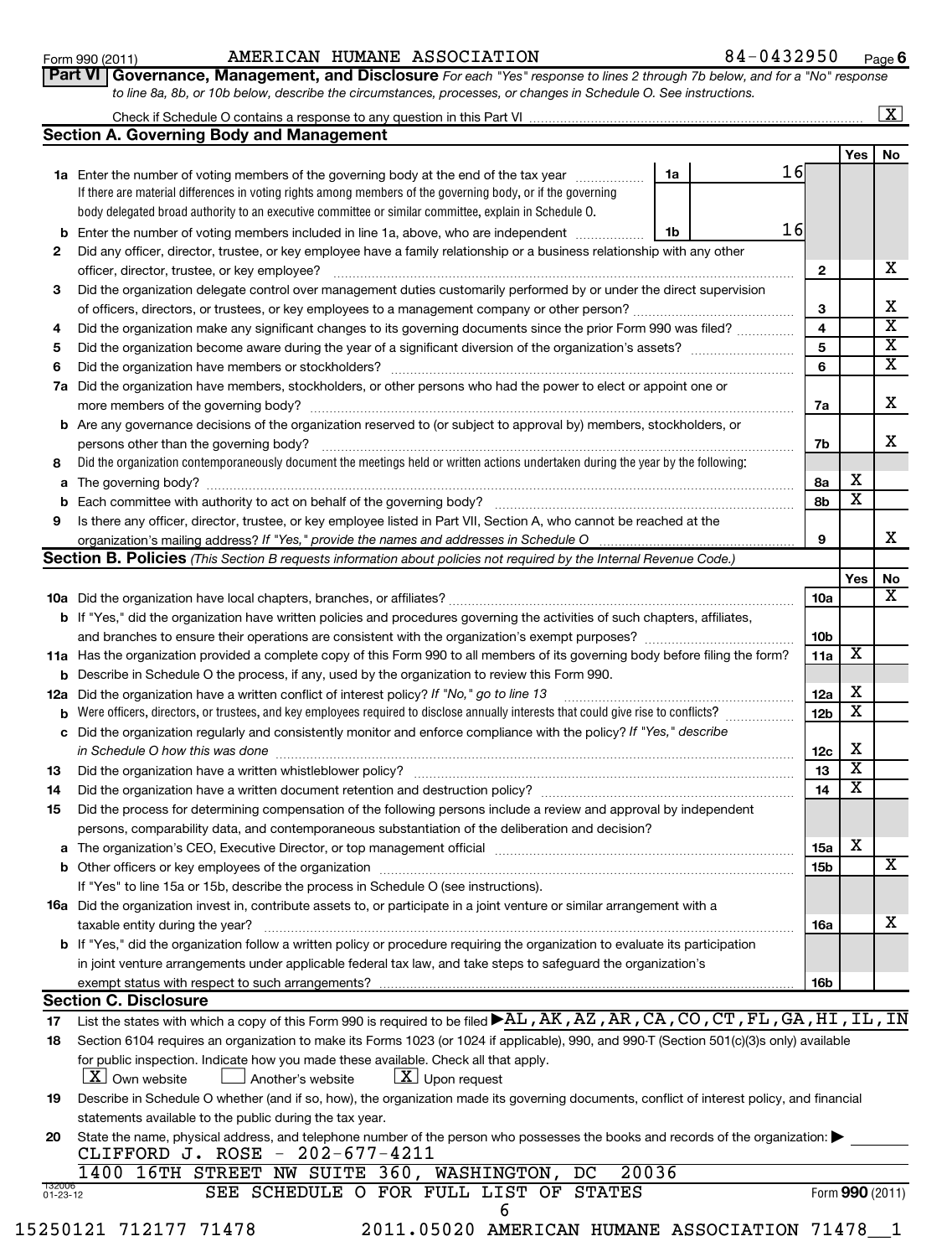Form 990 (2011) AMERICAN HUMANE ASSOCIATION 84-0432950 Page 6

**Part VI Governance, Management, and Disclosure** *For each "Yes" response to lines 2 through 7b below, and for a "No" response to line 8a, 8b, or 10b below, describe the circumstances, processes, or changes in Schedule O. See instructions.*

Check if Schedule O contains a response to any question in this Part VI ☒

## Section A. Governing Body and Management

| | | | | Yes | No |
|---|---|---|---|---|---|
| **1a** | Enter the number of voting members of the governing body at the end of the tax year. If there are material differences in voting rights among members of the governing body, or if the governing body delegated broad authority to an executive committee or similar committee, explain in Schedule O. | 1a: 16 | | | |
| **b** | Enter the number of voting members included in line 1a, above, who are independent | 1b: 16 | | | |
| **2** | Did any officer, director, trustee, or key employee have a family relationship or a business relationship with any other officer, director, trustee, or key employee? | | 2 | | X |
| **3** | Did the organization delegate control over management duties customarily performed by or under the direct supervision of officers, directors, or trustees, or key employees to a management company or other person? | | 3 | | X |
| **4** | Did the organization make any significant changes to its governing documents since the prior Form 990 was filed? | | 4 | | X |
| **5** | Did the organization become aware during the year of a significant diversion of the organization's assets? | | 5 | | X |
| **6** | Did the organization have members or stockholders? | | 6 | | X |
| **7a** | Did the organization have members, stockholders, or other persons who had the power to elect or appoint one or more members of the governing body? | | 7a | | X |
| **b** | Are any governance decisions of the organization reserved to (or subject to approval by) members, stockholders, or persons other than the governing body? | | 7b | | X |
| **8** | Did the organization contemporaneously document the meetings held or written actions undertaken during the year by the following: | | | | |
| **a** | The governing body? | | 8a | X | |
| **b** | Each committee with authority to act on behalf of the governing body? | | 8b | X | |
| **9** | Is there any officer, director, trustee, or key employee listed in Part VII, Section A, who cannot be reached at the organization's mailing address? *If "Yes," provide the names and addresses in Schedule O* | | 9 | | X |

## Section B. Policies *(This Section B requests information about policies not required by the Internal Revenue Code.)*

| | | | Yes | No |
|---|---|---|---|---|
| **10a** | Did the organization have local chapters, branches, or affiliates? | 10a | | X |
| **b** | If "Yes," did the organization have written policies and procedures governing the activities of such chapters, affiliates, and branches to ensure their operations are consistent with the organization's exempt purposes? | 10b | | |
| **11a** | Has the organization provided a complete copy of this Form 990 to all members of its governing body before filing the form? | 11a | X | |
| **b** | Describe in Schedule O the process, if any, used by the organization to review this Form 990. | | | |
| **12a** | Did the organization have a written conflict of interest policy? *If "No," go to line 13* | 12a | X | |
| **b** | Were officers, directors, or trustees, and key employees required to disclose annually interests that could give rise to conflicts? | 12b | X | |
| **c** | Did the organization regularly and consistently monitor and enforce compliance with the policy? *If "Yes," describe in Schedule O how this was done* | 12c | X | |
| **13** | Did the organization have a written whistleblower policy? | 13 | X | |
| **14** | Did the organization have a written document retention and destruction policy? | 14 | X | |
| **15** | Did the process for determining compensation of the following persons include a review and approval by independent persons, comparability data, and contemporaneous substantiation of the deliberation and decision? | | | |
| **a** | The organization's CEO, Executive Director, or top management official | 15a | X | |
| **b** | Other officers or key employees of the organization | 15b | | X |
| | If "Yes" to line 15a or 15b, describe the process in Schedule O (see instructions). | | | |
| **16a** | Did the organization invest in, contribute assets to, or participate in a joint venture or similar arrangement with a taxable entity during the year? | 16a | | X |
| **b** | If "Yes," did the organization follow a written policy or procedure requiring the organization to evaluate its participation in joint venture arrangements under applicable federal tax law, and take steps to safeguard the organization's exempt status with respect to such arrangements? | 16b | | |

## Section C. Disclosure

**17** List the states with which a copy of this Form 990 is required to be filed ▶AL,AK,AZ,AR,CA,CO,CT,FL,GA,HI,IL,IN

**18** Section 6104 requires an organization to make its Forms 1023 (or 1024 if applicable), 990, and 990-T (Section 501(c)(3)s only) available for public inspection. Indicate how you made these available. Check all that apply.

☒ Own website ☐ Another's website ☒ Upon request

**19** Describe in Schedule O whether (and if so, how), the organization made its governing documents, conflict of interest policy, and financial statements available to the public during the tax year.

**20** State the name, physical address, and telephone number of the person who possesses the books and records of the organization: ▶

CLIFFORD J. ROSE - 202-677-4211
1400 16TH STREET NW SUITE 360, WASHINGTON, DC 20036

SEE SCHEDULE O FOR FULL LIST OF STATES

Form **990** (2011)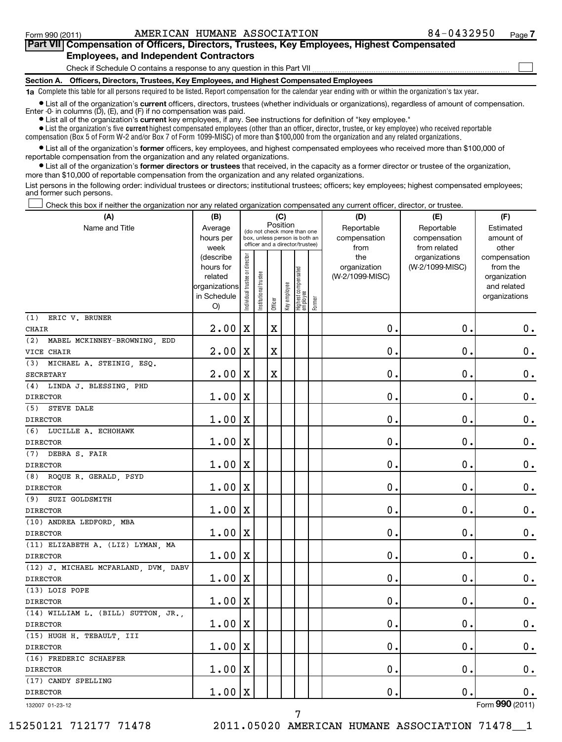Form 990 (2011) AMERICAN HUMANE ASSOCIATION 84-0432950 Page 7

## Part VII Compensation of Officers, Directors, Trustees, Key Employees, Highest Compensated Employees, and Independent Contractors

Check if Schedule O contains a response to any question in this Part VII ☐

### Section A. Officers, Directors, Trustees, Key Employees, and Highest Compensated Employees

**1a** Complete this table for all persons required to be listed. Report compensation for the calendar year ending with or within the organization's tax year.

- List all of the organization's **current** officers, directors, trustees (whether individuals or organizations), regardless of amount of compensation. Enter -0- in columns (D), (E), and (F) if no compensation was paid.
- List all of the organization's **current** key employees, if any. See instructions for definition of "key employee."
- List the organization's five **current** highest compensated employees (other than an officer, director, trustee, or key employee) who received reportable compensation (Box 5 of Form W-2 and/or Box 7 of Form 1099-MISC) of more than $100,000 from the organization and any related organizations.
- List all of the organization's **former** officers, key employees, and highest compensated employees who received more than $100,000 of reportable compensation from the organization and any related organizations.
- List all of the organization's **former directors or trustees** that received, in the capacity as a former director or trustee of the organization, more than $10,000 of reportable compensation from the organization and any related organizations.

List persons in the following order: individual trustees or directors; institutional trustees; officers; key employees; highest compensated employees; and former such persons.

☐ Check this box if neither the organization nor any related organization compensated any current officer, director, or trustee.

| (A) Name and Title | (B) Average hours per week (describe hours for related organizations in Schedule O) | (C) Position: Individual trustee or director | Institutional trustee | Officer | Key employee | Highest compensated employee | Former | (D) Reportable compensation from the organization (W-2/1099-MISC) | (E) Reportable compensation from related organizations (W-2/1099-MISC) | (F) Estimated amount of other compensation from the organization and related organizations |
|---|---|---|---|---|---|---|---|---|---|---|
| (1) ERIC V. BRUNER<br>CHAIR | 2.00 | X | | X | | | | 0. | 0. | 0. |
| (2) MABEL MCKINNEY-BROWNING, EDD<br>VICE CHAIR | 2.00 | X | | X | | | | 0. | 0. | 0. |
| (3) MICHAEL A. STEINIG, ESQ.<br>SECRETARY | 2.00 | X | | X | | | | 0. | 0. | 0. |
| (4) LINDA J. BLESSING, PHD<br>DIRECTOR | 1.00 | X | | | | | | 0. | 0. | 0. |
| (5) STEVE DALE<br>DIRECTOR | 1.00 | X | | | | | | 0. | 0. | 0. |
| (6) LUCILLE A. ECHOHAWK<br>DIRECTOR | 1.00 | X | | | | | | 0. | 0. | 0. |
| (7) DEBRA S. FAIR<br>DIRECTOR | 1.00 | X | | | | | | 0. | 0. | 0. |
| (8) ROQUE R. GERALD, PSYD<br>DIRECTOR | 1.00 | X | | | | | | 0. | 0. | 0. |
| (9) SUZI GOLDSMITH<br>DIRECTOR | 1.00 | X | | | | | | 0. | 0. | 0. |
| (10) ANDREA LEDFORD, MBA<br>DIRECTOR | 1.00 | X | | | | | | 0. | 0. | 0. |
| (11) ELIZABETH A. (LIZ) LYMAN, MA<br>DIRECTOR | 1.00 | X | | | | | | 0. | 0. | 0. |
| (12) J. MICHAEL MCFARLAND, DVM, DABV<br>DIRECTOR | 1.00 | X | | | | | | 0. | 0. | 0. |
| (13) LOIS POPE<br>DIRECTOR | 1.00 | X | | | | | | 0. | 0. | 0. |
| (14) WILLIAM L. (BILL) SUTTON, JR.,<br>DIRECTOR | 1.00 | X | | | | | | 0. | 0. | 0. |
| (15) HUGH H. TEBAULT, III<br>DIRECTOR | 1.00 | X | | | | | | 0. | 0. | 0. |
| (16) FREDERIC SCHAEFER<br>DIRECTOR | 1.00 | X | | | | | | 0. | 0. | 0. |
| (17) CANDY SPELLING<br>DIRECTOR | 1.00 | X | | | | | | 0. | 0. | 0. |

132007 01-23-12 Form 990 (2011)

15250121 712177 71478 2011.05020 AMERICAN HUMANE ASSOCIATION 71478__1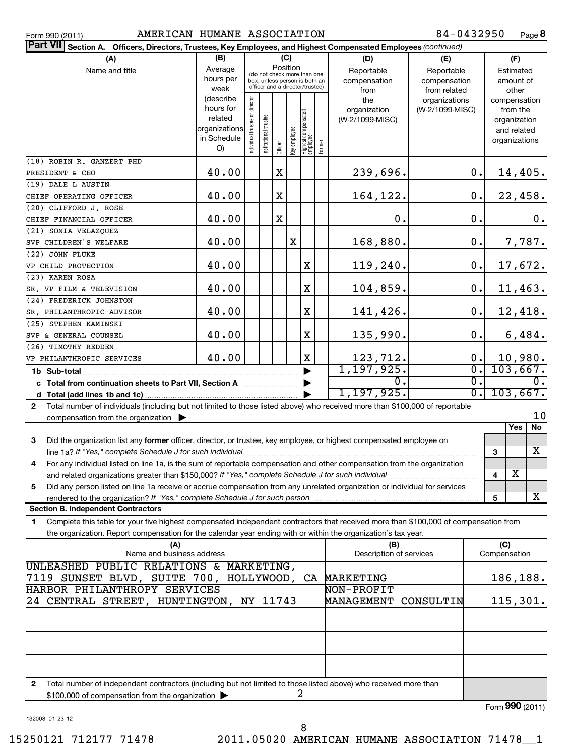Form 990 (2011) AMERICAN HUMANE ASSOCIATION 84-0432950 Page 8

**Part VII Section A. Officers, Directors, Trustees, Key Employees, and Highest Compensated Employees** *(continued)*

| (A) Name and title | (B) Average hours per week (describe hours for related organizations in Schedule O) | (C) Position (do not check more than one box, unless person is both an officer and a director/trustee) Individual trustee or director | Institutional trustee | Officer | Key employee | Highest compensated employee | Former | (D) Reportable compensation from the organization (W-2/1099-MISC) | (E) Reportable compensation from related organizations (W-2/1099-MISC) | (F) Estimated amount of other compensation from the organization and related organizations |
|---|---|---|---|---|---|---|---|---|---|---|
| (18) ROBIN R. GANZERT PHD PRESIDENT & CEO | 40.00 | | | X | | | | 239,696. | 0. | 14,405. |
| (19) DALE L AUSTIN CHIEF OPERATING OFFICER | 40.00 | | | X | | | | 164,122. | 0. | 22,458. |
| (20) CLIFFORD J. ROSE CHIEF FINANCIAL OFFICER | 40.00 | | | X | | | | 0. | 0. | 0. |
| (21) SONIA VELAZQUEZ SVP CHILDREN'S WELFARE | 40.00 | | | | X | | | 168,880. | 0. | 7,787. |
| (22) JOHN FLUKE VP CHILD PROTECTION | 40.00 | | | | | X | | 119,240. | 0. | 17,672. |
| (23) KAREN ROSA SR. VP FILM & TELEVISION | 40.00 | | | | | X | | 104,859. | 0. | 11,463. |
| (24) FREDERICK JOHNSTON SR. PHILANTHROPIC ADVISOR | 40.00 | | | | | X | | 141,426. | 0. | 12,418. |
| (25) STEPHEN KAMINSKI SVP & GENERAL COUNSEL | 40.00 | | | | | X | | 135,990. | 0. | 6,484. |
| (26) TIMOTHY REDDEN VP PHILANTHROPIC SERVICES | 40.00 | | | | | X | | 123,712. | 0. | 10,980. |
| **1b Sub-total** | | | | | | | | 1,197,925. | 0. | 103,667. |
| **c Total from continuation sheets to Part VII, Section A** | | | | | | | | 0. | 0. | 0. |
| **d Total (add lines 1b and 1c)** | | | | | | | | 1,197,925. | 0. | 103,667. |

**2** Total number of individuals (including but not limited to those listed above) who received more than $100,000 of reportable compensation from the organization ▶ 10

| | | Yes | No |
|---|---|---|---|
| **3** Did the organization list any **former** officer, director, or trustee, key employee, or highest compensated employee on line 1a? *If "Yes," complete Schedule J for such individual* | 3 | | X |
| **4** For any individual listed on line 1a, is the sum of reportable compensation and other compensation from the organization and related organizations greater than $150,000? *If "Yes," complete Schedule J for such individual* | 4 | X | |
| **5** Did any person listed on line 1a receive or accrue compensation from any unrelated organization or individual for services rendered to the organization? *If "Yes," complete Schedule J for such person* | 5 | | X |

**Section B. Independent Contractors**

**1** Complete this table for your five highest compensated independent contractors that received more than $100,000 of compensation from the organization. Report compensation for the calendar year ending with or within the organization's tax year.

| (A) Name and business address | (B) Description of services | (C) Compensation |
|---|---|---|
| UNLEASHED PUBLIC RELATIONS & MARKETING, 7119 SUNSET BLVD, SUITE 700, HOLLYWOOD, CA | MARKETING | 186,188. |
| HARBOR PHILANTHROPY SERVICES 24 CENTRAL STREET, HUNTINGTON, NY 11743 | NON-PROFIT MANAGEMENT CONSULTIN | 115,301. |
| | | |
| | | |
| | | |

**2** Total number of independent contractors (including but not limited to those listed above) who received more than $100,000 of compensation from the organization ▶ 2

Form **990** (2011)

132008 01-23-12

15250121 712177 71478 2011.05020 AMERICAN HUMANE ASSOCIATION 71478__1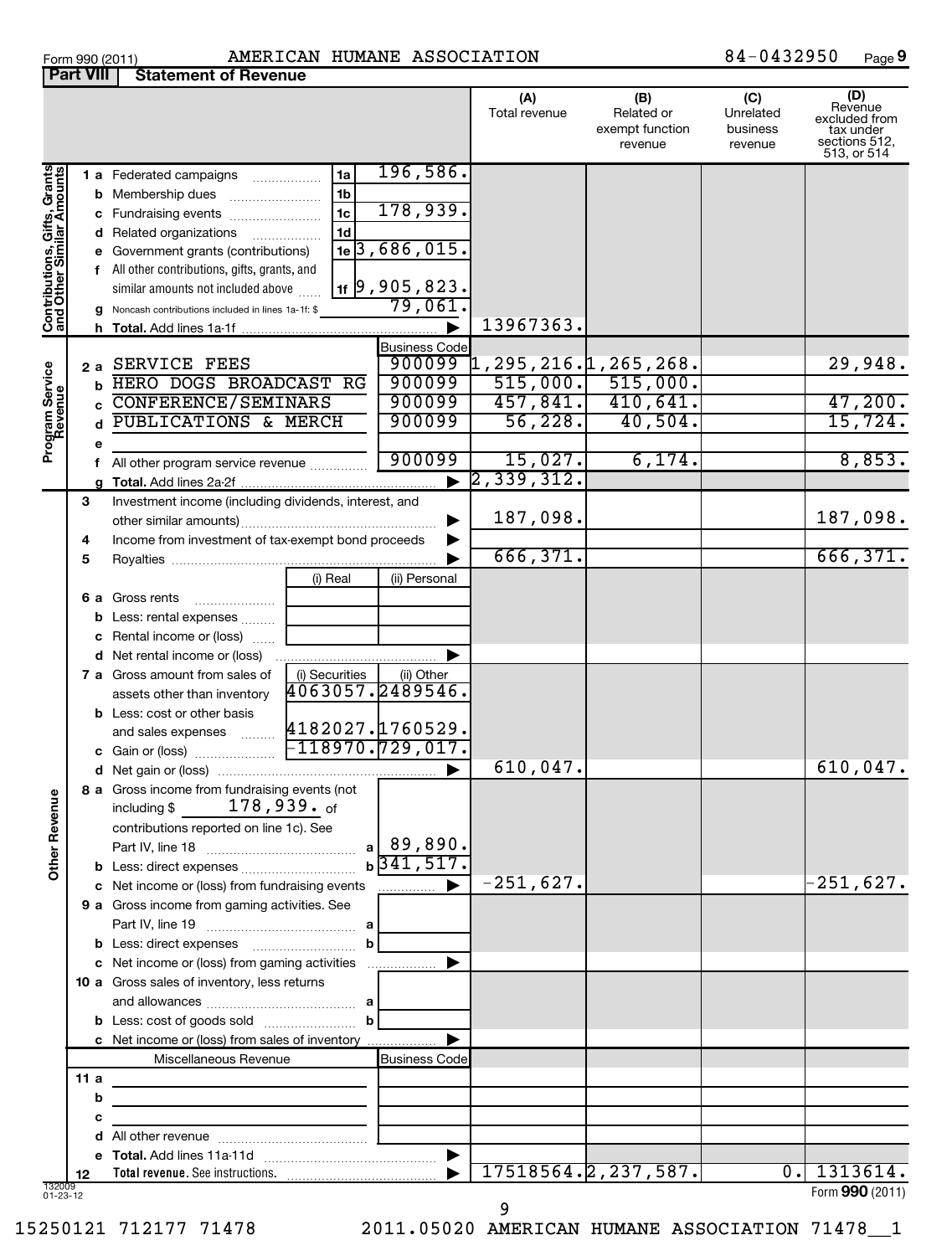Form 990 (2011) AMERICAN HUMANE ASSOCIATION 84-0432950 Page 9

**Part VIII Statement of Revenue**

| | | | | (A) Total revenue | (B) Related or exempt function revenue | (C) Unrelated business revenue | (D) Revenue excluded from tax under sections 512, 513, or 514 |
|---|---|---|---|---|---|---|---|
| **Contributions, Gifts, Grants and Other Similar Amounts** | 1 a Federated campaigns | 1a | 196,586. | | | | |
| | b Membership dues | 1b | | | | | |
| | c Fundraising events | 1c | 178,939. | | | | |
| | d Related organizations | 1d | | | | | |
| | e Government grants (contributions) | 1e | 3,686,015. | | | | |
| | f All other contributions, gifts, grants, and similar amounts not included above | 1f | 9,905,823. | | | | |
| | g Noncash contributions included in lines 1a-1f: $ | | 79,061. | | | | |
| | h **Total.** Add lines 1a-1f | | | 13967363. | | | |
| **Program Service Revenue** | | | Business Code | | | | |
| | 2 a SERVICE FEES | | 900099 | 1,295,216. | 1,265,268. | | 29,948. |
| | b HERO DOGS BROADCAST RG | | 900099 | 515,000. | 515,000. | | |
| | c CONFERENCE/SEMINARS | | 900099 | 457,841. | 410,641. | | 47,200. |
| | d PUBLICATIONS & MERCH | | 900099 | 56,228. | 40,504. | | 15,724. |
| | e | | | | | | |
| | f All other program service revenue | | 900099 | 15,027. | 6,174. | | 8,853. |
| | g **Total.** Add lines 2a-2f | | | 2,339,312. | | | |
| **Other Revenue** | 3 Investment income (including dividends, interest, and other similar amounts) | | | 187,098. | | | 187,098. |
| | 4 Income from investment of tax-exempt bond proceeds | | | | | | |
| | 5 Royalties | | | 666,371. | | | 666,371. |
| | | (i) Real | (ii) Personal | | | | |
| | 6 a Gross rents | | | | | | |
| | b Less: rental expenses | | | | | | |
| | c Rental income or (loss) | | | | | | |
| | d Net rental income or (loss) | | | | | | |
| | | (i) Securities | (ii) Other | | | | |
| | 7 a Gross amount from sales of assets other than inventory | 4063057. | 2489546. | | | | |
| | b Less: cost or other basis and sales expenses | 4182027. | 1760529. | | | | |
| | c Gain or (loss) | -118970. | 729,017. | | | | |
| | d Net gain or (loss) | | | 610,047. | | | 610,047. |
| | 8 a Gross income from fundraising events (not including $ 178,939. of contributions reported on line 1c). See Part IV, line 18 | a | 89,890. | | | | |
| | b Less: direct expenses | b | 341,517. | | | | |
| | c Net income or (loss) from fundraising events | | | -251,627. | | | -251,627. |
| | 9 a Gross income from gaming activities. See Part IV, line 19 | a | | | | | |
| | b Less: direct expenses | b | | | | | |
| | c Net income or (loss) from gaming activities | | | | | | |
| | 10 a Gross sales of inventory, less returns and allowances | a | | | | | |
| | b Less: cost of goods sold | b | | | | | |
| | c Net income or (loss) from sales of inventory | | | | | | |
| | Miscellaneous Revenue | | Business Code | | | | |
| | 11 a | | | | | | |
| | b | | | | | | |
| | c | | | | | | |
| | d All other revenue | | | | | | |
| | e **Total.** Add lines 11a-11d | | | | | | |
| | 12 **Total revenue.** See instructions. | | | 17518564. | 2,237,587. | 0. | 1313614. |

132009 01-23-12

Form **990** (2011)

15250121 712177 71478 2011.05020 AMERICAN HUMANE ASSOCIATION 71478__1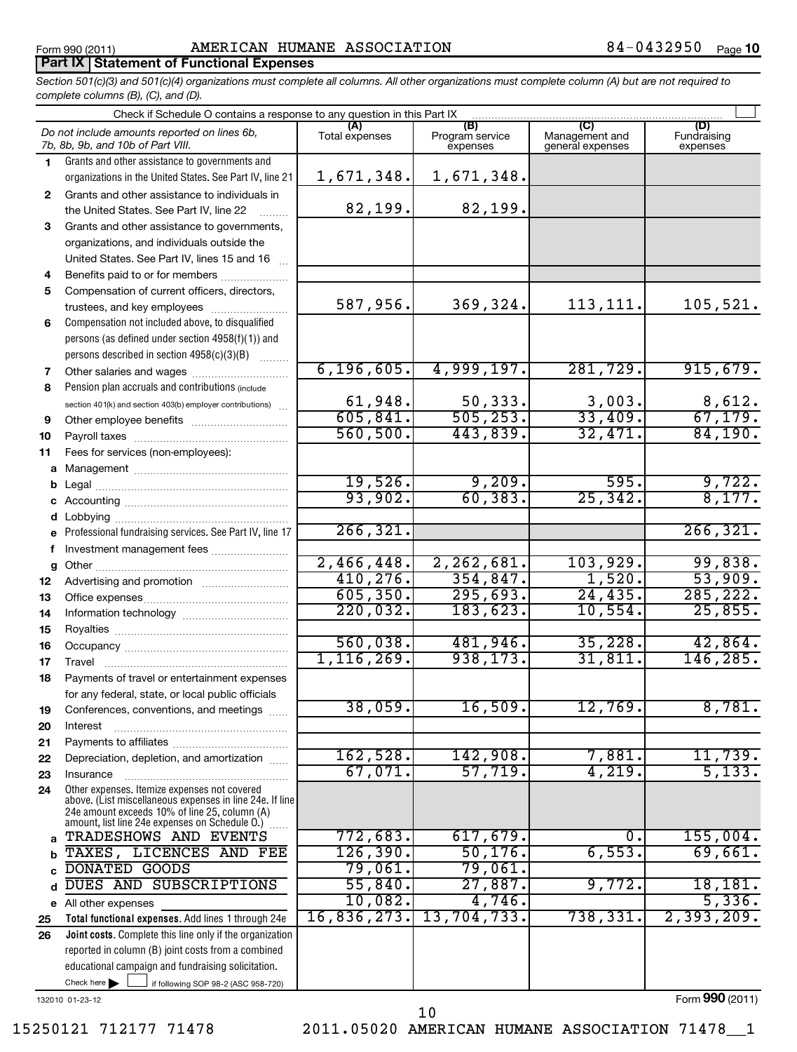Form 990 (2011) AMERICAN HUMANE ASSOCIATION 84-0432950 Page 10

## Part IX Statement of Functional Expenses

*Section 501(c)(3) and 501(c)(4) organizations must complete all columns. All other organizations must complete column (A) but are not required to complete columns (B), (C), and (D).*

Check if Schedule O contains a response to any question in this Part IX

| *Do not include amounts reported on lines 6b, 7b, 8b, 9b, and 10b of Part VIII.* | (A) Total expenses | (B) Program service expenses | (C) Management and general expenses | (D) Fundraising expenses |
|---|---|---|---|---|
| **1** Grants and other assistance to governments and organizations in the United States. See Part IV, line 21 | 1,671,348. | 1,671,348. | | |
| **2** Grants and other assistance to individuals in the United States. See Part IV, line 22 | 82,199. | 82,199. | | |
| **3** Grants and other assistance to governments, organizations, and individuals outside the United States. See Part IV, lines 15 and 16 | | | | |
| **4** Benefits paid to or for members | | | | |
| **5** Compensation of current officers, directors, trustees, and key employees | 587,956. | 369,324. | 113,111. | 105,521. |
| **6** Compensation not included above, to disqualified persons (as defined under section 4958(f)(1)) and persons described in section 4958(c)(3)(B) | | | | |
| **7** Other salaries and wages | 6,196,605. | 4,999,197. | 281,729. | 915,679. |
| **8** Pension plan accruals and contributions (include section 401(k) and section 403(b) employer contributions) | 61,948. | 50,333. | 3,003. | 8,612. |
| **9** Other employee benefits | 605,841. | 505,253. | 33,409. | 67,179. |
| **10** Payroll taxes | 560,500. | 443,839. | 32,471. | 84,190. |
| **11** Fees for services (non-employees): | | | | |
| **a** Management | | | | |
| **b** Legal | 19,526. | 9,209. | 595. | 9,722. |
| **c** Accounting | 93,902. | 60,383. | 25,342. | 8,177. |
| **d** Lobbying | | | | |
| **e** Professional fundraising services. See Part IV, line 17 | 266,321. | | | 266,321. |
| **f** Investment management fees | | | | |
| **g** Other | 2,466,448. | 2,262,681. | 103,929. | 99,838. |
| **12** Advertising and promotion | 410,276. | 354,847. | 1,520. | 53,909. |
| **13** Office expenses | 605,350. | 295,693. | 24,435. | 285,222. |
| **14** Information technology | 220,032. | 183,623. | 10,554. | 25,855. |
| **15** Royalties | | | | |
| **16** Occupancy | 560,038. | 481,946. | 35,228. | 42,864. |
| **17** Travel | 1,116,269. | 938,173. | 31,811. | 146,285. |
| **18** Payments of travel or entertainment expenses for any federal, state, or local public officials | | | | |
| **19** Conferences, conventions, and meetings | 38,059. | 16,509. | 12,769. | 8,781. |
| **20** Interest | | | | |
| **21** Payments to affiliates | | | | |
| **22** Depreciation, depletion, and amortization | 162,528. | 142,908. | 7,881. | 11,739. |
| **23** Insurance | 67,071. | 57,719. | 4,219. | 5,133. |
| **24** Other expenses. Itemize expenses not covered above. (List miscellaneous expenses in line 24e. If line 24e amount exceeds 10% of line 25, column (A) amount, list line 24e expenses on Schedule O.) | | | | |
| **a** TRADESHOWS AND EVENTS | 772,683. | 617,679. | 0. | 155,004. |
| **b** TAXES, LICENCES AND FEE | 126,390. | 50,176. | 6,553. | 69,661. |
| **c** DONATED GOODS | 79,061. | 79,061. | | |
| **d** DUES AND SUBSCRIPTIONS | 55,840. | 27,887. | 9,772. | 18,181. |
| **e** All other expenses | 10,082. | 4,746. | | 5,336. |
| **25** **Total functional expenses.** Add lines 1 through 24e | 16,836,273. | 13,704,733. | 738,331. | 2,393,209. |
| **26** **Joint costs.** Complete this line only if the organization reported in column (B) joint costs from a combined educational campaign and fundraising solicitation. Check here ☐ if following SOP 98-2 (ASC 958-720) | | | | |

132010 01-23-12

Form **990** (2011)

15250121 712177 71478 2011.05020 AMERICAN HUMANE ASSOCIATION 71478__1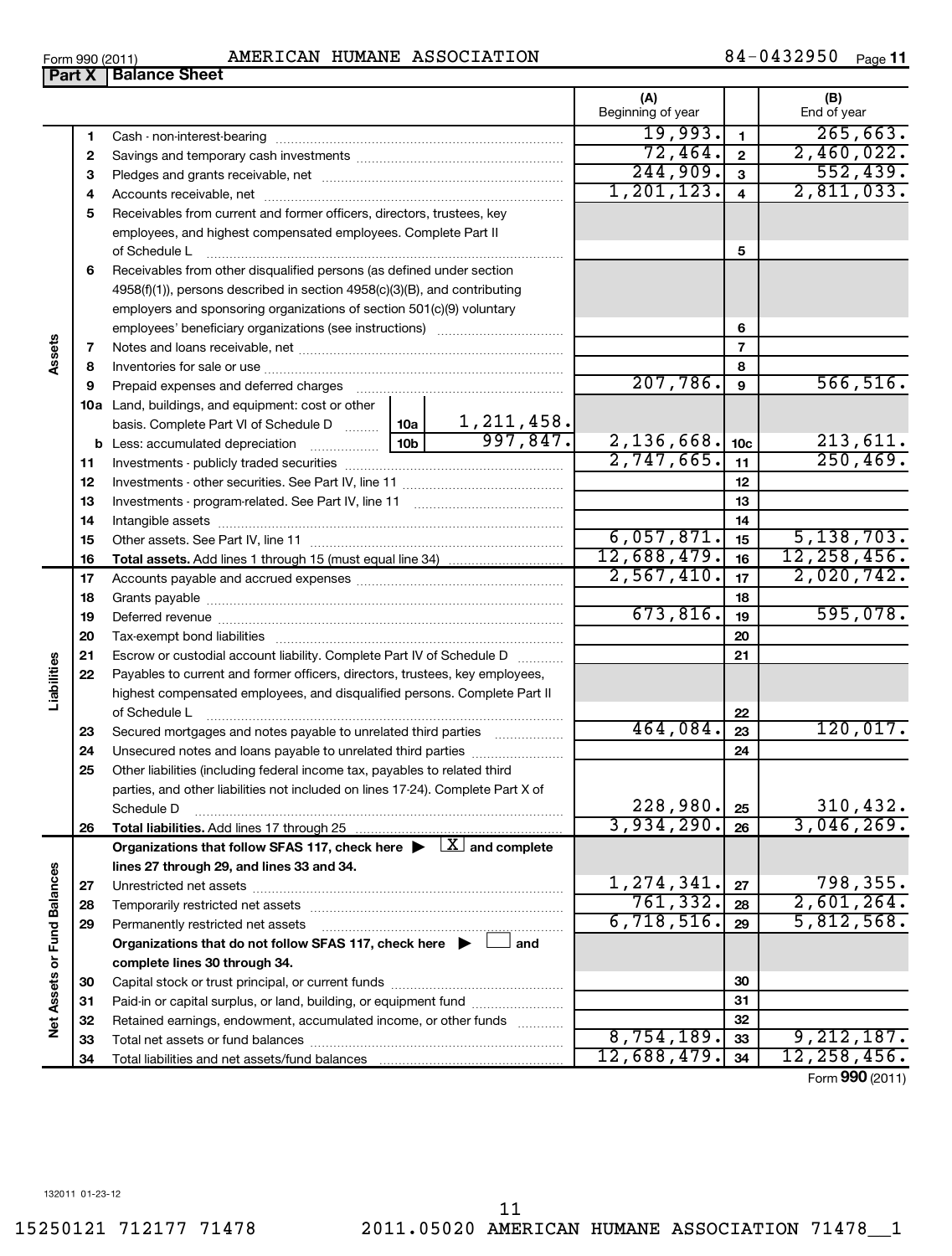Form 990 (2011) AMERICAN HUMANE ASSOCIATION 84-0432950 Page **11**

## Part X Balance Sheet

| | | | | | (A) Beginning of year | | (B) End of year |
|---|---|---|---|---|---|---|---|
| Assets | 1 | Cash - non-interest-bearing | | | 19,993. | 1 | 265,663. |
| | 2 | Savings and temporary cash investments | | | 72,464. | 2 | 2,460,022. |
| | 3 | Pledges and grants receivable, net | | | 244,909. | 3 | 552,439. |
| | 4 | Accounts receivable, net | | | 1,201,123. | 4 | 2,811,033. |
| | 5 | Receivables from current and former officers, directors, trustees, key employees, and highest compensated employees. Complete Part II of Schedule L | | | | 5 | |
| | 6 | Receivables from other disqualified persons (as defined under section 4958(f)(1)), persons described in section 4958(c)(3)(B), and contributing employers and sponsoring organizations of section 501(c)(9) voluntary employees' beneficiary organizations (see instructions) | | | | 6 | |
| | 7 | Notes and loans receivable, net | | | | 7 | |
| | 8 | Inventories for sale or use | | | | 8 | |
| | 9 | Prepaid expenses and deferred charges | | | 207,786. | 9 | 566,516. |
| | 10a | Land, buildings, and equipment: cost or other basis. Complete Part VI of Schedule D | 10a | 1,211,458. | | | |
| | b | Less: accumulated depreciation | 10b | 997,847. | 2,136,668. | 10c | 213,611. |
| | 11 | Investments - publicly traded securities | | | 2,747,665. | 11 | 250,469. |
| | 12 | Investments - other securities. See Part IV, line 11 | | | | 12 | |
| | 13 | Investments - program-related. See Part IV, line 11 | | | | 13 | |
| | 14 | Intangible assets | | | | 14 | |
| | 15 | Other assets. See Part IV, line 11 | | | 6,057,871. | 15 | 5,138,703. |
| | 16 | **Total assets.** Add lines 1 through 15 (must equal line 34) | | | 12,688,479. | 16 | 12,258,456. |
| Liabilities | 17 | Accounts payable and accrued expenses | | | 2,567,410. | 17 | 2,020,742. |
| | 18 | Grants payable | | | | 18 | |
| | 19 | Deferred revenue | | | 673,816. | 19 | 595,078. |
| | 20 | Tax-exempt bond liabilities | | | | 20 | |
| | 21 | Escrow or custodial account liability. Complete Part IV of Schedule D | | | | 21 | |
| | 22 | Payables to current and former officers, directors, trustees, key employees, highest compensated employees, and disqualified persons. Complete Part II of Schedule L | | | | 22 | |
| | 23 | Secured mortgages and notes payable to unrelated third parties | | | 464,084. | 23 | 120,017. |
| | 24 | Unsecured notes and loans payable to unrelated third parties | | | | 24 | |
| | 25 | Other liabilities (including federal income tax, payables to related third parties, and other liabilities not included on lines 17-24). Complete Part X of Schedule D | | | 228,980. | 25 | 310,432. |
| | 26 | **Total liabilities.** Add lines 17 through 25 | | | 3,934,290. | 26 | 3,046,269. |
| Net Assets or Fund Balances | | **Organizations that follow SFAS 117, check here ▶ [X] and complete lines 27 through 29, and lines 33 and 34.** | | | | | |
| | 27 | Unrestricted net assets | | | 1,274,341. | 27 | 798,355. |
| | 28 | Temporarily restricted net assets | | | 761,332. | 28 | 2,601,264. |
| | 29 | Permanently restricted net assets | | | 6,718,516. | 29 | 5,812,568. |
| | | **Organizations that do not follow SFAS 117, check here ▶ [ ] and complete lines 30 through 34.** | | | | | |
| | 30 | Capital stock or trust principal, or current funds | | | | 30 | |
| | 31 | Paid-in or capital surplus, or land, building, or equipment fund | | | | 31 | |
| | 32 | Retained earnings, endowment, accumulated income, or other funds | | | | 32 | |
| | 33 | Total net assets or fund balances | | | 8,754,189. | 33 | 9,212,187. |
| | 34 | Total liabilities and net assets/fund balances | | | 12,688,479. | 34 | 12,258,456. |

Form **990** (2011)

132011 01-23-12

15250121 712177 71478 2011.05020 AMERICAN HUMANE ASSOCIATION 71478__1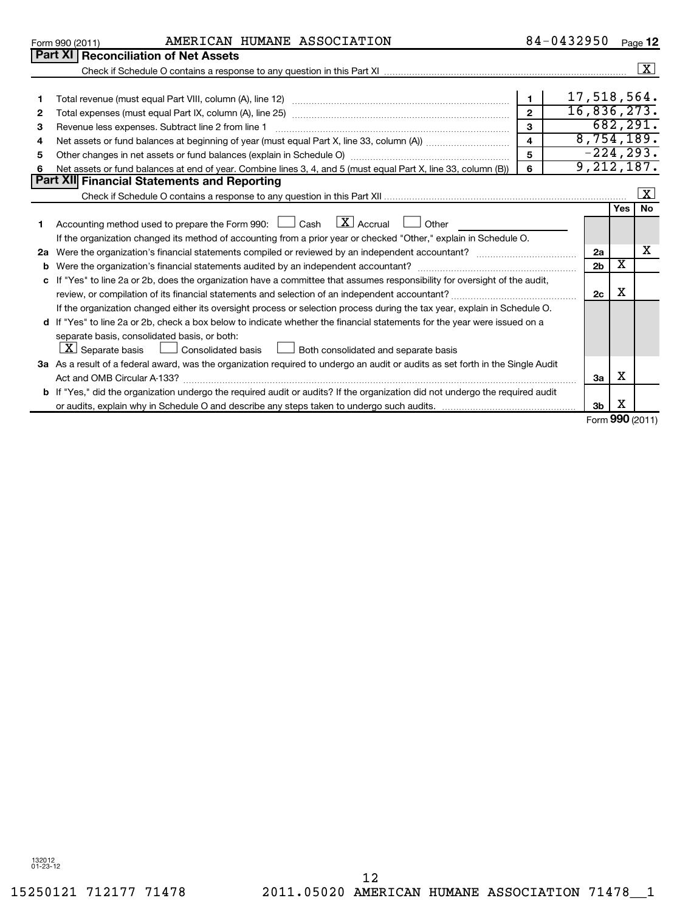Form 990 (2011) AMERICAN HUMANE ASSOCIATION 84-0432950 Page 12

## Part XI Reconciliation of Net Assets

Check if Schedule O contains a response to any question in this Part XI ..... [X]

| | | | |
|---|---|---|---|
| 1 | Total revenue (must equal Part VIII, column (A), line 12) | 1 | 17,518,564. |
| 2 | Total expenses (must equal Part IX, column (A), line 25) | 2 | 16,836,273. |
| 3 | Revenue less expenses. Subtract line 2 from line 1 | 3 | 682,291. |
| 4 | Net assets or fund balances at beginning of year (must equal Part X, line 33, column (A)) | 4 | 8,754,189. |
| 5 | Other changes in net assets or fund balances (explain in Schedule O) | 5 | -224,293. |
| 6 | Net assets or fund balances at end of year. Combine lines 3, 4, and 5 (must equal Part X, line 33, column (B)) | 6 | 9,212,187. |

## Part XII Financial Statements and Reporting

Check if Schedule O contains a response to any question in this Part XII ..... [X]

| | | | Yes | No |
|---|---|---|---|---|
| 1 | Accounting method used to prepare the Form 990: [ ] Cash [X] Accrual [ ] Other<br>If the organization changed its method of accounting from a prior year or checked "Other," explain in Schedule O. | | | |
| 2a | Were the organization's financial statements compiled or reviewed by an independent accountant? | 2a | | X |
| b | Were the organization's financial statements audited by an independent accountant? | 2b | X | |
| c | If "Yes" to line 2a or 2b, does the organization have a committee that assumes responsibility for oversight of the audit, review, or compilation of its financial statements and selection of an independent accountant?<br>If the organization changed either its oversight process or selection process during the tax year, explain in Schedule O. | 2c | X | |
| d | If "Yes" to line 2a or 2b, check a box below to indicate whether the financial statements for the year were issued on a separate basis, consolidated basis, or both:<br>[X] Separate basis [ ] Consolidated basis [ ] Both consolidated and separate basis | | | |
| 3a | As a result of a federal award, was the organization required to undergo an audit or audits as set forth in the Single Audit Act and OMB Circular A-133? | 3a | X | |
| b | If "Yes," did the organization undergo the required audit or audits? If the organization did not undergo the required audit or audits, explain why in Schedule O and describe any steps taken to undergo such audits. | 3b | X | |

Form 990 (2011)

132012 01-23-12

15250121 712177 71478 2011.05020 AMERICAN HUMANE ASSOCIATION 71478__1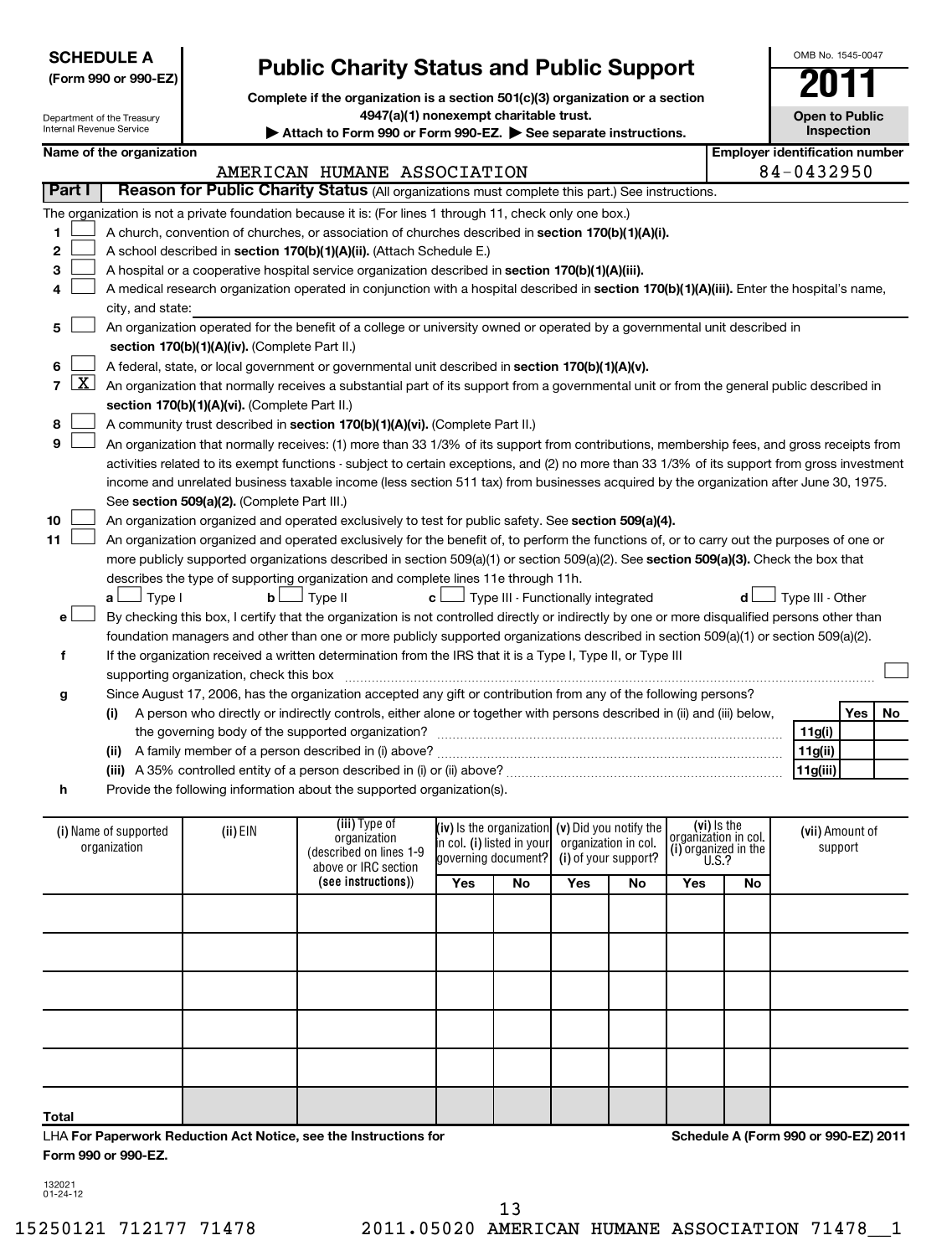**SCHEDULE A**
**(Form 990 or 990-EZ)**

Department of the Treasury
Internal Revenue Service

# Public Charity Status and Public Support

**Complete if the organization is a section 501(c)(3) organization or a section 4947(a)(1) nonexempt charitable trust.**

▶ **Attach to Form 990 or Form 990-EZ.** ▶ **See separate instructions.**

OMB No. 1545-0047

**2011**

**Open to Public Inspection**

**Name of the organization**
AMERICAN HUMANE ASSOCIATION

**Employer identification number**
84-0432950

## Part I Reason for Public Charity Status (All organizations must complete this part.) See instructions.

The organization is not a private foundation because it is: (For lines 1 through 11, check only one box.)

1 ☐ A church, convention of churches, or association of churches described in **section 170(b)(1)(A)(i).**

2 ☐ A school described in **section 170(b)(1)(A)(ii).** (Attach Schedule E.)

3 ☐ A hospital or a cooperative hospital service organization described in **section 170(b)(1)(A)(iii).**

4 ☐ A medical research organization operated in conjunction with a hospital described in **section 170(b)(1)(A)(iii).** Enter the hospital's name, city, and state:

5 ☐ An organization operated for the benefit of a college or university owned or operated by a governmental unit described in **section 170(b)(1)(A)(iv).** (Complete Part II.)

6 ☐ A federal, state, or local government or governmental unit described in **section 170(b)(1)(A)(v).**

7 ☒ An organization that normally receives a substantial part of its support from a governmental unit or from the general public described in **section 170(b)(1)(A)(vi).** (Complete Part II.)

8 ☐ A community trust described in **section 170(b)(1)(A)(vi).** (Complete Part II.)

9 ☐ An organization that normally receives: (1) more than 33 1/3% of its support from contributions, membership fees, and gross receipts from activities related to its exempt functions - subject to certain exceptions, and (2) no more than 33 1/3% of its support from gross investment income and unrelated business taxable income (less section 511 tax) from businesses acquired by the organization after June 30, 1975. See **section 509(a)(2).** (Complete Part III.)

10 ☐ An organization organized and operated exclusively to test for public safety. See **section 509(a)(4).**

11 ☐ An organization organized and operated exclusively for the benefit of, to perform the functions of, or to carry out the purposes of one or more publicly supported organizations described in section 509(a)(1) or section 509(a)(2). See **section 509(a)(3).** Check the box that describes the type of supporting organization and complete lines 11e through 11h.

a ☐ Type I  b ☐ Type II  c ☐ Type III - Functionally integrated  d ☐ Type III - Other

e ☐ By checking this box, I certify that the organization is not controlled directly or indirectly by one or more disqualified persons other than foundation managers and other than one or more publicly supported organizations described in section 509(a)(1) or section 509(a)(2).

f If the organization received a written determination from the IRS that it is a Type I, Type II, or Type III supporting organization, check this box ☐

g Since August 17, 2006, has the organization accepted any gift or contribution from any of the following persons?

| | | | Yes | No |
|---|---|---|---|---|
| (i) | A person who directly or indirectly controls, either alone or together with persons described in (ii) and (iii) below, the governing body of the supported organization? | 11g(i) | | |
| (ii) | A family member of a person described in (i) above? | 11g(ii) | | |
| (iii) | A 35% controlled entity of a person described in (i) or (ii) above? | 11g(iii) | | |

h Provide the following information about the supported organization(s).

| (i) Name of supported organization | (ii) EIN | (iii) Type of organization (described on lines 1-9 above or IRC section (see instructions)) | (iv) Is the organization in col. (i) listed in your governing document? Yes | No | (v) Did you notify the organization in col. (i) of your support? Yes | No | (vi) Is the organization in col. (i) organized in the U.S.? Yes | No | (vii) Amount of support |
|---|---|---|---|---|---|---|---|---|---|
| | | | | | | | | | |
| | | | | | | | | | |
| | | | | | | | | | |
| | | | | | | | | | |
| | | | | | | | | | |
| Total | | | | | | | | | |

LHA **For Paperwork Reduction Act Notice, see the Instructions for Form 990 or 990-EZ.**

**Schedule A (Form 990 or 990-EZ) 2011**

132021
01-24-12

15250121 712177 71478    2011.05020 AMERICAN HUMANE ASSOCIATION 71478__1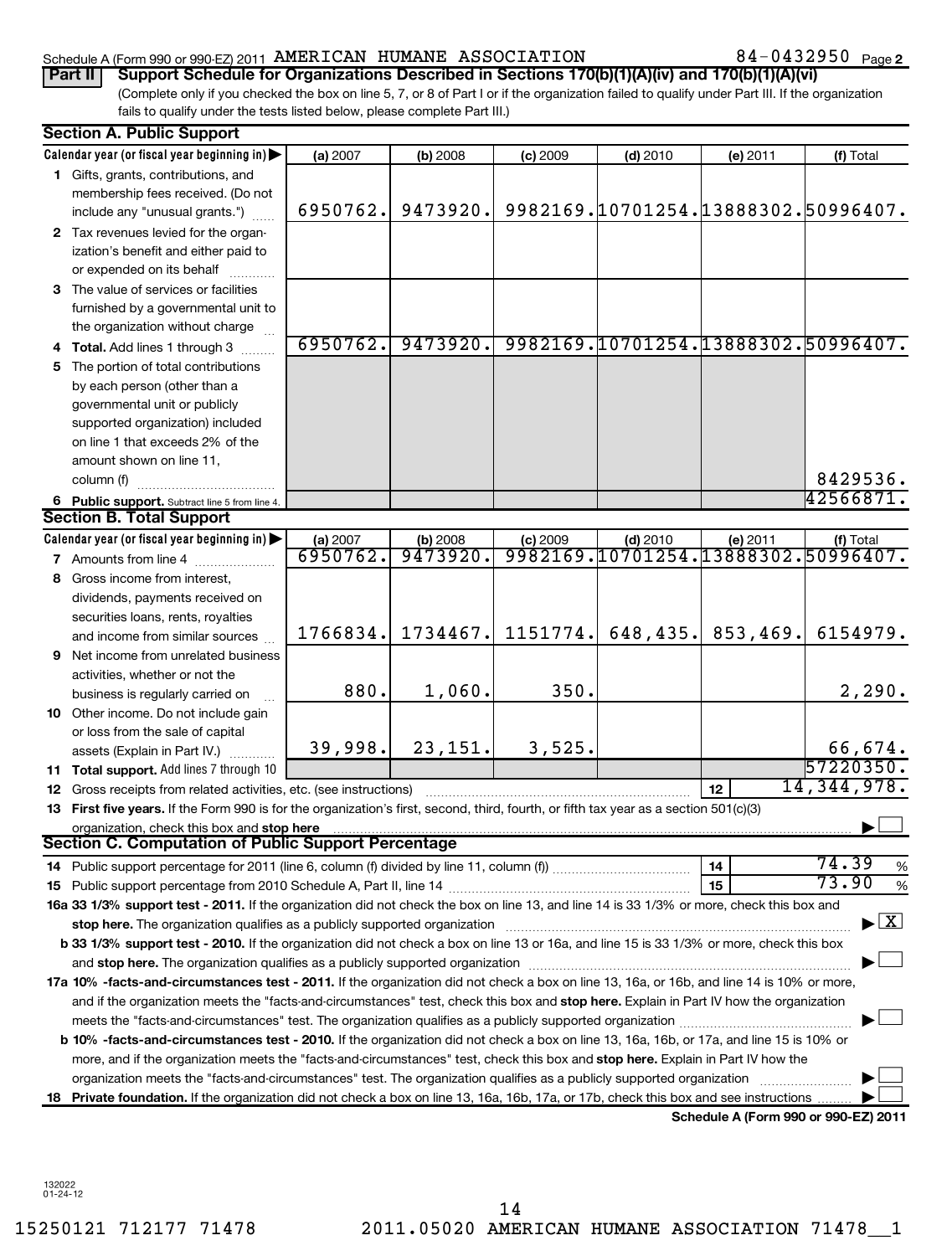Schedule A (Form 990 or 990-EZ) 2011 AMERICAN HUMANE ASSOCIATION 84-0432950 Page 2

**Part II** **Support Schedule for Organizations Described in Sections 170(b)(1)(A)(iv) and 170(b)(1)(A)(vi)**

(Complete only if you checked the box on line 5, 7, or 8 of Part I or if the organization failed to qualify under Part III. If the organization fails to qualify under the tests listed below, please complete Part III.)

## Section A. Public Support

| Calendar year (or fiscal year beginning in) | (a) 2007 | (b) 2008 | (c) 2009 | (d) 2010 | (e) 2011 | (f) Total |
|---|---|---|---|---|---|---|
| 1 Gifts, grants, contributions, and membership fees received. (Do not include any "unusual grants.") | 6950762. | 9473920. | 9982169. | 10701254. | 13888302. | 50996407. |
| 2 Tax revenues levied for the organization's benefit and either paid to or expended on its behalf | | | | | | |
| 3 The value of services or facilities furnished by a governmental unit to the organization without charge | | | | | | |
| 4 **Total.** Add lines 1 through 3 | 6950762. | 9473920. | 9982169. | 10701254. | 13888302. | 50996407. |
| 5 The portion of total contributions by each person (other than a governmental unit or publicly supported organization) included on line 1 that exceeds 2% of the amount shown on line 11, column (f) | | | | | | 8429536. |
| 6 **Public support.** Subtract line 5 from line 4. | | | | | | 42566871. |

## Section B. Total Support

| Calendar year (or fiscal year beginning in) | (a) 2007 | (b) 2008 | (c) 2009 | (d) 2010 | (e) 2011 | (f) Total |
|---|---|---|---|---|---|---|
| 7 Amounts from line 4 | 6950762. | 9473920. | 9982169. | 10701254. | 13888302. | 50996407. |
| 8 Gross income from interest, dividends, payments received on securities loans, rents, royalties and income from similar sources | 1766834. | 1734467. | 1151774. | 648,435. | 853,469. | 6154979. |
| 9 Net income from unrelated business activities, whether or not the business is regularly carried on | 880. | 1,060. | 350. | | | 2,290. |
| 10 Other income. Do not include gain or loss from the sale of capital assets (Explain in Part IV.) | 39,998. | 23,151. | 3,525. | | | 66,674. |
| 11 **Total support.** Add lines 7 through 10 | | | | | | 57220350. |

12 Gross receipts from related activities, etc. (see instructions) | 12 | 14,344,978.

13 **First five years.** If the Form 990 is for the organization's first, second, third, fourth, or fifth tax year as a section 501(c)(3) organization, check this box and **stop here** ☐

## Section C. Computation of Public Support Percentage

14 Public support percentage for 2011 (line 6, column (f) divided by line 11, column (f)) | 14 | 74.39 %

15 Public support percentage from 2010 Schedule A, Part II, line 14 | 15 | 73.90 %

**16a 33 1/3% support test - 2011.** If the organization did not check the box on line 13, and line 14 is 33 1/3% or more, check this box and **stop here.** The organization qualifies as a publicly supported organization ☒

**b 33 1/3% support test - 2010.** If the organization did not check a box on line 13 or 16a, and line 15 is 33 1/3% or more, check this box and **stop here.** The organization qualifies as a publicly supported organization ☐

**17a 10% -facts-and-circumstances test - 2011.** If the organization did not check a box on line 13, 16a, or 16b, and line 14 is 10% or more, and if the organization meets the "facts-and-circumstances" test, check this box and **stop here.** Explain in Part IV how the organization meets the "facts-and-circumstances" test. The organization qualifies as a publicly supported organization ☐

**b 10% -facts-and-circumstances test - 2010.** If the organization did not check a box on line 13, 16a, 16b, or 17a, and line 15 is 10% or more, and if the organization meets the "facts-and-circumstances" test, check this box and **stop here.** Explain in Part IV how the organization meets the "facts-and-circumstances" test. The organization qualifies as a publicly supported organization ☐

**18 Private foundation.** If the organization did not check a box on line 13, 16a, 16b, 17a, or 17b, check this box and see instructions ☐

**Schedule A (Form 990 or 990-EZ) 2011**

132022 01-24-12

15250121 712177 71478 2011.05020 AMERICAN HUMANE ASSOCIATION 71478__1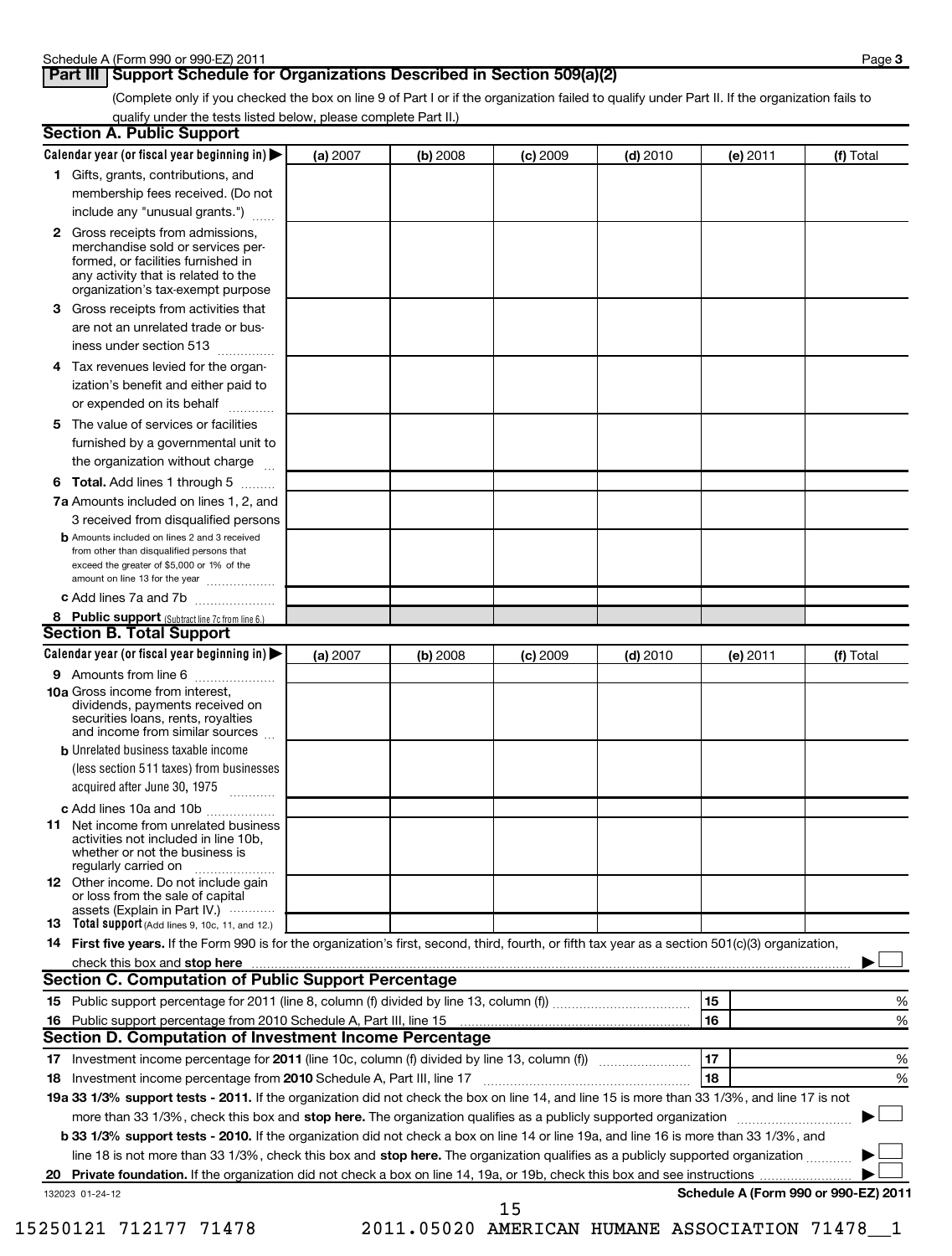Schedule A (Form 990 or 990-EZ) 2011

## Part III Support Schedule for Organizations Described in Section 509(a)(2)

(Complete only if you checked the box on line 9 of Part I or if the organization failed to qualify under Part II. If the organization fails to qualify under the tests listed below, please complete Part II.)

### Section A. Public Support

| Calendar year (or fiscal year beginning in) ▶ | (a) 2007 | (b) 2008 | (c) 2009 | (d) 2010 | (e) 2011 | (f) Total |
|---|---|---|---|---|---|---|
| 1 Gifts, grants, contributions, and membership fees received. (Do not include any "unusual grants.") | | | | | | |
| 2 Gross receipts from admissions, merchandise sold or services performed, or facilities furnished in any activity that is related to the organization's tax-exempt purpose | | | | | | |
| 3 Gross receipts from activities that are not an unrelated trade or business under section 513 | | | | | | |
| 4 Tax revenues levied for the organization's benefit and either paid to or expended on its behalf | | | | | | |
| 5 The value of services or facilities furnished by a governmental unit to the organization without charge | | | | | | |
| 6 **Total.** Add lines 1 through 5 | | | | | | |
| 7a Amounts included on lines 1, 2, and 3 received from disqualified persons | | | | | | |
| b Amounts included on lines 2 and 3 received from other than disqualified persons that exceed the greater of $5,000 or 1% of the amount on line 13 for the year | | | | | | |
| c Add lines 7a and 7b | | | | | | |
| 8 **Public support** (Subtract line 7c from line 6.) | | | | | | |

### Section B. Total Support

| Calendar year (or fiscal year beginning in) ▶ | (a) 2007 | (b) 2008 | (c) 2009 | (d) 2010 | (e) 2011 | (f) Total |
|---|---|---|---|---|---|---|
| 9 Amounts from line 6 | | | | | | |
| 10a Gross income from interest, dividends, payments received on securities loans, rents, royalties and income from similar sources | | | | | | |
| b Unrelated business taxable income (less section 511 taxes) from businesses acquired after June 30, 1975 | | | | | | |
| c Add lines 10a and 10b | | | | | | |
| 11 Net income from unrelated business activities not included in line 10b, whether or not the business is regularly carried on | | | | | | |
| 12 Other income. Do not include gain or loss from the sale of capital assets (Explain in Part IV.) | | | | | | |
| 13 **Total support** (Add lines 9, 10c, 11, and 12.) | | | | | | |

14 **First five years.** If the Form 990 is for the organization's first, second, third, fourth, or fifth tax year as a section 501(c)(3) organization, check this box and **stop here** ▶ ☐

### Section C. Computation of Public Support Percentage

| | | | |
|---|---|---|---|
| 15 | Public support percentage for 2011 (line 8, column (f) divided by line 13, column (f)) | 15 | % |
| 16 | Public support percentage from 2010 Schedule A, Part III, line 15 | 16 | % |

### Section D. Computation of Investment Income Percentage

| | | | |
|---|---|---|---|
| 17 | Investment income percentage for **2011** (line 10c, column (f) divided by line 13, column (f)) | 17 | % |
| 18 | Investment income percentage from **2010** Schedule A, Part III, line 17 | 18 | % |

**19a 33 1/3% support tests - 2011.** If the organization did not check the box on line 14, and line 15 is more than 33 1/3%, and line 17 is not more than 33 1/3%, check this box and **stop here.** The organization qualifies as a publicly supported organization ▶ ☐

**b 33 1/3% support tests - 2010.** If the organization did not check a box on line 14 or line 19a, and line 16 is more than 33 1/3%, and line 18 is not more than 33 1/3%, check this box and **stop here.** The organization qualifies as a publicly supported organization ▶ ☐

**20 Private foundation.** If the organization did not check a box on line 14, 19a, or 19b, check this box and see instructions ▶ ☐

132023 01-24-12

**Schedule A (Form 990 or 990-EZ) 2011**

15250121 712177 71478 2011.05020 AMERICAN HUMANE ASSOCIATION 71478__1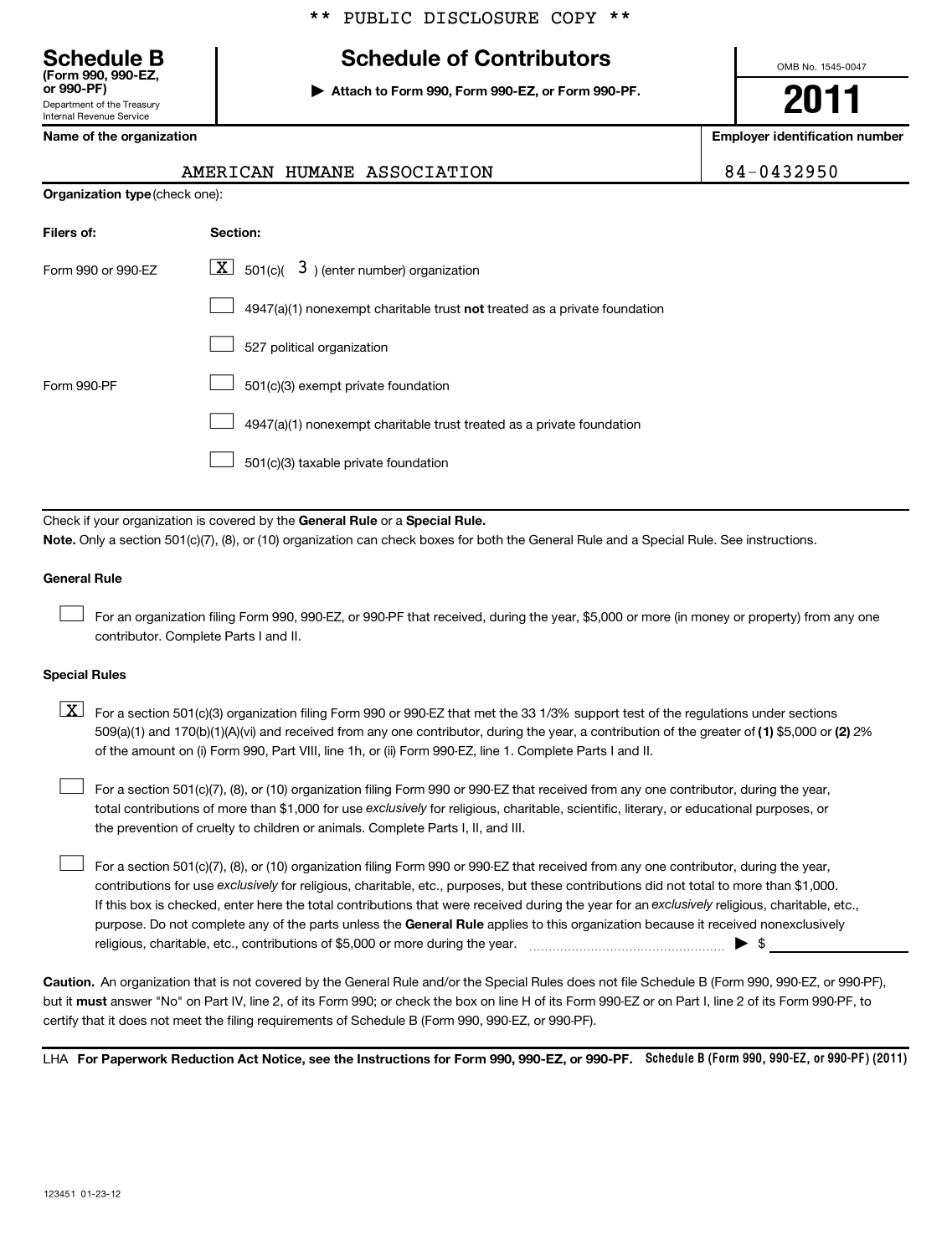\*\* PUBLIC DISCLOSURE COPY \*\*

**Schedule B**
**(Form 990, 990-EZ, or 990-PF)**
Department of the Treasury
Internal Revenue Service

# Schedule of Contributors

▶ **Attach to Form 990, Form 990-EZ, or Form 990-PF.**

OMB No. 1545-0047

**2011**

**Name of the organization**

AMERICAN HUMANE ASSOCIATION

**Employer identification number**

84-0432950

**Organization type** (check one):

| **Filers of:** | **Section:** |
|---|---|
| Form 990 or 990-EZ | [X] 501(c)( 3 ) (enter number) organization |
| | [ ] 4947(a)(1) nonexempt charitable trust **not** treated as a private foundation |
| | [ ] 527 political organization |
| Form 990-PF | [ ] 501(c)(3) exempt private foundation |
| | [ ] 4947(a)(1) nonexempt charitable trust treated as a private foundation |
| | [ ] 501(c)(3) taxable private foundation |

Check if your organization is covered by the **General Rule** or a **Special Rule.**

**Note.** Only a section 501(c)(7), (8), or (10) organization can check boxes for both the General Rule and a Special Rule. See instructions.

**General Rule**

[ ] For an organization filing Form 990, 990-EZ, or 990-PF that received, during the year, $5,000 or more (in money or property) from any one contributor. Complete Parts I and II.

**Special Rules**

[X] For a section 501(c)(3) organization filing Form 990 or 990-EZ that met the 33 1/3% support test of the regulations under sections 509(a)(1) and 170(b)(1)(A)(vi) and received from any one contributor, during the year, a contribution of the greater of **(1)** $5,000 or **(2)** 2% of the amount on (i) Form 990, Part VIII, line 1h, or (ii) Form 990-EZ, line 1. Complete Parts I and II.

[ ] For a section 501(c)(7), (8), or (10) organization filing Form 990 or 990-EZ that received from any one contributor, during the year, total contributions of more than $1,000 for use *exclusively* for religious, charitable, scientific, literary, or educational purposes, or the prevention of cruelty to children or animals. Complete Parts I, II, and III.

[ ] For a section 501(c)(7), (8), or (10) organization filing Form 990 or 990-EZ that received from any one contributor, during the year, contributions for use *exclusively* for religious, charitable, etc., purposes, but these contributions did not total to more than $1,000. If this box is checked, enter here the total contributions that were received during the year for an *exclusively* religious, charitable, etc., purpose. Do not complete any of the parts unless the **General Rule** applies to this organization because it received nonexclusively religious, charitable, etc., contributions of $5,000 or more during the year. ▶ $ ____________

**Caution.** An organization that is not covered by the General Rule and/or the Special Rules does not file Schedule B (Form 990, 990-EZ, or 990-PF), but it **must** answer "No" on Part IV, line 2, of its Form 990; or check the box on line H of its Form 990-EZ or on Part I, line 2 of its Form 990-PF, to certify that it does not meet the filing requirements of Schedule B (Form 990, 990-EZ, or 990-PF).

LHA **For Paperwork Reduction Act Notice, see the Instructions for Form 990, 990-EZ, or 990-PF.** **Schedule B (Form 990, 990-EZ, or 990-PF) (2011)**

123451 01-23-12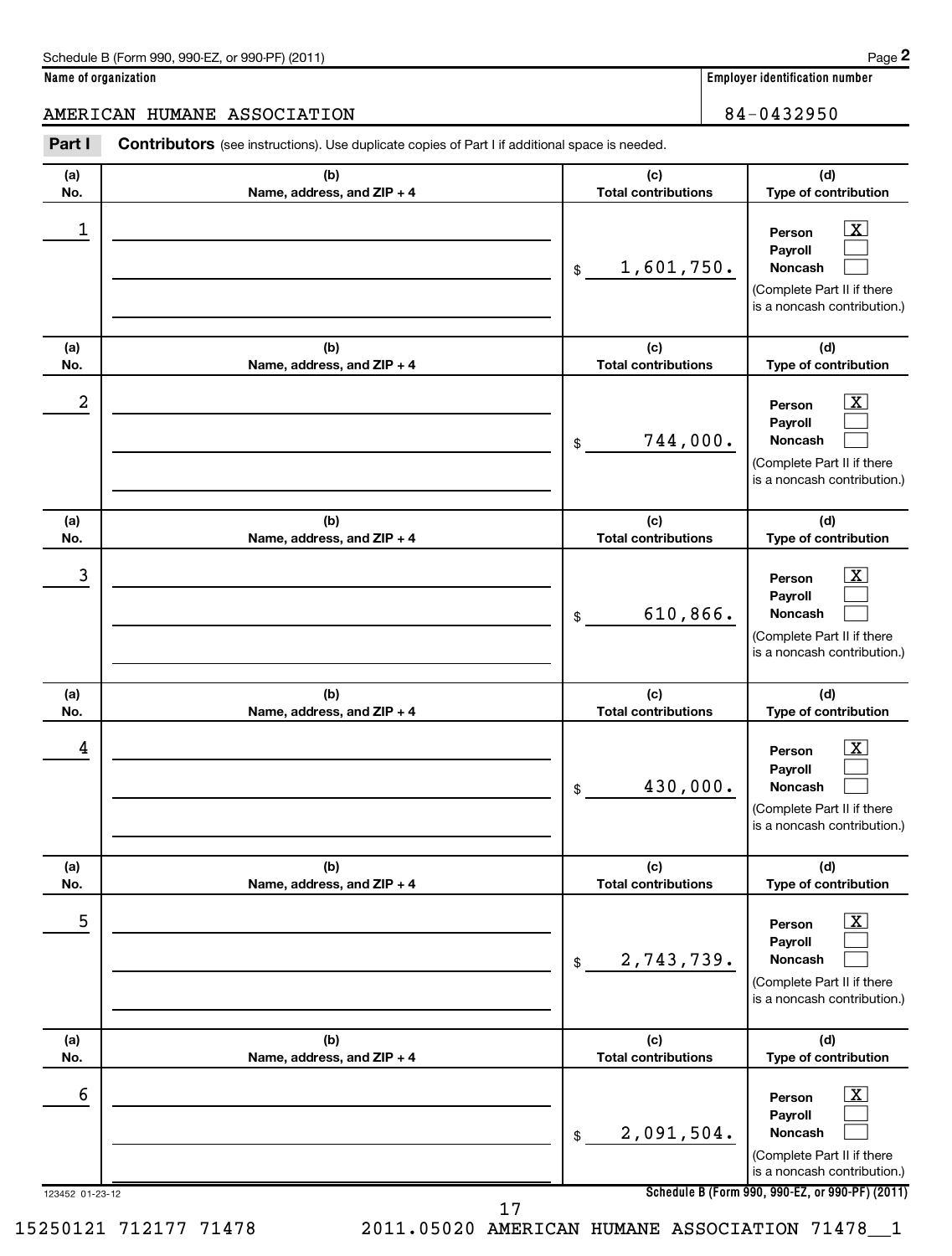Schedule B (Form 990, 990-EZ, or 990-PF) (2011)

**Name of organization**

AMERICAN HUMANE ASSOCIATION

**Employer identification number**

84-0432950

**Part I** **Contributors** (see instructions). Use duplicate copies of Part I if additional space is needed.

| (a) No. | (b) Name, address, and ZIP + 4 | (c) Total contributions | (d) Type of contribution |
|---|---|---|---|
| 1 | | $ 1,601,750. | Person [X] Payroll [ ] Noncash [ ] (Complete Part II if there is a noncash contribution.) |
| 2 | | $ 744,000. | Person [X] Payroll [ ] Noncash [ ] (Complete Part II if there is a noncash contribution.) |
| 3 | | $ 610,866. | Person [X] Payroll [ ] Noncash [ ] (Complete Part II if there is a noncash contribution.) |
| 4 | | $ 430,000. | Person [X] Payroll [ ] Noncash [ ] (Complete Part II if there is a noncash contribution.) |
| 5 | | $ 2,743,739. | Person [X] Payroll [ ] Noncash [ ] (Complete Part II if there is a noncash contribution.) |
| 6 | | $ 2,091,504. | Person [X] Payroll [ ] Noncash [ ] (Complete Part II if there is a noncash contribution.) |

123452 01-23-12

15250121 712177 71478 2011.05020 AMERICAN HUMANE ASSOCIATION 71478__1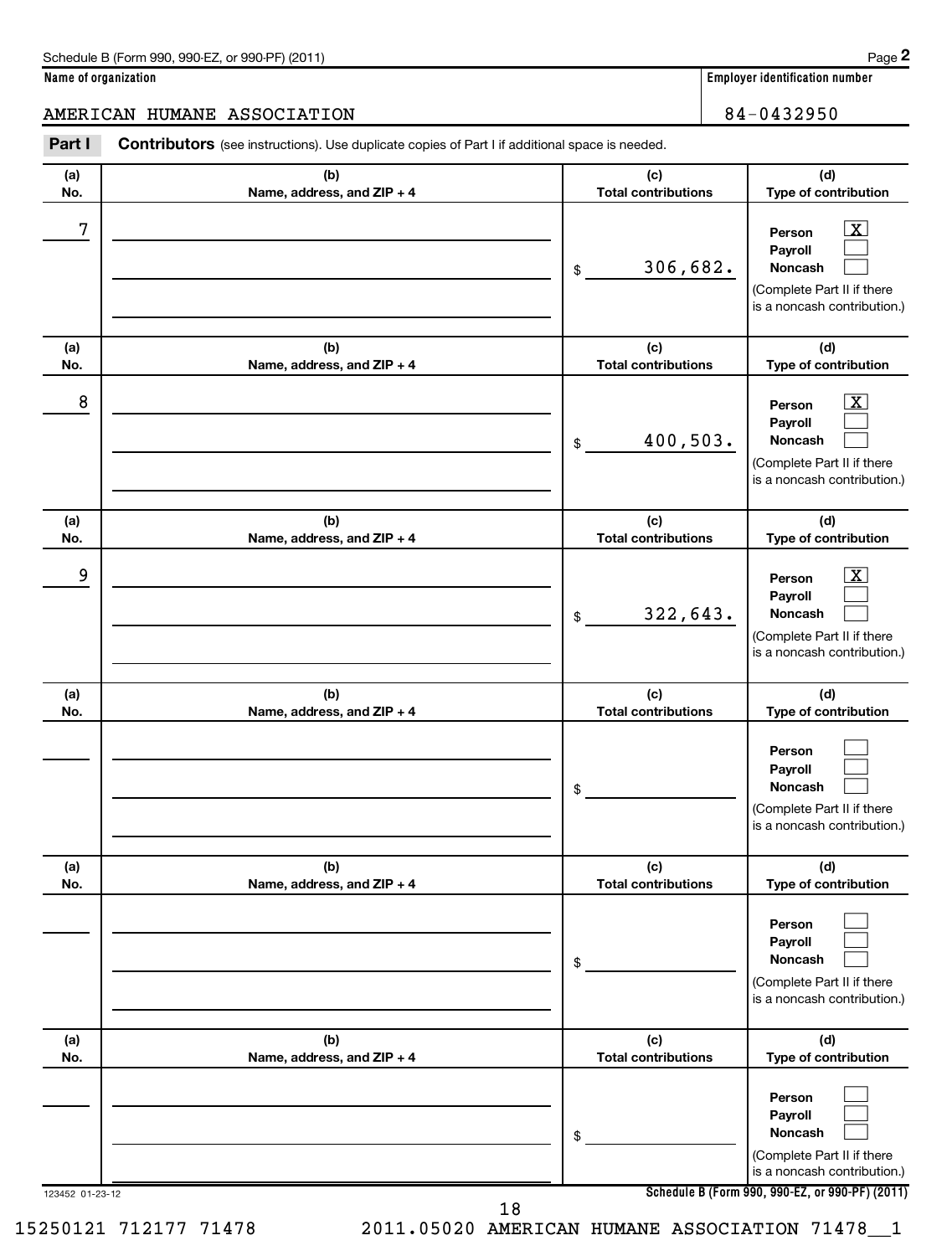Schedule B (Form 990, 990-EZ, or 990-PF) (2011)

**Name of organization**

AMERICAN HUMANE ASSOCIATION

**Employer identification number**

84-0432950

**Part I** **Contributors** (see instructions). Use duplicate copies of Part I if additional space is needed.

| (a) No. | (b) Name, address, and ZIP + 4 | (c) Total contributions | (d) Type of contribution |
|---|---|---|---|
| 7 | | $ 306,682. | Person [X] Payroll [ ] Noncash [ ] (Complete Part II if there is a noncash contribution.) |
| 8 | | $ 400,503. | Person [X] Payroll [ ] Noncash [ ] (Complete Part II if there is a noncash contribution.) |
| 9 | | $ 322,643. | Person [X] Payroll [ ] Noncash [ ] (Complete Part II if there is a noncash contribution.) |
| | | $ | Person [ ] Payroll [ ] Noncash [ ] (Complete Part II if there is a noncash contribution.) |
| | | $ | Person [ ] Payroll [ ] Noncash [ ] (Complete Part II if there is a noncash contribution.) |
| | | $ | Person [ ] Payroll [ ] Noncash [ ] (Complete Part II if there is a noncash contribution.) |

123452 01-23-12

**Schedule B (Form 990, 990-EZ, or 990-PF) (2011)**

15250121 712177 71478 2011.05020 AMERICAN HUMANE ASSOCIATION 71478__1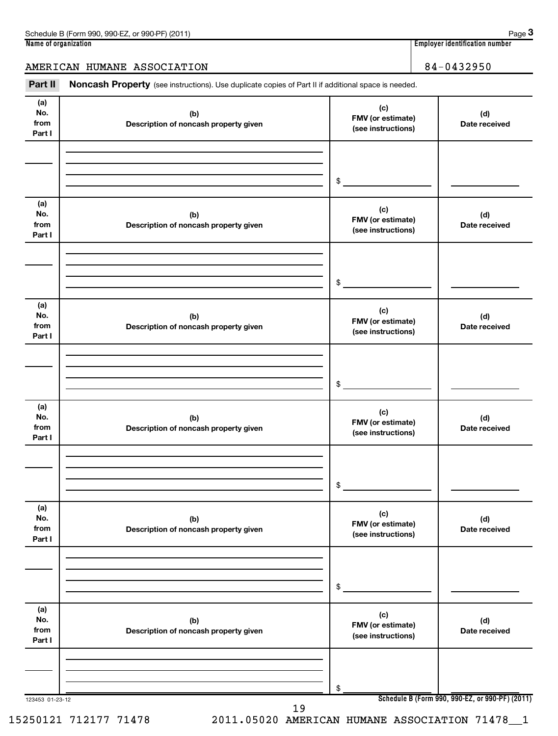Schedule B (Form 990, 990-EZ, or 990-PF) (2011)

| Name of organization | Employer identification number |
| --- | --- |
| AMERICAN HUMANE ASSOCIATION | 84-0432950 |

**Part II** **Noncash Property** (see instructions). Use duplicate copies of Part II if additional space is needed.

| (a) No. from Part I | (b) Description of noncash property given | (c) FMV (or estimate) (see instructions) | (d) Date received |
| --- | --- | --- | --- |
| | | $ | |

| (a) No. from Part I | (b) Description of noncash property given | (c) FMV (or estimate) (see instructions) | (d) Date received |
| --- | --- | --- | --- |
| | | $ | |

| (a) No. from Part I | (b) Description of noncash property given | (c) FMV (or estimate) (see instructions) | (d) Date received |
| --- | --- | --- | --- |
| | | $ | |

| (a) No. from Part I | (b) Description of noncash property given | (c) FMV (or estimate) (see instructions) | (d) Date received |
| --- | --- | --- | --- |
| | | $ | |

| (a) No. from Part I | (b) Description of noncash property given | (c) FMV (or estimate) (see instructions) | (d) Date received |
| --- | --- | --- | --- |
| | | $ | |

| (a) No. from Part I | (b) Description of noncash property given | (c) FMV (or estimate) (see instructions) | (d) Date received |
| --- | --- | --- | --- |
| | | $ | |

123453 01-23-12

Schedule B (Form 990, 990-EZ, or 990-PF) (2011)

15250121 712177 71478 2011.05020 AMERICAN HUMANE ASSOCIATION 71478__1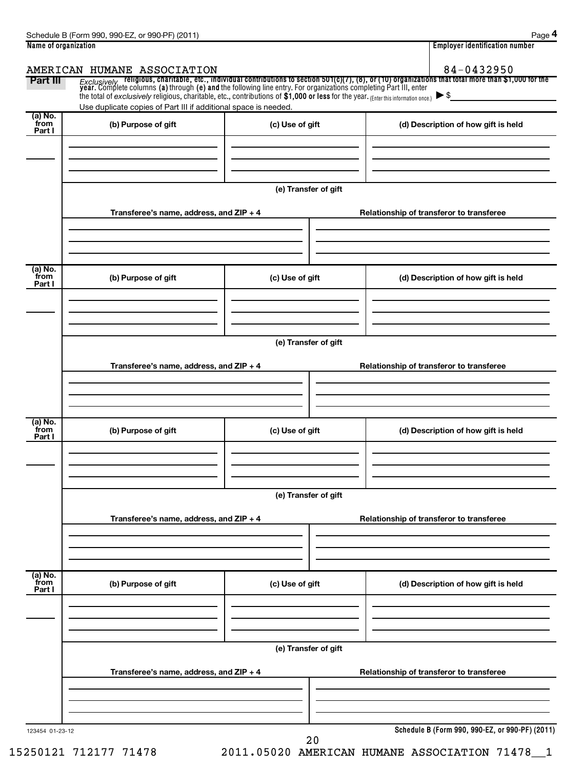Schedule B (Form 990, 990-EZ, or 990-PF) (2011) Page **4**

**Name of organization** | **Employer identification number**

AMERICAN HUMANE ASSOCIATION 84-0432950

**Part III** *Exclusively* **religious, charitable, etc., individual contributions to section 501(c)(7), (8), or (10) organizations that total more than $1,000 for the year.** Complete columns **(a)** through **(e) and** the following line entry. For organizations completing Part III, enter the total of *exclusively* religious, charitable, etc., contributions of **$1,000 or less** for the year. (Enter this information once.) ▶ $

Use duplicate copies of Part III if additional space is needed.

| (a) No. from Part I | (b) Purpose of gift | (c) Use of gift | (d) Description of how gift is held |
| --- | --- | --- | --- |
| | | | |

**(e) Transfer of gift**

| Transferee's name, address, and ZIP + 4 | Relationship of transferor to transferee |
| --- | --- |
| | |

| (a) No. from Part I | (b) Purpose of gift | (c) Use of gift | (d) Description of how gift is held |
| --- | --- | --- | --- |
| | | | |

**(e) Transfer of gift**

| Transferee's name, address, and ZIP + 4 | Relationship of transferor to transferee |
| --- | --- |
| | |

| (a) No. from Part I | (b) Purpose of gift | (c) Use of gift | (d) Description of how gift is held |
| --- | --- | --- | --- |
| | | | |

**(e) Transfer of gift**

| Transferee's name, address, and ZIP + 4 | Relationship of transferor to transferee |
| --- | --- |
| | |

| (a) No. from Part I | (b) Purpose of gift | (c) Use of gift | (d) Description of how gift is held |
| --- | --- | --- | --- |
| | | | |

**(e) Transfer of gift**

| Transferee's name, address, and ZIP + 4 | Relationship of transferor to transferee |
| --- | --- |
| | |

123454 01-23-12 **Schedule B (Form 990, 990-EZ, or 990-PF) (2011)**

15250121 712177 71478 2011.05020 AMERICAN HUMANE ASSOCIATION 71478__1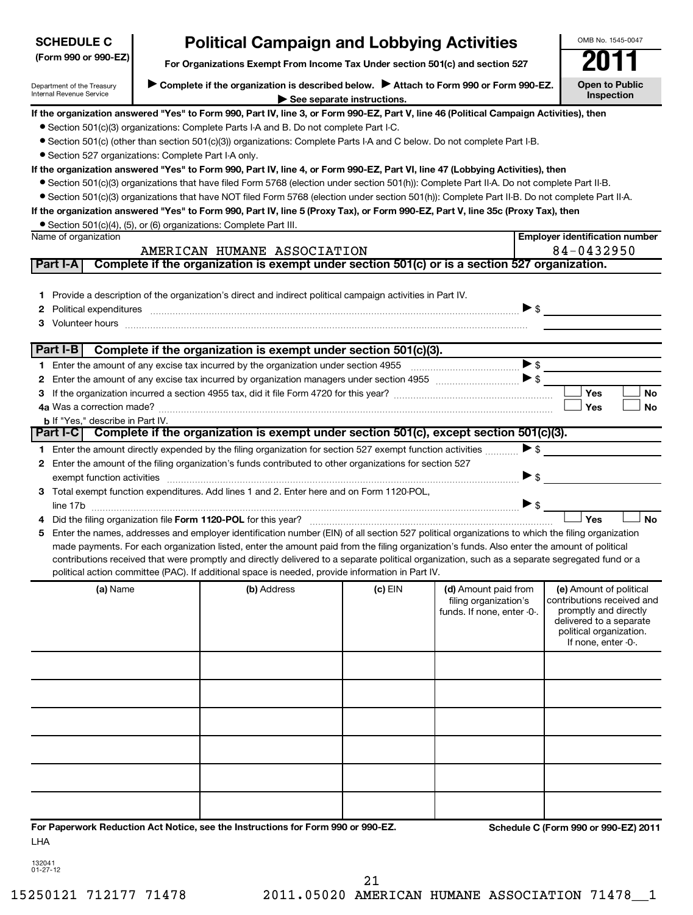**SCHEDULE C**
**(Form 990 or 990-EZ)**

Department of the Treasury
Internal Revenue Service

# Political Campaign and Lobbying Activities

**For Organizations Exempt From Income Tax Under section 501(c) and section 527**

▶ **Complete if the organization is described below.** ▶ **Attach to Form 990 or Form 990-EZ.**
▶ **See separate instructions.**

OMB No. 1545-0047

**2011**

**Open to Public Inspection**

**If the organization answered "Yes" to Form 990, Part IV, line 3, or Form 990-EZ, Part V, line 46 (Political Campaign Activities), then**

- Section 501(c)(3) organizations: Complete Parts I-A and B. Do not complete Part I-C.
- Section 501(c) (other than section 501(c)(3)) organizations: Complete Parts I-A and C below. Do not complete Part I-B.
- Section 527 organizations: Complete Part I-A only.

**If the organization answered "Yes" to Form 990, Part IV, line 4, or Form 990-EZ, Part VI, line 47 (Lobbying Activities), then**

- Section 501(c)(3) organizations that have filed Form 5768 (election under section 501(h)): Complete Part II-A. Do not complete Part II-B.
- Section 501(c)(3) organizations that have NOT filed Form 5768 (election under section 501(h)): Complete Part II-B. Do not complete Part II-A.

**If the organization answered "Yes" to Form 990, Part IV, line 5 (Proxy Tax), or Form 990-EZ, Part V, line 35c (Proxy Tax), then**

- Section 501(c)(4), (5), or (6) organizations: Complete Part III.

| Name of organization | Employer identification number |
|---|---|
| AMERICAN HUMANE ASSOCIATION | 84-0432950 |

## Part I-A Complete if the organization is exempt under section 501(c) or is a section 527 organization.

1 Provide a description of the organization's direct and indirect political campaign activities in Part IV.
2 Political expenditures ▶ $
3 Volunteer hours

## Part I-B Complete if the organization is exempt under section 501(c)(3).

1 Enter the amount of any excise tax incurred by the organization under section 4955 ▶ $
2 Enter the amount of any excise tax incurred by organization managers under section 4955 ▶ $
3 If the organization incurred a section 4955 tax, did it file Form 4720 for this year? ☐ Yes ☐ No
4a Was a correction made? ☐ Yes ☐ No
b If "Yes," describe in Part IV.

## Part I-C Complete if the organization is exempt under section 501(c), except section 501(c)(3).

1 Enter the amount directly expended by the filing organization for section 527 exempt function activities ▶ $
2 Enter the amount of the filing organization's funds contributed to other organizations for section 527 exempt function activities ▶ $
3 Total exempt function expenditures. Add lines 1 and 2. Enter here and on Form 1120-POL, line 17b ▶ $
4 Did the filing organization file **Form 1120-POL** for this year? ☐ Yes ☐ No
5 Enter the names, addresses and employer identification number (EIN) of all section 527 political organizations to which the filing organization made payments. For each organization listed, enter the amount paid from the filing organization's funds. Also enter the amount of political contributions received that were promptly and directly delivered to a separate political organization, such as a separate segregated fund or a political action committee (PAC). If additional space is needed, provide information in Part IV.

| (a) Name | (b) Address | (c) EIN | (d) Amount paid from filing organization's funds. If none, enter -0-. | (e) Amount of political contributions received and promptly and directly delivered to a separate political organization. If none, enter -0-. |
|---|---|---|---|---|
| | | | | |
| | | | | |
| | | | | |
| | | | | |
| | | | | |
| | | | | |

**For Paperwork Reduction Act Notice, see the Instructions for Form 990 or 990-EZ.**
LHA

**Schedule C (Form 990 or 990-EZ) 2011**

132041
01-27-12

15250121 712177 71478 2011.05020 AMERICAN HUMANE ASSOCIATION 71478__1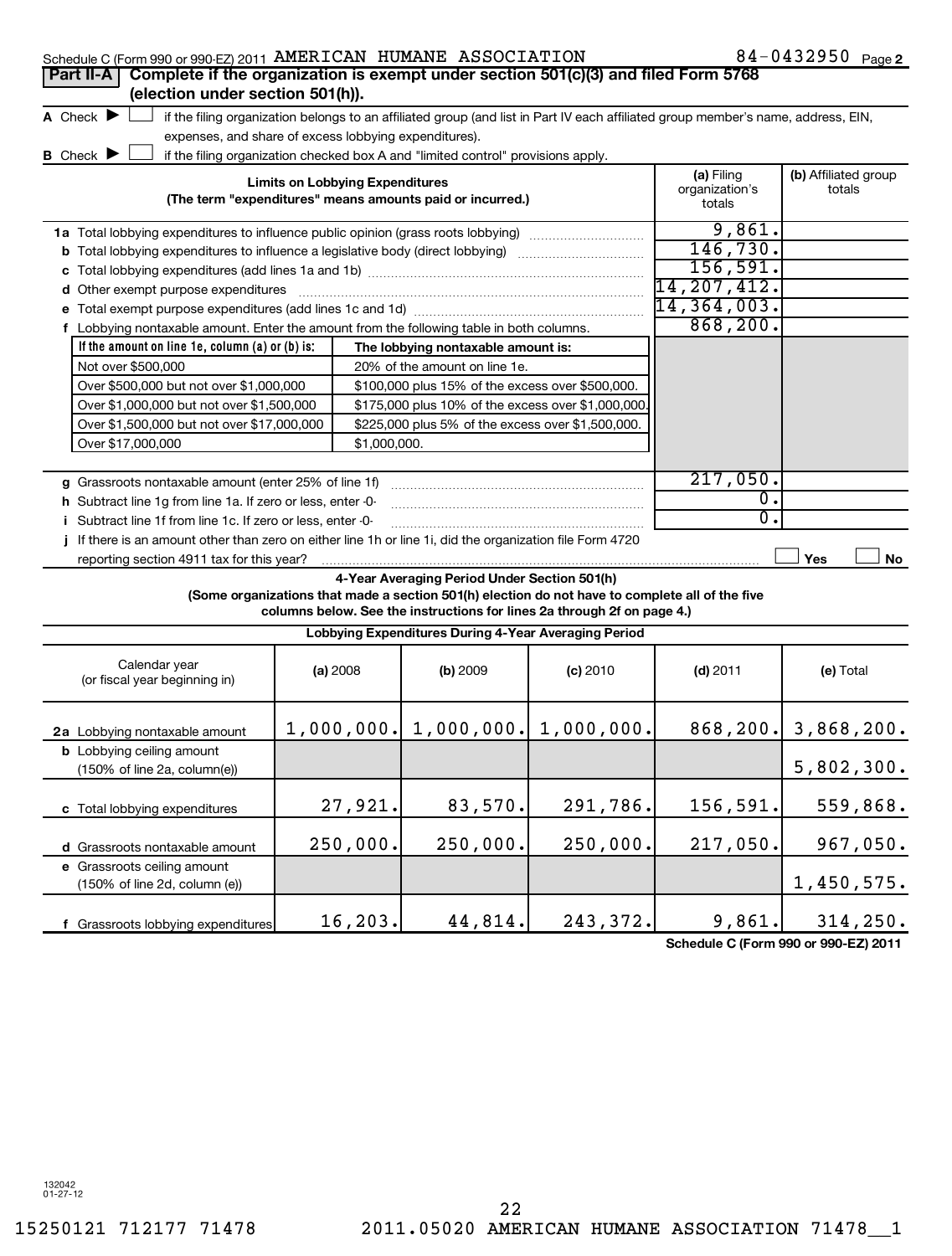Schedule C (Form 990 or 990-EZ) 2011 AMERICAN HUMANE ASSOCIATION 84-0432950 Page 2

**Part II-A** **Complete if the organization is exempt under section 501(c)(3) and filed Form 5768 (election under section 501(h)).**

A Check ▶ ☐ if the filing organization belongs to an affiliated group (and list in Part IV each affiliated group member's name, address, EIN, expenses, and share of excess lobbying expenditures).

B Check ▶ ☐ if the filing organization checked box A and "limited control" provisions apply.

| **Limits on Lobbying Expenditures** (The term "expenditures" means amounts paid or incurred.) | (a) Filing organization's totals | (b) Affiliated group totals |
|---|---|---|
| 1a Total lobbying expenditures to influence public opinion (grass roots lobbying) | 9,861. | |
| b Total lobbying expenditures to influence a legislative body (direct lobbying) | 146,730. | |
| c Total lobbying expenditures (add lines 1a and 1b) | 156,591. | |
| d Other exempt purpose expenditures | 14,207,412. | |
| e Total exempt purpose expenditures (add lines 1c and 1d) | 14,364,003. | |
| f Lobbying nontaxable amount. Enter the amount from the following table in both columns. | 868,200. | |

| If the amount on line 1e, column (a) or (b) is: | The lobbying nontaxable amount is: |
|---|---|
| Not over $500,000 | 20% of the amount on line 1e. |
| Over $500,000 but not over $1,000,000 | $100,000 plus 15% of the excess over $500,000. |
| Over $1,000,000 but not over $1,500,000 | $175,000 plus 10% of the excess over $1,000,000. |
| Over $1,500,000 but not over $17,000,000 | $225,000 plus 5% of the excess over $1,500,000. |
| Over $17,000,000 | $1,000,000. |

| | (a) Filing organization's totals | (b) Affiliated group totals |
|---|---|---|
| g Grassroots nontaxable amount (enter 25% of line 1f) | 217,050. | |
| h Subtract line 1g from line 1a. If zero or less, enter -0- | 0. | |
| i Subtract line 1f from line 1c. If zero or less, enter -0- | 0. | |

j If there is an amount other than zero on either line 1h or line 1i, did the organization file Form 4720 reporting section 4911 tax for this year? ☐ Yes ☐ No

**4-Year Averaging Period Under Section 501(h)**

**(Some organizations that made a section 501(h) election do not have to complete all of the five columns below. See the instructions for lines 2a through 2f on page 4.)**

**Lobbying Expenditures During 4-Year Averaging Period**

| Calendar year (or fiscal year beginning in) | (a) 2008 | (b) 2009 | (c) 2010 | (d) 2011 | (e) Total |
|---|---|---|---|---|---|
| 2a Lobbying nontaxable amount | 1,000,000. | 1,000,000. | 1,000,000. | 868,200. | 3,868,200. |
| b Lobbying ceiling amount (150% of line 2a, column(e)) | | | | | 5,802,300. |
| c Total lobbying expenditures | 27,921. | 83,570. | 291,786. | 156,591. | 559,868. |
| d Grassroots nontaxable amount | 250,000. | 250,000. | 250,000. | 217,050. | 967,050. |
| e Grassroots ceiling amount (150% of line 2d, column (e)) | | | | | 1,450,575. |
| f Grassroots lobbying expenditures | 16,203. | 44,814. | 243,372. | 9,861. | 314,250. |

**Schedule C (Form 990 or 990-EZ) 2011**

132042 01-27-12

15250121 712177 71478 2011.05020 AMERICAN HUMANE ASSOCIATION 71478__1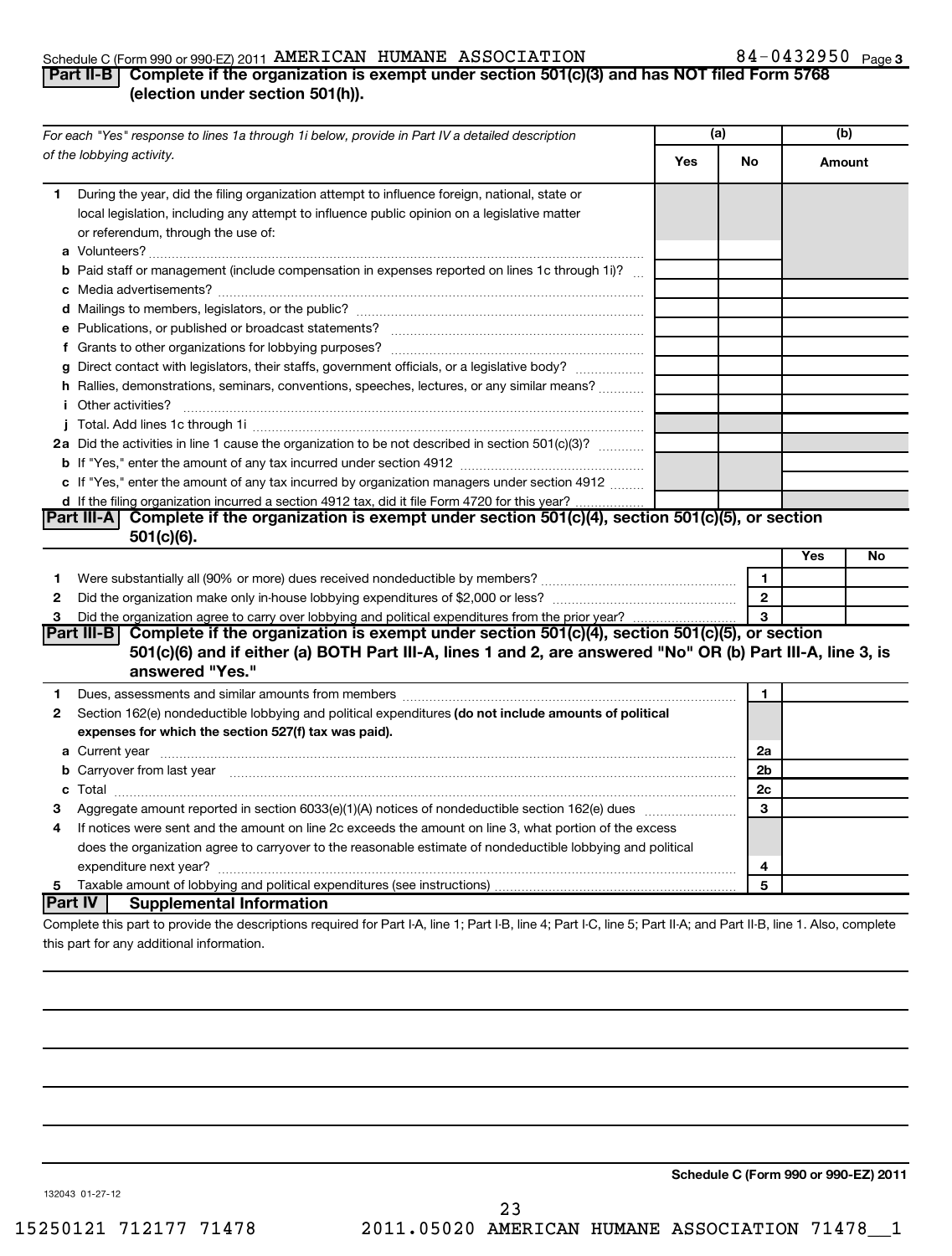Schedule C (Form 990 or 990-EZ) 2011 AMERICAN HUMANE ASSOCIATION 84-0432950 Page 3

## Part II-B Complete if the organization is exempt under section 501(c)(3) and has NOT filed Form 5768 (election under section 501(h)).

| For each "Yes" response to lines 1a through 1i below, provide in Part IV a detailed description of the lobbying activity. | (a) Yes | (a) No | (b) Amount |
|---|---|---|---|
| **1** During the year, did the filing organization attempt to influence foreign, national, state or local legislation, including any attempt to influence public opinion on a legislative matter or referendum, through the use of: | | | |
| **a** Volunteers? | | | |
| **b** Paid staff or management (include compensation in expenses reported on lines 1c through 1i)? | | | |
| **c** Media advertisements? | | | |
| **d** Mailings to members, legislators, or the public? | | | |
| **e** Publications, or published or broadcast statements? | | | |
| **f** Grants to other organizations for lobbying purposes? | | | |
| **g** Direct contact with legislators, their staffs, government officials, or a legislative body? | | | |
| **h** Rallies, demonstrations, seminars, conventions, speeches, lectures, or any similar means? | | | |
| **i** Other activities? | | | |
| **j** Total. Add lines 1c through 1i | | | |
| **2a** Did the activities in line 1 cause the organization to be not described in section 501(c)(3)? | | | |
| **b** If "Yes," enter the amount of any tax incurred under section 4912 | | | |
| **c** If "Yes," enter the amount of any tax incurred by organization managers under section 4912 | | | |
| **d** If the filing organization incurred a section 4912 tax, did it file Form 4720 for this year? | | | |

## Part III-A Complete if the organization is exempt under section 501(c)(4), section 501(c)(5), or section 501(c)(6).

| | | Yes | No |
|---|---|---|---|
| **1** Were substantially all (90% or more) dues received nondeductible by members? | 1 | | |
| **2** Did the organization make only in-house lobbying expenditures of $2,000 or less? | 2 | | |
| **3** Did the organization agree to carry over lobbying and political expenditures from the prior year? | 3 | | |

## Part III-B Complete if the organization is exempt under section 501(c)(4), section 501(c)(5), or section 501(c)(6) and if either (a) BOTH Part III-A, lines 1 and 2, are answered "No" OR (b) Part III-A, line 3, is answered "Yes."

| | | |
|---|---|---|
| **1** Dues, assessments and similar amounts from members | 1 | |
| **2** Section 162(e) nondeductible lobbying and political expenditures **(do not include amounts of political expenses for which the section 527(f) tax was paid).** | | |
| **a** Current year | 2a | |
| **b** Carryover from last year | 2b | |
| **c** Total | 2c | |
| **3** Aggregate amount reported in section 6033(e)(1)(A) notices of nondeductible section 162(e) dues | 3 | |
| **4** If notices were sent and the amount on line 2c exceeds the amount on line 3, what portion of the excess does the organization agree to carryover to the reasonable estimate of nondeductible lobbying and political expenditure next year? | 4 | |
| **5** Taxable amount of lobbying and political expenditures (see instructions) | 5 | |

## Part IV Supplemental Information

Complete this part to provide the descriptions required for Part I-A, line 1; Part I-B, line 4; Part I-C, line 5; Part II-A; and Part II-B, line 1. Also, complete this part for any additional information.

**Schedule C (Form 990 or 990-EZ) 2011**

132043 01-27-12

15250121 712177 71478 2011.05020 AMERICAN HUMANE ASSOCIATION 71478__1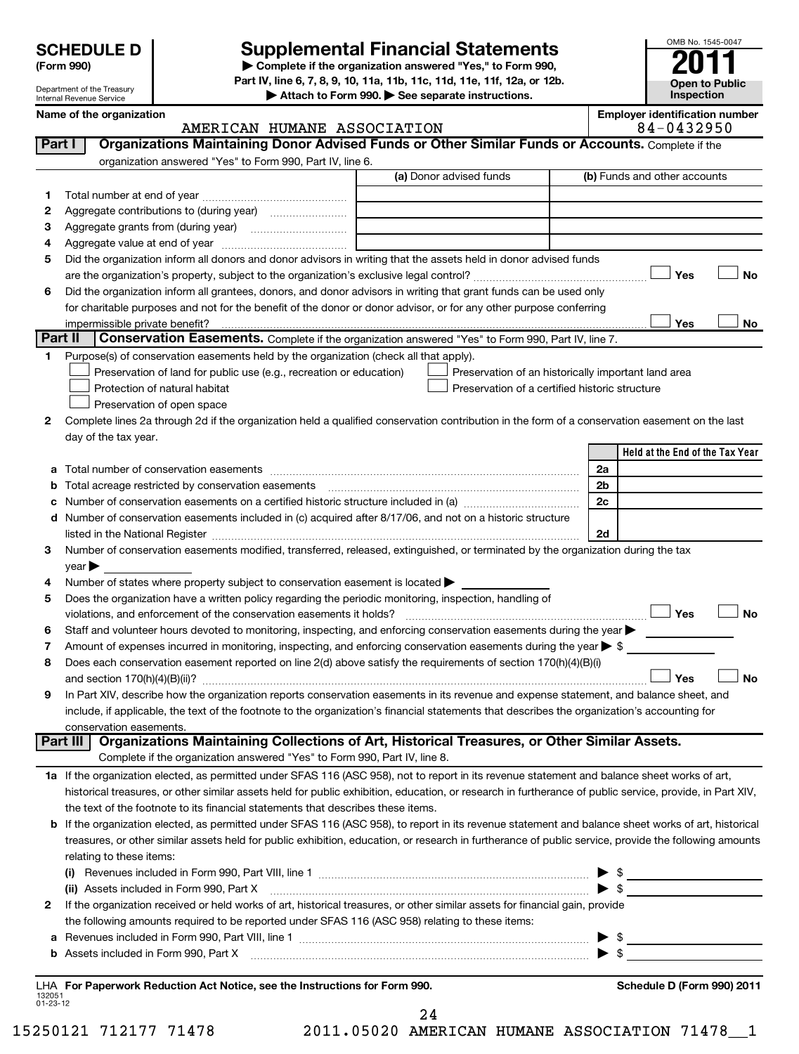**SCHEDULE D**
**(Form 990)**

Department of the Treasury
Internal Revenue Service

# Supplemental Financial Statements

▶ Complete if the organization answered "Yes," to Form 990, Part IV, line 6, 7, 8, 9, 10, 11a, 11b, 11c, 11d, 11e, 11f, 12a, or 12b.
▶ Attach to Form 990. ▶ See separate instructions.

OMB No. 1545-0047
**2011**
**Open to Public Inspection**

**Name of the organization:** AMERICAN HUMANE ASSOCIATION
**Employer identification number:** 84-0432950

## Part I Organizations Maintaining Donor Advised Funds or Other Similar Funds or Accounts.

Complete if the organization answered "Yes" to Form 990, Part IV, line 6.

| | | (a) Donor advised funds | (b) Funds and other accounts |
|---|---|---|---|
| 1 | Total number at end of year | | |
| 2 | Aggregate contributions to (during year) | | |
| 3 | Aggregate grants from (during year) | | |
| 4 | Aggregate value at end of year | | |

5 Did the organization inform all donors and donor advisors in writing that the assets held in donor advised funds are the organization's property, subject to the organization's exclusive legal control? ☐ Yes ☐ No

6 Did the organization inform all grantees, donors, and donor advisors in writing that grant funds can be used only for charitable purposes and not for the benefit of the donor or donor advisor, or for any other purpose conferring impermissible private benefit? ☐ Yes ☐ No

## Part II Conservation Easements.

Complete if the organization answered "Yes" to Form 990, Part IV, line 7.

1 Purpose(s) of conservation easements held by the organization (check all that apply).

- ☐ Preservation of land for public use (e.g., recreation or education)
- ☐ Protection of natural habitat
- ☐ Preservation of open space
- ☐ Preservation of an historically important land area
- ☐ Preservation of a certified historic structure

2 Complete lines 2a through 2d if the organization held a qualified conservation contribution in the form of a conservation easement on the last day of the tax year.

| | | | Held at the End of the Tax Year |
|---|---|---|---|
| a | Total number of conservation easements | 2a | |
| b | Total acreage restricted by conservation easements | 2b | |
| c | Number of conservation easements on a certified historic structure included in (a) | 2c | |
| d | Number of conservation easements included in (c) acquired after 8/17/06, and not on a historic structure listed in the National Register | 2d | |

3 Number of conservation easements modified, transferred, released, extinguished, or terminated by the organization during the tax year ▶

4 Number of states where property subject to conservation easement is located ▶

5 Does the organization have a written policy regarding the periodic monitoring, inspection, handling of violations, and enforcement of the conservation easements it holds? ☐ Yes ☐ No

6 Staff and volunteer hours devoted to monitoring, inspecting, and enforcing conservation easements during the year ▶

7 Amount of expenses incurred in monitoring, inspecting, and enforcing conservation easements during the year ▶ $

8 Does each conservation easement reported on line 2(d) above satisfy the requirements of section 170(h)(4)(B)(i) and section 170(h)(4)(B)(ii)? ☐ Yes ☐ No

9 In Part XIV, describe how the organization reports conservation easements in its revenue and expense statement, and balance sheet, and include, if applicable, the text of the footnote to the organization's financial statements that describes the organization's accounting for conservation easements.

## Part III Organizations Maintaining Collections of Art, Historical Treasures, or Other Similar Assets.

Complete if the organization answered "Yes" to Form 990, Part IV, line 8.

1a If the organization elected, as permitted under SFAS 116 (ASC 958), not to report in its revenue statement and balance sheet works of art, historical treasures, or other similar assets held for public exhibition, education, or research in furtherance of public service, provide, in Part XIV, the text of the footnote to its financial statements that describes these items.

b If the organization elected, as permitted under SFAS 116 (ASC 958), to report in its revenue statement and balance sheet works of art, historical treasures, or other similar assets held for public exhibition, education, or research in furtherance of public service, provide the following amounts relating to these items:

(i) Revenues included in Form 990, Part VIII, line 1 ▶ $

(ii) Assets included in Form 990, Part X ▶ $

2 If the organization received or held works of art, historical treasures, or other similar assets for financial gain, provide the following amounts required to be reported under SFAS 116 (ASC 958) relating to these items:

a Revenues included in Form 990, Part VIII, line 1 ▶ $

b Assets included in Form 990, Part X ▶ $

LHA For Paperwork Reduction Act Notice, see the Instructions for Form 990. Schedule D (Form 990) 2011

132051
01-23-12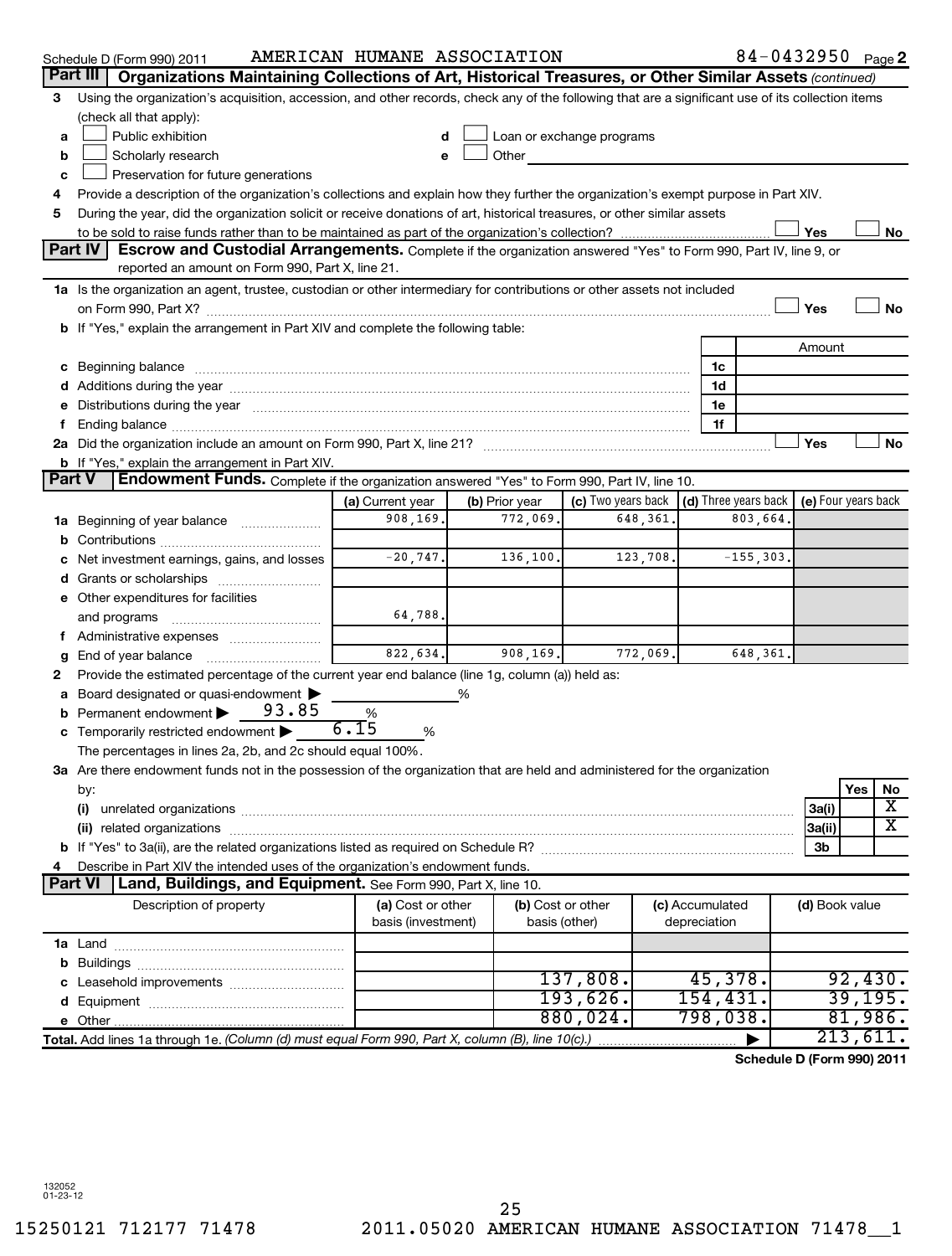Schedule D (Form 990) 2011 AMERICAN HUMANE ASSOCIATION 84-0432950 Page 2

**Part III** **Organizations Maintaining Collections of Art, Historical Treasures, or Other Similar Assets** *(continued)*

3 Using the organization's acquisition, accession, and other records, check any of the following that are a significant use of its collection items (check all that apply):

a ☐ Public exhibition
b ☐ Scholarly research
c ☐ Preservation for future generations
d ☐ Loan or exchange programs
e ☐ Other

4 Provide a description of the organization's collections and explain how they further the organization's exempt purpose in Part XIV.

5 During the year, did the organization solicit or receive donations of art, historical treasures, or other similar assets to be sold to raise funds rather than to be maintained as part of the organization's collection? ☐ Yes ☐ No

**Part IV** **Escrow and Custodial Arrangements.** Complete if the organization answered "Yes" to Form 990, Part IV, line 9, or reported an amount on Form 990, Part X, line 21.

1a Is the organization an agent, trustee, custodian or other intermediary for contributions or other assets not included on Form 990, Part X? ☐ Yes ☐ No

b If "Yes," explain the arrangement in Part XIV and complete the following table:

| | | Amount |
|---|---|---|
| c Beginning balance | 1c | |
| d Additions during the year | 1d | |
| e Distributions during the year | 1e | |
| f Ending balance | 1f | |

2a Did the organization include an amount on Form 990, Part X, line 21? ☐ Yes ☐ No

b If "Yes," explain the arrangement in Part XIV.

**Part V** **Endowment Funds.** Complete if the organization answered "Yes" to Form 990, Part IV, line 10.

| | (a) Current year | (b) Prior year | (c) Two years back | (d) Three years back | (e) Four years back |
|---|---|---|---|---|---|
| 1a Beginning of year balance | 908,169. | 772,069. | 648,361. | 803,664. | |
| b Contributions | | | | | |
| c Net investment earnings, gains, and losses | -20,747. | 136,100. | 123,708. | -155,303. | |
| d Grants or scholarships | | | | | |
| e Other expenditures for facilities and programs | 64,788. | | | | |
| f Administrative expenses | | | | | |
| g End of year balance | 822,634. | 908,169. | 772,069. | 648,361. | |

2 Provide the estimated percentage of the current year end balance (line 1g, column (a)) held as:

a Board designated or quasi-endowment ▶ _____ %

b Permanent endowment ▶ 93.85 %

c Temporarily restricted endowment ▶ 6.15 %

The percentages in lines 2a, 2b, and 2c should equal 100%.

3a Are there endowment funds not in the possession of the organization that are held and administered for the organization by:

| | | Yes | No |
|---|---|---|---|
| (i) unrelated organizations | 3a(i) | | X |
| (ii) related organizations | 3a(ii) | | X |
| b If "Yes" to 3a(ii), are the related organizations listed as required on Schedule R? | 3b | | |

4 Describe in Part XIV the intended uses of the organization's endowment funds.

**Part VI** **Land, Buildings, and Equipment.** See Form 990, Part X, line 10.

| Description of property | (a) Cost or other basis (investment) | (b) Cost or other basis (other) | (c) Accumulated depreciation | (d) Book value |
|---|---|---|---|---|
| 1a Land | | | | |
| b Buildings | | | | |
| c Leasehold improvements | | 137,808. | 45,378. | 92,430. |
| d Equipment | | 193,626. | 154,431. | 39,195. |
| e Other | | 880,024. | 798,038. | 81,986. |
| **Total.** Add lines 1a through 1e. *(Column (d) must equal Form 990, Part X, column (B), line 10(c).)* ▶ | | | | 213,611. |

**Schedule D (Form 990) 2011**

132052
01-23-12

15250121 712177 71478 2011.05020 AMERICAN HUMANE ASSOCIATION 71478__1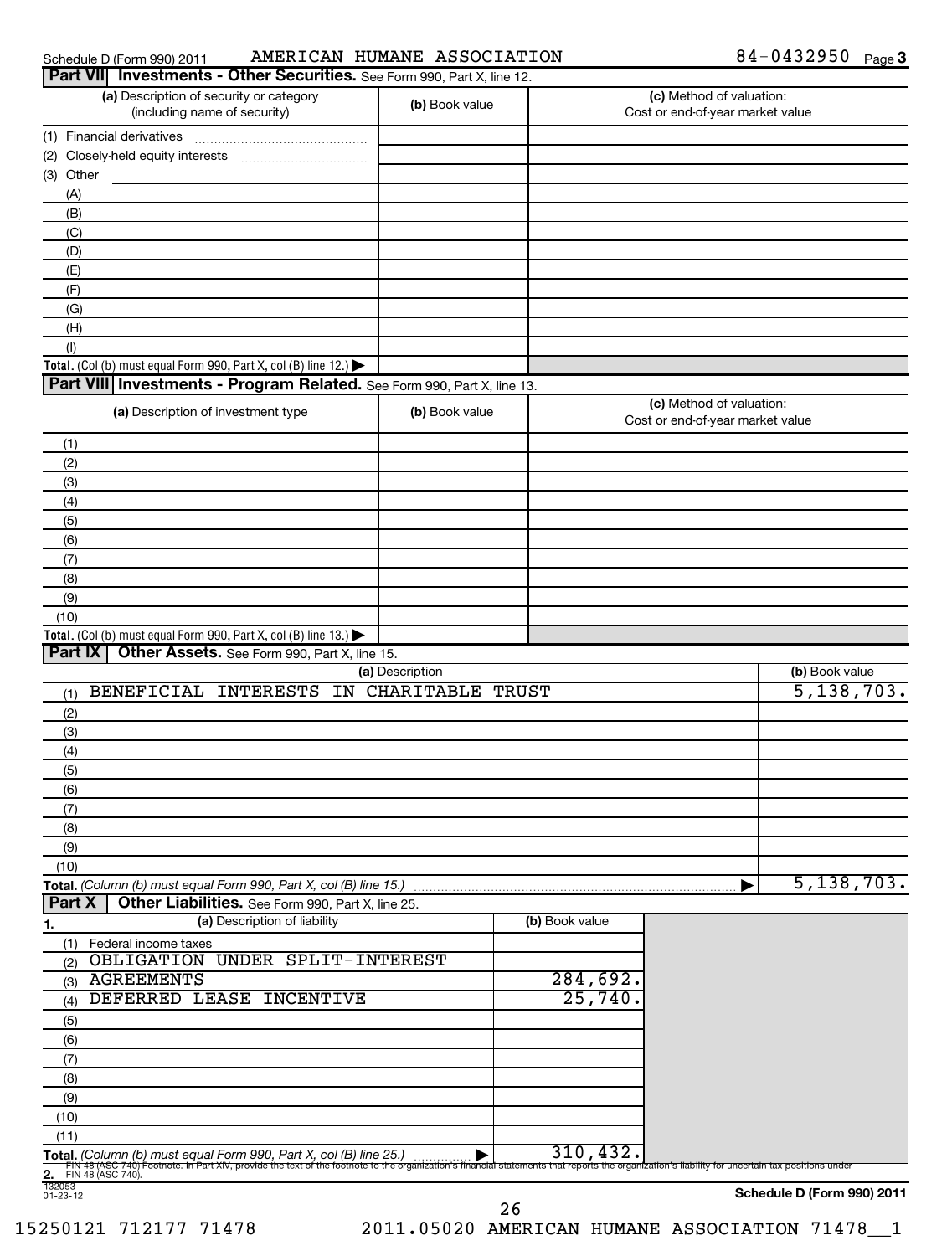Schedule D (Form 990) 2011 AMERICAN HUMANE ASSOCIATION 84-0432950 Page 3

## Part VII Investments - Other Securities. See Form 990, Part X, line 12.

| (a) Description of security or category (including name of security) | (b) Book value | (c) Method of valuation: Cost or end-of-year market value |
|---|---|---|
| (1) Financial derivatives | | |
| (2) Closely-held equity interests | | |
| (3) Other | | |
| (A) | | |
| (B) | | |
| (C) | | |
| (D) | | |
| (E) | | |
| (F) | | |
| (G) | | |
| (H) | | |
| (I) | | |
| **Total.** (Col (b) must equal Form 990, Part X, col (B) line 12.) ▶ | | |

## Part VIII Investments - Program Related. See Form 990, Part X, line 13.

| (a) Description of investment type | (b) Book value | (c) Method of valuation: Cost or end-of-year market value |
|---|---|---|
| (1) | | |
| (2) | | |
| (3) | | |
| (4) | | |
| (5) | | |
| (6) | | |
| (7) | | |
| (8) | | |
| (9) | | |
| (10) | | |
| **Total.** (Col (b) must equal Form 990, Part X, col (B) line 13.) ▶ | | |

## Part IX Other Assets. See Form 990, Part X, line 15.

| (a) Description | (b) Book value |
|---|---|
| (1) BENEFICIAL INTERESTS IN CHARITABLE TRUST | 5,138,703. |
| (2) | |
| (3) | |
| (4) | |
| (5) | |
| (6) | |
| (7) | |
| (8) | |
| (9) | |
| (10) | |
| **Total.** *(Column (b) must equal Form 990, Part X, col (B) line 15.)* ▶ | 5,138,703. |

## Part X Other Liabilities. See Form 990, Part X, line 25.

| 1. (a) Description of liability | (b) Book value |
|---|---|
| (1) Federal income taxes | |
| (2) OBLIGATION UNDER SPLIT-INTEREST | |
| (3) AGREEMENTS | 284,692. |
| (4) DEFERRED LEASE INCENTIVE | 25,740. |
| (5) | |
| (6) | |
| (7) | |
| (8) | |
| (9) | |
| (10) | |
| (11) | |
| **Total.** *(Column (b) must equal Form 990, Part X, col (B) line 25.)* ▶ | 310,432. |

2. FIN 48 (ASC 740) Footnote. In Part XIV, provide the text of the footnote to the organization's financial statements that reports the organization's liability for uncertain tax positions under FIN 48 (ASC 740).

132053 01-23-12

Schedule D (Form 990) 2011

15250121 712177 71478 2011.05020 AMERICAN HUMANE ASSOCIATION 71478__1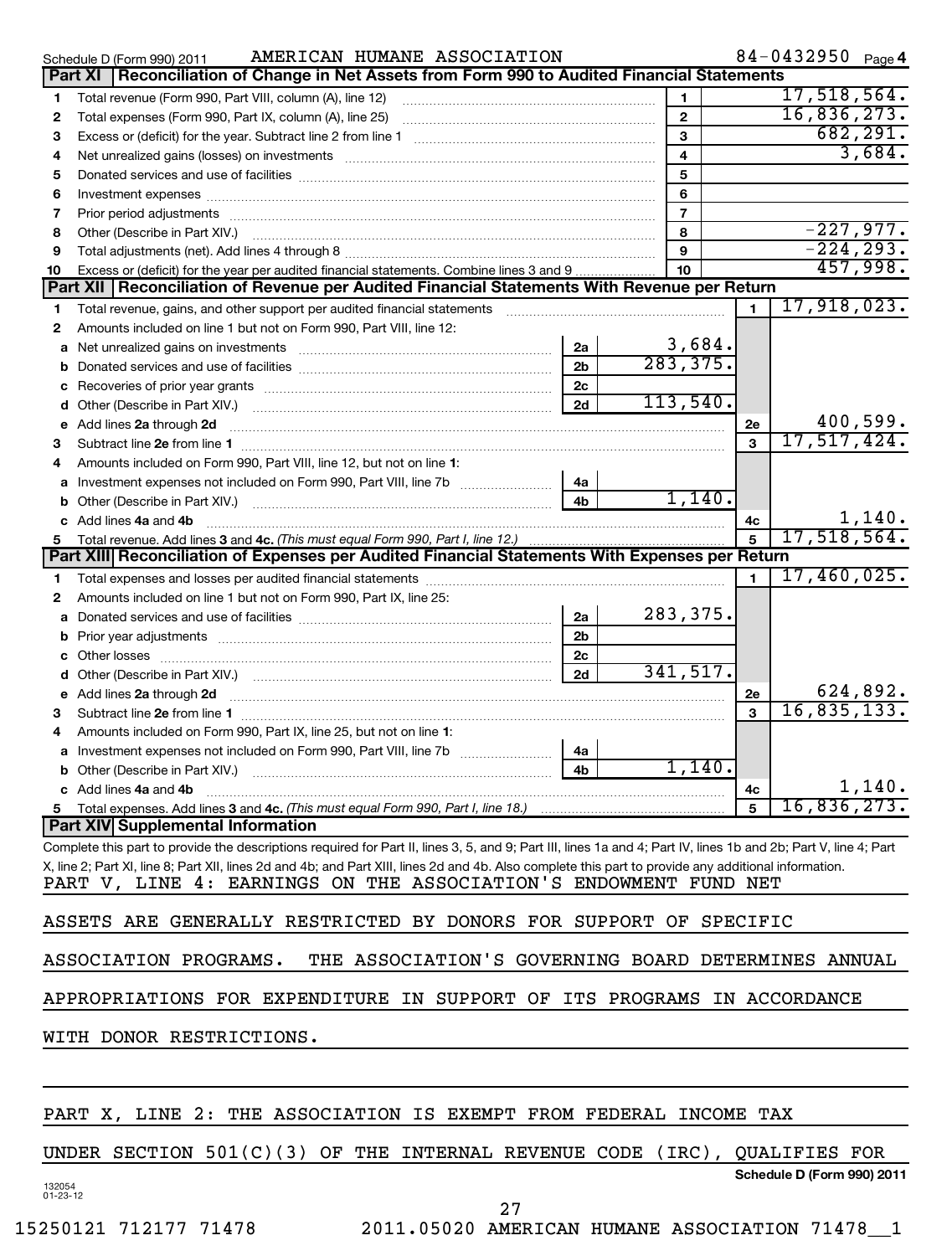Schedule D (Form 990) 2011 AMERICAN HUMANE ASSOCIATION 84-0432950 Page 4

## Part XI Reconciliation of Change in Net Assets from Form 990 to Audited Financial Statements

| | | | |
|---|---|---|---|
| 1 | Total revenue (Form 990, Part VIII, column (A), line 12) | 1 | 17,518,564. |
| 2 | Total expenses (Form 990, Part IX, column (A), line 25) | 2 | 16,836,273. |
| 3 | Excess or (deficit) for the year. Subtract line 2 from line 1 | 3 | 682,291. |
| 4 | Net unrealized gains (losses) on investments | 4 | 3,684. |
| 5 | Donated services and use of facilities | 5 | |
| 6 | Investment expenses | 6 | |
| 7 | Prior period adjustments | 7 | |
| 8 | Other (Describe in Part XIV.) | 8 | -227,977. |
| 9 | Total adjustments (net). Add lines 4 through 8 | 9 | -224,293. |
| 10 | Excess or (deficit) for the year per audited financial statements. Combine lines 3 and 9 | 10 | 457,998. |

## Part XII Reconciliation of Revenue per Audited Financial Statements With Revenue per Return

| | | | | | |
|---|---|---|---|---|---|
| 1 | Total revenue, gains, and other support per audited financial statements | | | 1 | 17,918,023. |
| 2 | Amounts included on line 1 but not on Form 990, Part VIII, line 12: | | | | |
| a | Net unrealized gains on investments | 2a | 3,684. | | |
| b | Donated services and use of facilities | 2b | 283,375. | | |
| c | Recoveries of prior year grants | 2c | | | |
| d | Other (Describe in Part XIV.) | 2d | 113,540. | | |
| e | Add lines **2a** through **2d** | | | 2e | 400,599. |
| 3 | Subtract line **2e** from line **1** | | | 3 | 17,517,424. |
| 4 | Amounts included on Form 990, Part VIII, line 12, but not on line **1**: | | | | |
| a | Investment expenses not included on Form 990, Part VIII, line 7b | 4a | | | |
| b | Other (Describe in Part XIV.) | 4b | 1,140. | | |
| c | Add lines **4a** and **4b** | | | 4c | 1,140. |
| 5 | Total revenue. Add lines **3** and **4c.** *(This must equal Form 990, Part I, line 12.)* | | | 5 | 17,518,564. |

## Part XIII Reconciliation of Expenses per Audited Financial Statements With Expenses per Return

| | | | | | |
|---|---|---|---|---|---|
| 1 | Total expenses and losses per audited financial statements | | | 1 | 17,460,025. |
| 2 | Amounts included on line 1 but not on Form 990, Part IX, line 25: | | | | |
| a | Donated services and use of facilities | 2a | 283,375. | | |
| b | Prior year adjustments | 2b | | | |
| c | Other losses | 2c | | | |
| d | Other (Describe in Part XIV.) | 2d | 341,517. | | |
| e | Add lines **2a** through **2d** | | | 2e | 624,892. |
| 3 | Subtract line **2e** from line **1** | | | 3 | 16,835,133. |
| 4 | Amounts included on Form 990, Part IX, line 25, but not on line **1**: | | | | |
| a | Investment expenses not included on Form 990, Part VIII, line 7b | 4a | | | |
| b | Other (Describe in Part XIV.) | 4b | 1,140. | | |
| c | Add lines **4a** and **4b** | | | 4c | 1,140. |
| 5 | Total expenses. Add lines **3** and **4c.** *(This must equal Form 990, Part I, line 18.)* | | | 5 | 16,836,273. |

## Part XIV Supplemental Information

Complete this part to provide the descriptions required for Part II, lines 3, 5, and 9; Part III, lines 1a and 4; Part IV, lines 1b and 2b; Part V, line 4; Part X, line 2; Part XI, line 8; Part XII, lines 2d and 4b; and Part XIII, lines 2d and 4b. Also complete this part to provide any additional information.

PART V, LINE 4: EARNINGS ON THE ASSOCIATION'S ENDOWMENT FUND NET ASSETS ARE GENERALLY RESTRICTED BY DONORS FOR SUPPORT OF SPECIFIC ASSOCIATION PROGRAMS. THE ASSOCIATION'S GOVERNING BOARD DETERMINES ANNUAL APPROPRIATIONS FOR EXPENDITURE IN SUPPORT OF ITS PROGRAMS IN ACCORDANCE WITH DONOR RESTRICTIONS.

PART X, LINE 2: THE ASSOCIATION IS EXEMPT FROM FEDERAL INCOME TAX UNDER SECTION 501(C)(3) OF THE INTERNAL REVENUE CODE (IRC), QUALIFIES FOR

**Schedule D (Form 990) 2011**

132054 01-23-12

15250121 712177 71478 2011.05020 AMERICAN HUMANE ASSOCIATION 71478__1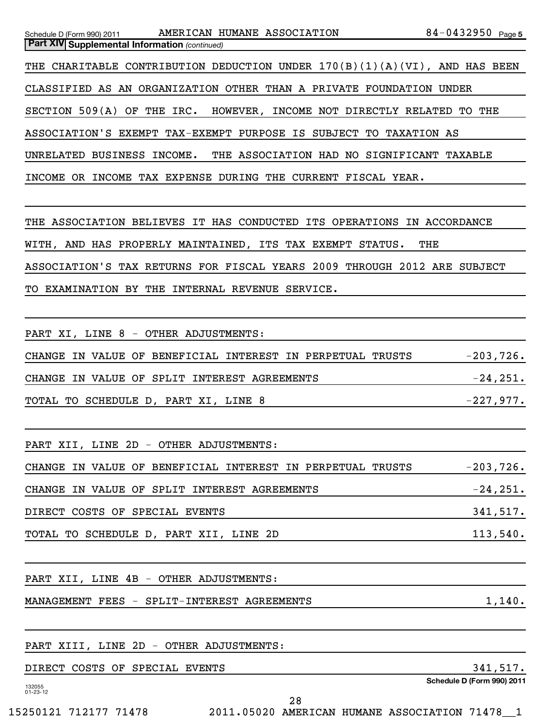**Part XIV Supplemental Information** *(continued)*

THE CHARITABLE CONTRIBUTION DEDUCTION UNDER 170(B)(1)(A)(VI), AND HAS BEEN CLASSIFIED AS AN ORGANIZATION OTHER THAN A PRIVATE FOUNDATION UNDER SECTION 509(A) OF THE IRC. HOWEVER, INCOME NOT DIRECTLY RELATED TO THE ASSOCIATION'S EXEMPT TAX-EXEMPT PURPOSE IS SUBJECT TO TAXATION AS UNRELATED BUSINESS INCOME. THE ASSOCIATION HAD NO SIGNIFICANT TAXABLE INCOME OR INCOME TAX EXPENSE DURING THE CURRENT FISCAL YEAR.

THE ASSOCIATION BELIEVES IT HAS CONDUCTED ITS OPERATIONS IN ACCORDANCE WITH, AND HAS PROPERLY MAINTAINED, ITS TAX EXEMPT STATUS. THE ASSOCIATION'S TAX RETURNS FOR FISCAL YEARS 2009 THROUGH 2012 ARE SUBJECT TO EXAMINATION BY THE INTERNAL REVENUE SERVICE.

PART XI, LINE 8 - OTHER ADJUSTMENTS:

| | |
|---|---|
| CHANGE IN VALUE OF BENEFICIAL INTEREST IN PERPETUAL TRUSTS | -203,726. |
| CHANGE IN VALUE OF SPLIT INTEREST AGREEMENTS | -24,251. |
| TOTAL TO SCHEDULE D, PART XI, LINE 8 | -227,977. |

PART XII, LINE 2D - OTHER ADJUSTMENTS:

| | |
|---|---|
| CHANGE IN VALUE OF BENEFICIAL INTEREST IN PERPETUAL TRUSTS | -203,726. |
| CHANGE IN VALUE OF SPLIT INTEREST AGREEMENTS | -24,251. |
| DIRECT COSTS OF SPECIAL EVENTS | 341,517. |
| TOTAL TO SCHEDULE D, PART XII, LINE 2D | 113,540. |

PART XII, LINE 4B - OTHER ADJUSTMENTS:

| | |
|---|---|
| MANAGEMENT FEES - SPLIT-INTEREST AGREEMENTS | 1,140. |

PART XIII, LINE 2D - OTHER ADJUSTMENTS:

| | |
|---|---|
| DIRECT COSTS OF SPECIAL EVENTS | 341,517. |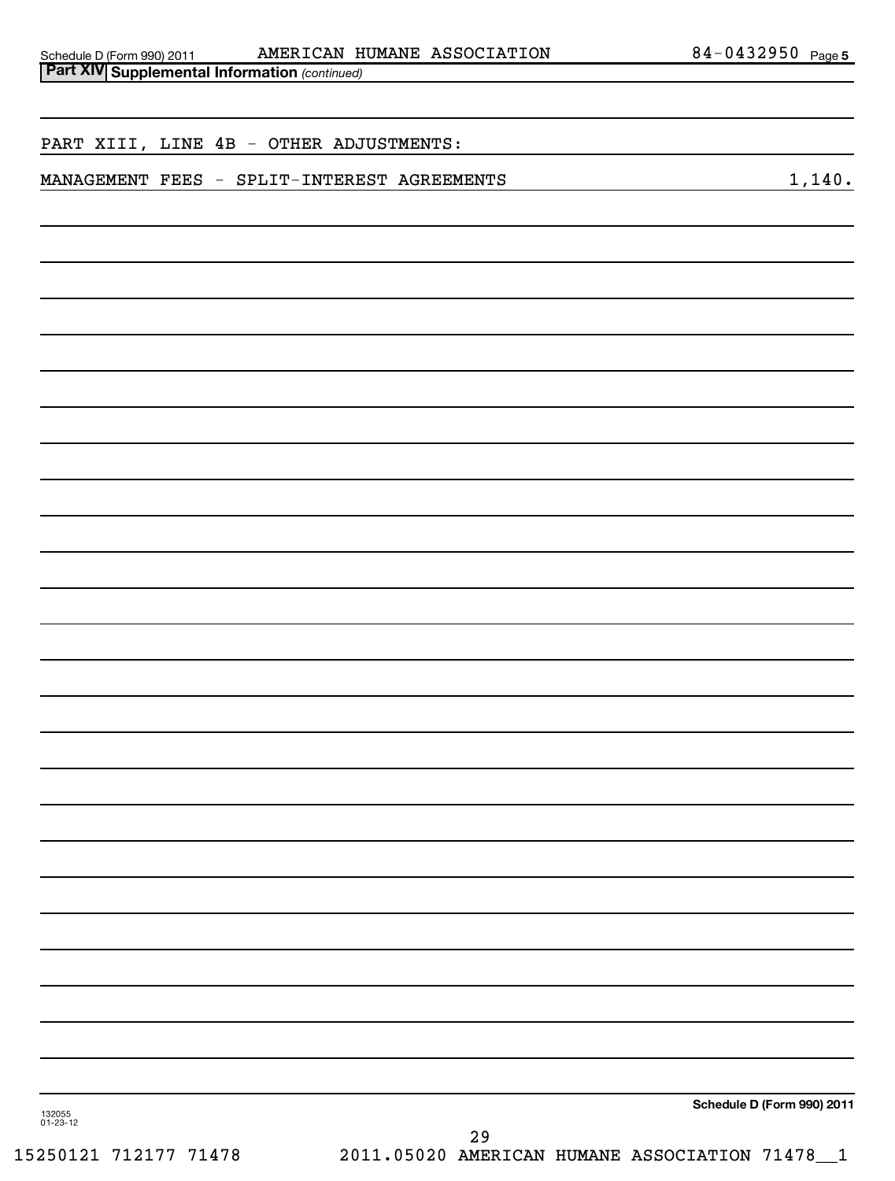Schedule D (Form 990) 2011 AMERICAN HUMANE ASSOCIATION 84-0432950 Page 5

**Part XIV Supplemental Information** *(continued)*

PART XIII, LINE 4B - OTHER ADJUSTMENTS:

| MANAGEMENT FEES - SPLIT-INTEREST AGREEMENTS | 1,140. |
|---|---|

**Schedule D (Form 990) 2011**

132055 01-23-12

15250121 712177 71478 2011.05020 AMERICAN HUMANE ASSOCIATION 71478__1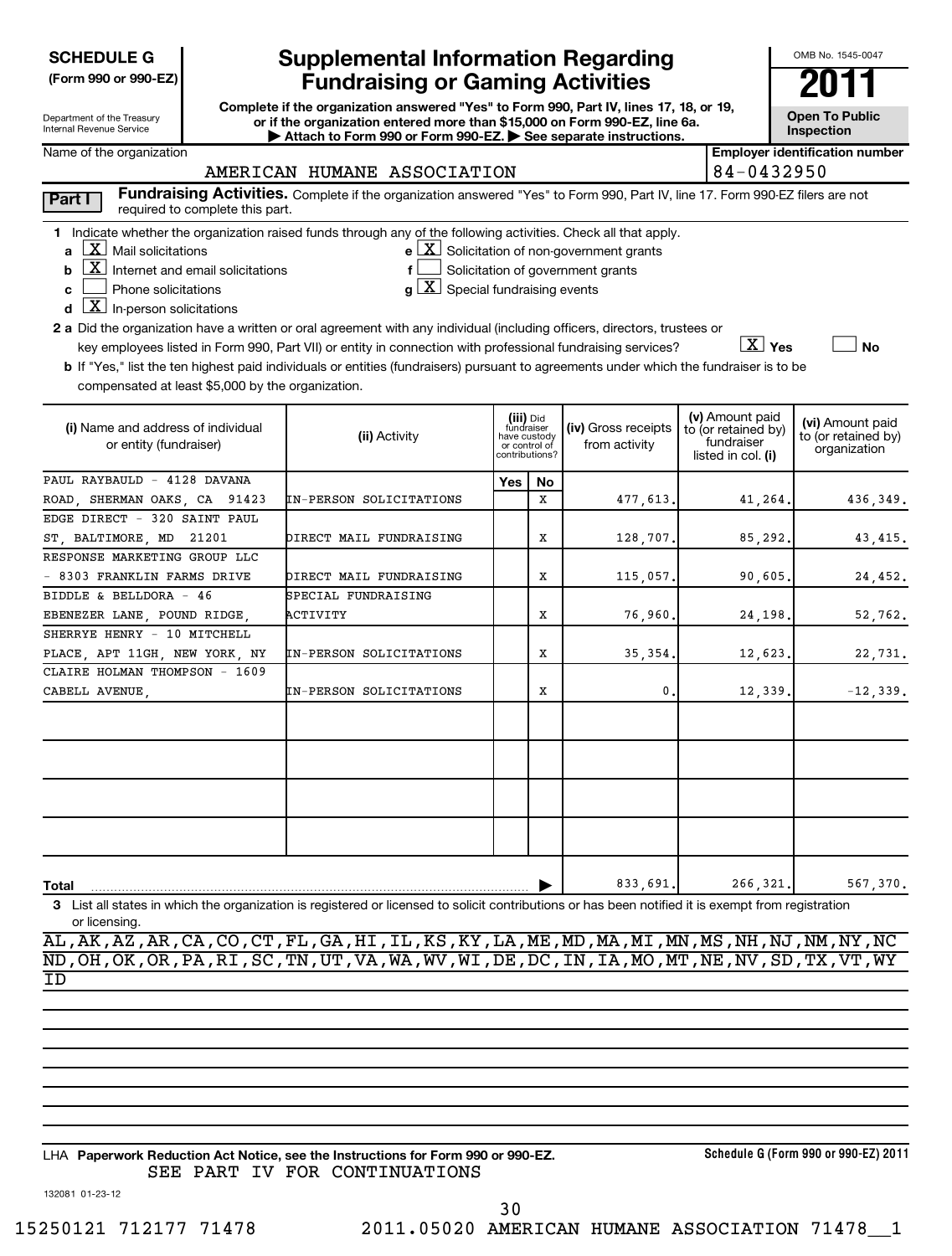**SCHEDULE G**
**(Form 990 or 990-EZ)**

Department of the Treasury
Internal Revenue Service

# Supplemental Information Regarding Fundraising or Gaming Activities

**Complete if the organization answered "Yes" to Form 990, Part IV, lines 17, 18, or 19, or if the organization entered more than $15,000 on Form 990-EZ, line 6a.**
**▶ Attach to Form 990 or Form 990-EZ. ▶ See separate instructions.**

OMB No. 1545-0047

**2011**

**Open To Public Inspection**

Name of the organization: AMERICAN HUMANE ASSOCIATION

Employer identification number: 84-0432950

**Part I** **Fundraising Activities.** Complete if the organization answered "Yes" to Form 990, Part IV, line 17. Form 990-EZ filers are not required to complete this part.

1 Indicate whether the organization raised funds through any of the following activities. Check all that apply.

- a [X] Mail solicitations
- b [X] Internet and email solicitations
- c [ ] Phone solicitations
- d [X] In-person solicitations
- e [X] Solicitation of non-government grants
- f [ ] Solicitation of government grants
- g [X] Special fundraising events

2 a Did the organization have a written or oral agreement with any individual (including officers, directors, trustees or key employees listed in Form 990, Part VII) or entity in connection with professional fundraising services? [X] Yes [ ] No

b If "Yes," list the ten highest paid individuals or entities (fundraisers) pursuant to agreements under which the fundraiser is to be compensated at least $5,000 by the organization.

| (i) Name and address of individual or entity (fundraiser) | (ii) Activity | (iii) Did fundraiser have custody or control of contributions? Yes | No | (iv) Gross receipts from activity | (v) Amount paid to (or retained by) fundraiser listed in col. (i) | (vi) Amount paid to (or retained by) organization |
|---|---|---|---|---|---|---|
| PAUL RAYBAULD - 4128 DAVANA ROAD, SHERMAN OAKS, CA 91423 | IN-PERSON SOLICITATIONS | | X | 477,613. | 41,264. | 436,349. |
| EDGE DIRECT - 320 SAINT PAUL ST, BALTIMORE, MD 21201 | DIRECT MAIL FUNDRAISING | | X | 128,707. | 85,292. | 43,415. |
| RESPONSE MARKETING GROUP LLC - 8303 FRANKLIN FARMS DRIVE | DIRECT MAIL FUNDRAISING | | X | 115,057. | 90,605. | 24,452. |
| BIDDLE & BELLDORA - 46 EBENEZER LANE, POUND RIDGE, | SPECIAL FUNDRAISING ACTIVITY | | X | 76,960. | 24,198. | 52,762. |
| SHERRYE HENRY - 10 MITCHELL PLACE, APT 11GH, NEW YORK, NY | IN-PERSON SOLICITATIONS | | X | 35,354. | 12,623. | 22,731. |
| CLAIRE HOLMAN THOMPSON - 1609 CABELL AVENUE, | IN-PERSON SOLICITATIONS | | X | 0. | 12,339. | -12,339. |
| | | | | | | |
| | | | | | | |
| | | | | | | |
| | | | | | | |
| **Total** | | | ▶ | 833,691. | 266,321. | 567,370. |

3 List all states in which the organization is registered or licensed to solicit contributions or has been notified it is exempt from registration or licensing.

AL,AK,AZ,AR,CA,CO,CT,FL,GA,HI,IL,KS,KY,LA,ME,MD,MA,MI,MN,MS,NH,NJ,NM,NY,NC
ND,OH,OK,OR,PA,RI,SC,TN,UT,VA,WA,WV,WI,DE,DC,IN,IA,MO,MT,NE,NV,SD,TX,VT,WY
ID

LHA **Paperwork Reduction Act Notice, see the Instructions for Form 990 or 990-EZ.**

**Schedule G (Form 990 or 990-EZ) 2011**

SEE PART IV FOR CONTINUATIONS

132081 01-23-12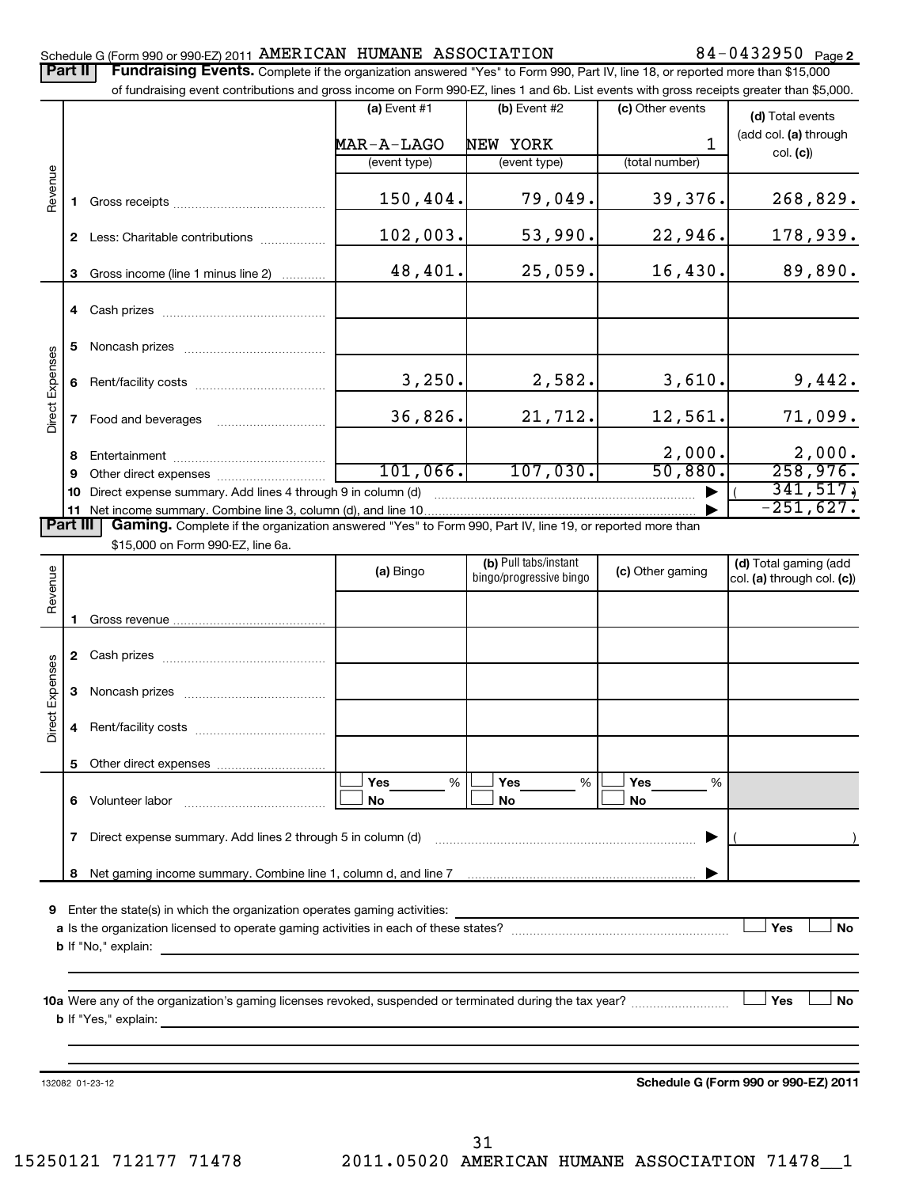Schedule G (Form 990 or 990-EZ) 2011 AMERICAN HUMANE ASSOCIATION 84-0432950 Page 2

**Part II** **Fundraising Events.** Complete if the organization answered "Yes" to Form 990, Part IV, line 18, or reported more than $15,000 of fundraising event contributions and gross income on Form 990-EZ, lines 1 and 6b. List events with gross receipts greater than $5,000.

| | | (a) Event #1 | (b) Event #2 | (c) Other events | (d) Total events (add col. (a) through col. (c)) |
|---|---|---|---|---|---|
| | | MAR-A-LAGO (event type) | NEW YORK (event type) | 1 (total number) | |
| Revenue | 1 Gross receipts | 150,404. | 79,049. | 39,376. | 268,829. |
| | 2 Less: Charitable contributions | 102,003. | 53,990. | 22,946. | 178,939. |
| | 3 Gross income (line 1 minus line 2) | 48,401. | 25,059. | 16,430. | 89,890. |
| Direct Expenses | 4 Cash prizes | | | | |
| | 5 Noncash prizes | | | | |
| | 6 Rent/facility costs | 3,250. | 2,582. | 3,610. | 9,442. |
| | 7 Food and beverages | 36,826. | 21,712. | 12,561. | 71,099. |
| | 8 Entertainment | | | 2,000. | 2,000. |
| | 9 Other direct expenses | 101,066. | 107,030. | 50,880. | 258,976. |
| | 10 Direct expense summary. Add lines 4 through 9 in column (d) | | | ▶ | ( 341,517.) |
| | 11 Net income summary. Combine line 3, column (d), and line 10 | | | ▶ | -251,627. |

**Part III** **Gaming.** Complete if the organization answered "Yes" to Form 990, Part IV, line 19, or reported more than $15,000 on Form 990-EZ, line 6a.

| | | (a) Bingo | (b) Pull tabs/instant bingo/progressive bingo | (c) Other gaming | (d) Total gaming (add col. (a) through col. (c)) |
|---|---|---|---|---|---|
| Revenue | 1 Gross revenue | | | | |
| Direct Expenses | 2 Cash prizes | | | | |
| | 3 Noncash prizes | | | | |
| | 4 Rent/facility costs | | | | |
| | 5 Other direct expenses | | | | |
| | 6 Volunteer labor | ☐ Yes ___ % ☐ No | ☐ Yes ___ % ☐ No | ☐ Yes ___ % ☐ No | |
| | 7 Direct expense summary. Add lines 2 through 5 in column (d) | | | ▶ | ( ) |
| | 8 Net gaming income summary. Combine line 1, column d, and line 7 | | | ▶ | |

9 Enter the state(s) in which the organization operates gaming activities:

a Is the organization licensed to operate gaming activities in each of these states? ☐ Yes ☐ No

b If "No," explain:

10a Were any of the organization's gaming licenses revoked, suspended or terminated during the tax year? ☐ Yes ☐ No

b If "Yes," explain:

132082 01-23-12

**Schedule G (Form 990 or 990-EZ) 2011**

15250121 712177 71478 2011.05020 AMERICAN HUMANE ASSOCIATION 71478__1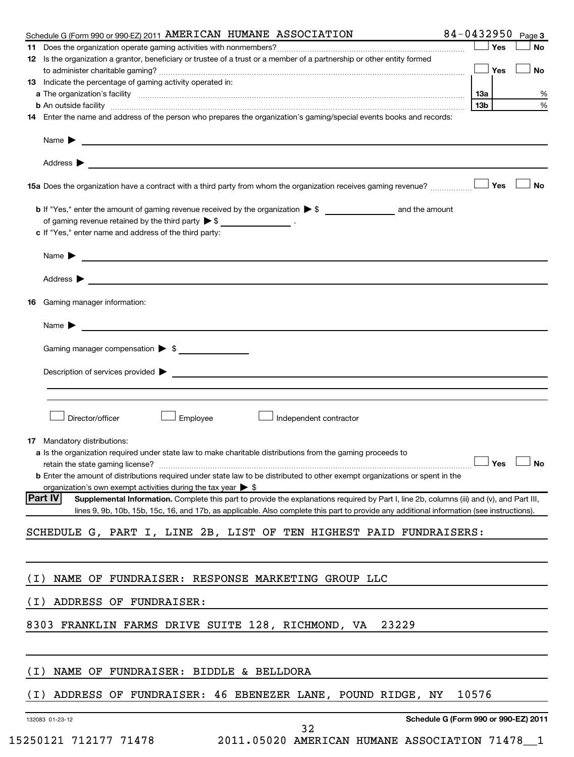Schedule G (Form 990 or 990-EZ) 2011 AMERICAN HUMANE ASSOCIATION 84-0432950 Page 3

**11** Does the organization operate gaming activities with nonmembers? ☐ Yes ☐ No

**12** Is the organization a grantor, beneficiary or trustee of a trust or a member of a partnership or other entity formed to administer charitable gaming? ☐ Yes ☐ No

**13** Indicate the percentage of gaming activity operated in:

**a** The organization's facility **13a** %

**b** An outside facility **13b** %

**14** Enter the name and address of the person who prepares the organization's gaming/special events books and records:

Name ▶

Address ▶

**15a** Does the organization have a contract with a third party from whom the organization receives gaming revenue? ☐ Yes ☐ No

**b** If "Yes," enter the amount of gaming revenue received by the organization ▶ $ ______ and the amount of gaming revenue retained by the third party ▶ $ ______ .

**c** If "Yes," enter name and address of the third party:

Name ▶

Address ▶

**16** Gaming manager information:

Name ▶

Gaming manager compensation ▶ $

Description of services provided ▶

☐ Director/officer ☐ Employee ☐ Independent contractor

**17** Mandatory distributions:

**a** Is the organization required under state law to make charitable distributions from the gaming proceeds to retain the state gaming license? ☐ Yes ☐ No

**b** Enter the amount of distributions required under state law to be distributed to other exempt organizations or spent in the organization's own exempt activities during the tax year ▶ $

**Part IV** **Supplemental Information.** Complete this part to provide the explanations required by Part I, line 2b, columns (iii) and (v), and Part III, lines 9, 9b, 10b, 15b, 15c, 16, and 17b, as applicable. Also complete this part to provide any additional information (see instructions).

SCHEDULE G, PART I, LINE 2B, LIST OF TEN HIGHEST PAID FUNDRAISERS:

(I) NAME OF FUNDRAISER: RESPONSE MARKETING GROUP LLC

(I) ADDRESS OF FUNDRAISER:

8303 FRANKLIN FARMS DRIVE SUITE 128, RICHMOND, VA 23229

(I) NAME OF FUNDRAISER: BIDDLE & BELLDORA

(I) ADDRESS OF FUNDRAISER: 46 EBENEZER LANE, POUND RIDGE, NY 10576

132083 01-23-12 **Schedule G (Form 990 or 990-EZ) 2011**

15250121 712177 71478 2011.05020 AMERICAN HUMANE ASSOCIATION 71478__1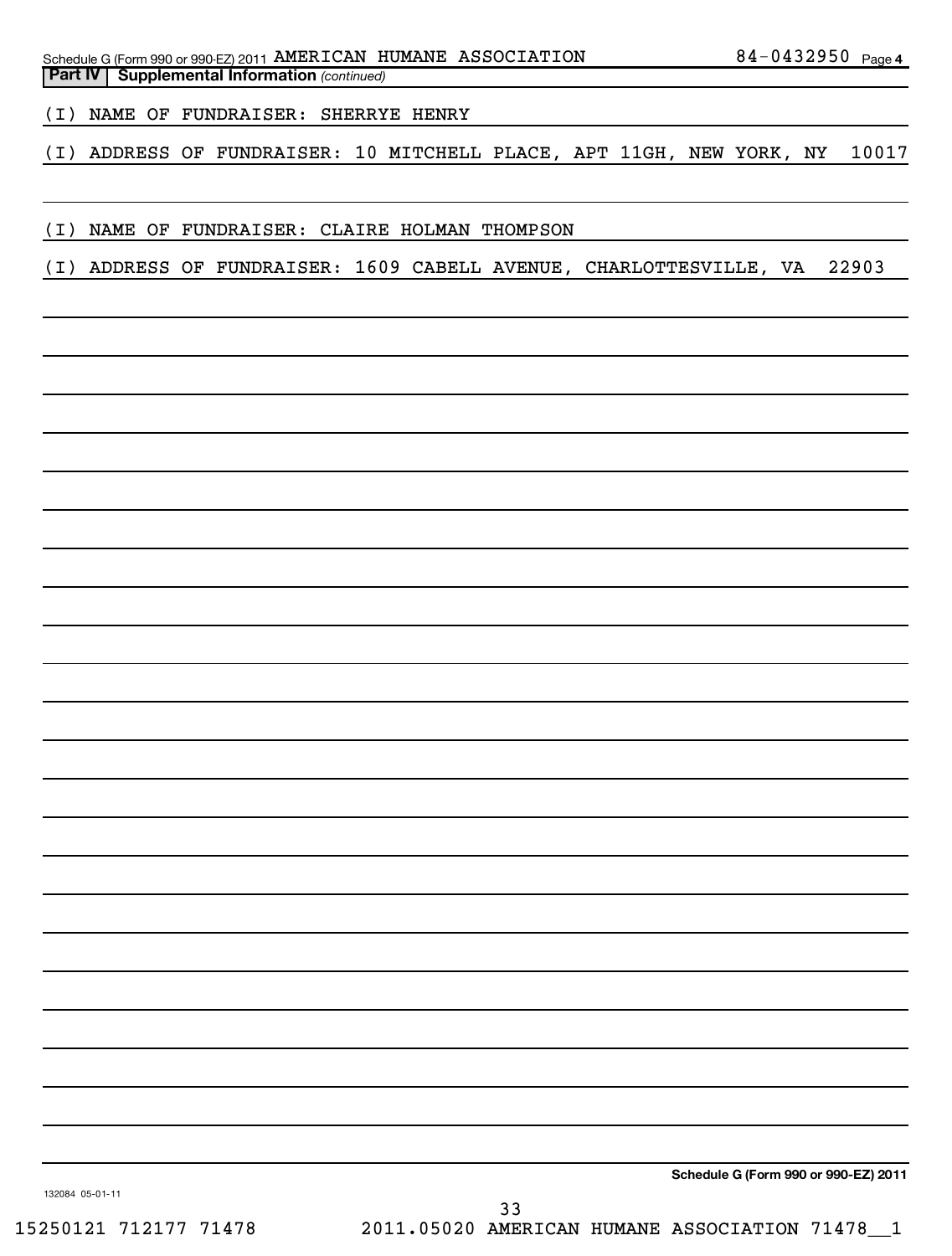## Part IV | Supplemental Information *(continued)*

(I) NAME OF FUNDRAISER: SHERRYE HENRY

(I) ADDRESS OF FUNDRAISER: 10 MITCHELL PLACE, APT 11GH, NEW YORK, NY 10017

(I) NAME OF FUNDRAISER: CLAIRE HOLMAN THOMPSON

(I) ADDRESS OF FUNDRAISER: 1609 CABELL AVENUE, CHARLOTTESVILLE, VA 22903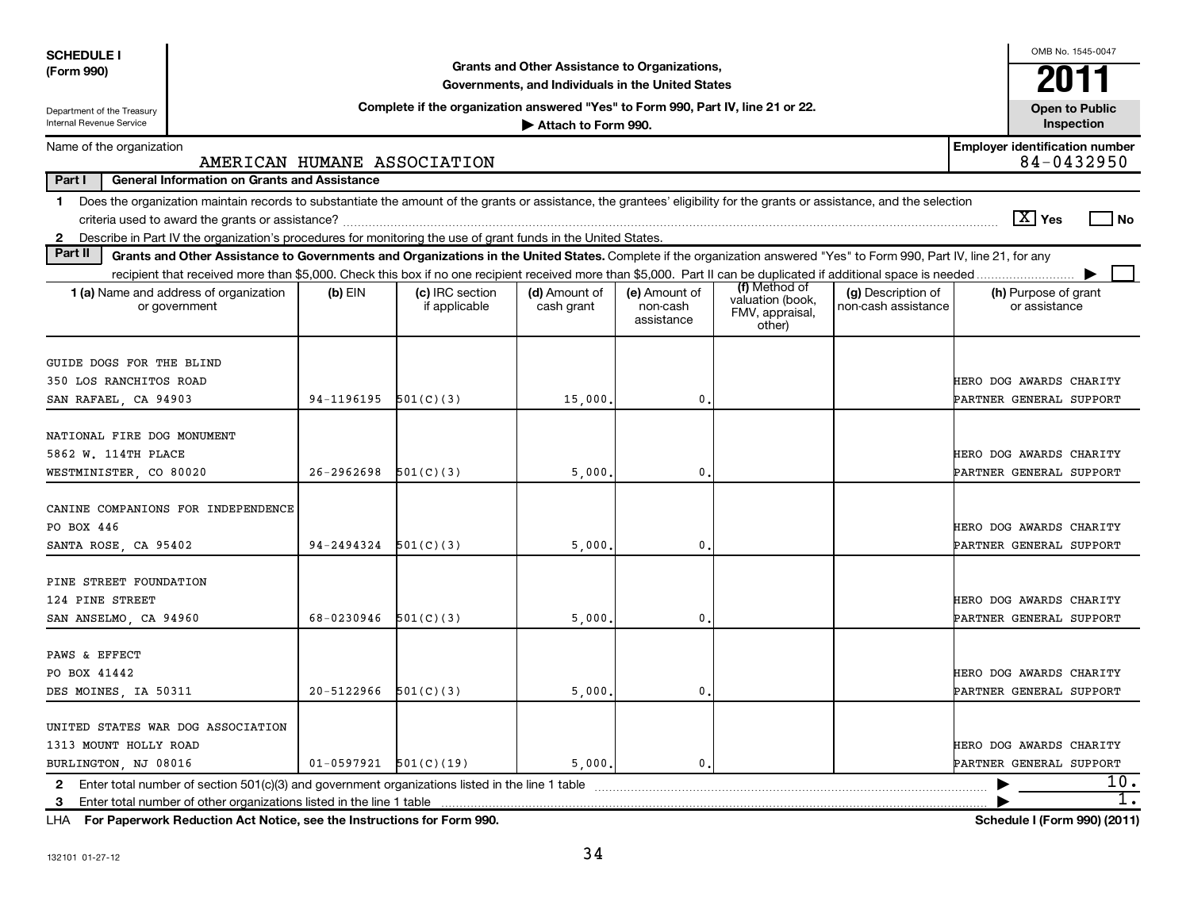**SCHEDULE I**
**(Form 990)**

Department of the Treasury
Internal Revenue Service

**Grants and Other Assistance to Organizations, Governments, and Individuals in the United States**

**Complete if the organization answered "Yes" to Form 990, Part IV, line 21 or 22.**
**▶ Attach to Form 990.**

OMB No. 1545-0047

**2011**

**Open to Public Inspection**

Name of the organization: AMERICAN HUMANE ASSOCIATION

**Employer identification number** 84-0432950

**Part I General Information on Grants and Assistance**

1 Does the organization maintain records to substantiate the amount of the grants or assistance, the grantees' eligibility for the grants or assistance, and the selection criteria used to award the grants or assistance? [X] Yes [ ] No

2 Describe in Part IV the organization's procedures for monitoring the use of grant funds in the United States.

**Part II Grants and Other Assistance to Governments and Organizations in the United States.** Complete if the organization answered "Yes" to Form 990, Part IV, line 21, for any recipient that received more than $5,000. Check this box if no one recipient received more than $5,000. Part II can be duplicated if additional space is needed ▶ [ ]

| 1 (a) Name and address of organization or government | (b) EIN | (c) IRC section if applicable | (d) Amount of cash grant | (e) Amount of non-cash assistance | (f) Method of valuation (book, FMV, appraisal, other) | (g) Description of non-cash assistance | (h) Purpose of grant or assistance |
|---|---|---|---|---|---|---|---|
| GUIDE DOGS FOR THE BLIND<br>350 LOS RANCHITOS ROAD<br>SAN RAFAEL, CA 94903 | 94-1196195 | 501(C)(3) | 15,000. | 0. | | | HERO DOG AWARDS CHARITY PARTNER GENERAL SUPPORT |
| NATIONAL FIRE DOG MONUMENT<br>5862 W. 114TH PLACE<br>WESTMINISTER, CO 80020 | 26-2962698 | 501(C)(3) | 5,000. | 0. | | | HERO DOG AWARDS CHARITY PARTNER GENERAL SUPPORT |
| CANINE COMPANIONS FOR INDEPENDENCE<br>PO BOX 446<br>SANTA ROSE, CA 95402 | 94-2494324 | 501(C)(3) | 5,000. | 0. | | | HERO DOG AWARDS CHARITY PARTNER GENERAL SUPPORT |
| PINE STREET FOUNDATION<br>124 PINE STREET<br>SAN ANSELMO, CA 94960 | 68-0230946 | 501(C)(3) | 5,000. | 0. | | | HERO DOG AWARDS CHARITY PARTNER GENERAL SUPPORT |
| PAWS & EFFECT<br>PO BOX 41442<br>DES MOINES, IA 50311 | 20-5122966 | 501(C)(3) | 5,000. | 0. | | | HERO DOG AWARDS CHARITY PARTNER GENERAL SUPPORT |
| UNITED STATES WAR DOG ASSOCIATION<br>1313 MOUNT HOLLY ROAD<br>BURLINGTON, NJ 08016 | 01-0597921 | 501(C)(19) | 5,000. | 0. | | | HERO DOG AWARDS CHARITY PARTNER GENERAL SUPPORT |

2 Enter total number of section 501(c)(3) and government organizations listed in the line 1 table ▶ 10.

3 Enter total number of other organizations listed in the line 1 table ▶ 1.

LHA **For Paperwork Reduction Act Notice, see the Instructions for Form 990.** **Schedule I (Form 990) (2011)**

132101 01-27-12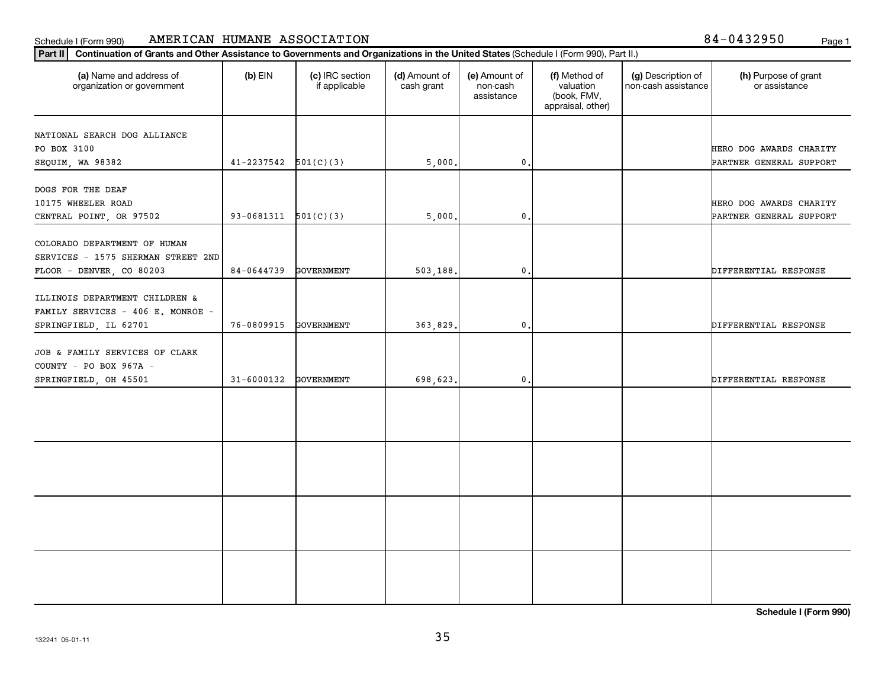Schedule I (Form 990) AMERICAN HUMANE ASSOCIATION 84-0432950

**Part II** **Continuation of Grants and Other Assistance to Governments and Organizations in the United States** (Schedule I (Form 990), Part II.)

| (a) Name and address of organization or government | (b) EIN | (c) IRC section if applicable | (d) Amount of cash grant | (e) Amount of non-cash assistance | (f) Method of valuation (book, FMV, appraisal, other) | (g) Description of non-cash assistance | (h) Purpose of grant or assistance |
|---|---|---|---|---|---|---|---|
| NATIONAL SEARCH DOG ALLIANCE PO BOX 3100 SEQUIM, WA 98382 | 41-2237542 | 501(C)(3) | 5,000. | 0. | | | HERO DOG AWARDS CHARITY PARTNER GENERAL SUPPORT |
| DOGS FOR THE DEAF 10175 WHEELER ROAD CENTRAL POINT, OR 97502 | 93-0681311 | 501(C)(3) | 5,000. | 0. | | | HERO DOG AWARDS CHARITY PARTNER GENERAL SUPPORT |
| COLORADO DEPARTMENT OF HUMAN SERVICES - 1575 SHERMAN STREET 2ND FLOOR - DENVER, CO 80203 | 84-0644739 | GOVERNMENT | 503,188. | 0. | | | DIFFERENTIAL RESPONSE |
| ILLINOIS DEPARTMENT CHILDREN & FAMILY SERVICES - 406 E. MONROE - SPRINGFIELD, IL 62701 | 76-0809915 | GOVERNMENT | 363,829. | 0. | | | DIFFERENTIAL RESPONSE |
| JOB & FAMILY SERVICES OF CLARK COUNTY - PO BOX 967A - SPRINGFIELD, OH 45501 | 31-6000132 | GOVERNMENT | 698,623. | 0. | | | DIFFERENTIAL RESPONSE |
| | | | | | | | |
| | | | | | | | |
| | | | | | | | |
| | | | | | | | |

**Schedule I (Form 990)**

132241 05-01-11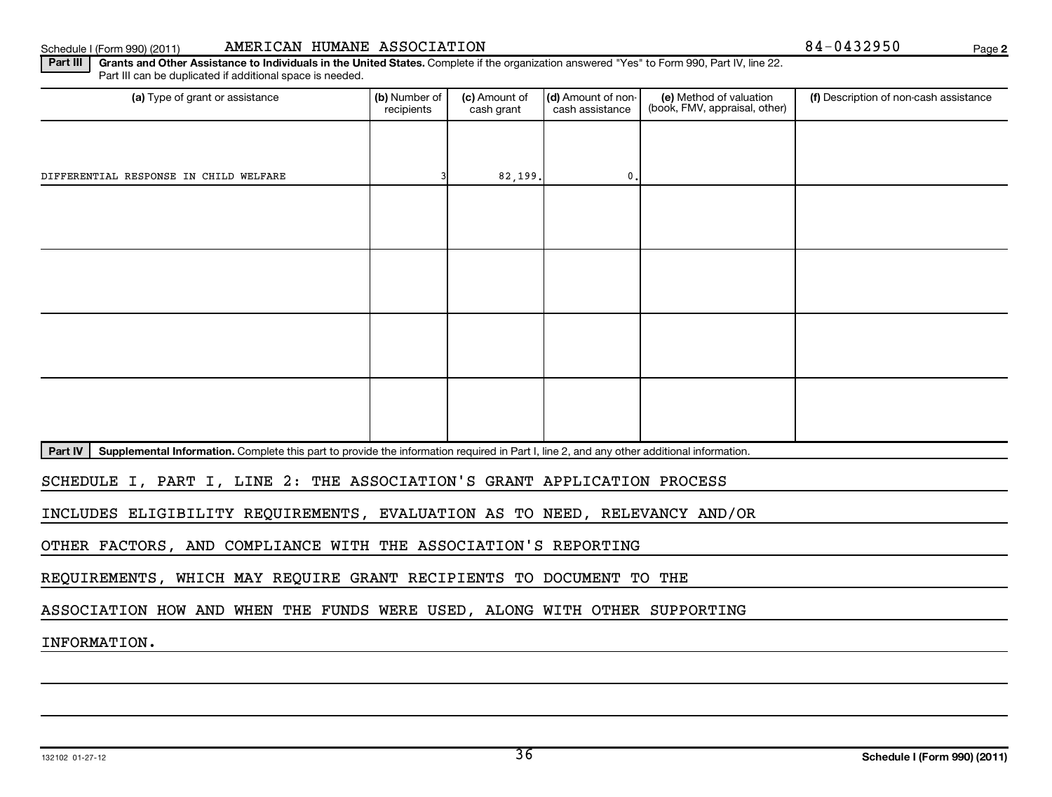Schedule I (Form 990) (2011) AMERICAN HUMANE ASSOCIATION 84-0432950

**Part III** **Grants and Other Assistance to Individuals in the United States.** Complete if the organization answered "Yes" to Form 990, Part IV, line 22. Part III can be duplicated if additional space is needed.

| (a) Type of grant or assistance | (b) Number of recipients | (c) Amount of cash grant | (d) Amount of non-cash assistance | (e) Method of valuation (book, FMV, appraisal, other) | (f) Description of non-cash assistance |
|---|---|---|---|---|---|
| DIFFERENTIAL RESPONSE IN CHILD WELFARE | 3 | 82,199. | 0. | | |
| | | | | | |
| | | | | | |
| | | | | | |
| | | | | | |

**Part IV** **Supplemental Information.** Complete this part to provide the information required in Part I, line 2, and any other additional information.

SCHEDULE I, PART I, LINE 2: THE ASSOCIATION'S GRANT APPLICATION PROCESS INCLUDES ELIGIBILITY REQUIREMENTS, EVALUATION AS TO NEED, RELEVANCY AND/OR OTHER FACTORS, AND COMPLIANCE WITH THE ASSOCIATION'S REPORTING REQUIREMENTS, WHICH MAY REQUIRE GRANT RECIPIENTS TO DOCUMENT TO THE ASSOCIATION HOW AND WHEN THE FUNDS WERE USED, ALONG WITH OTHER SUPPORTING INFORMATION.

132102 01-27-12 **Schedule I (Form 990) (2011)**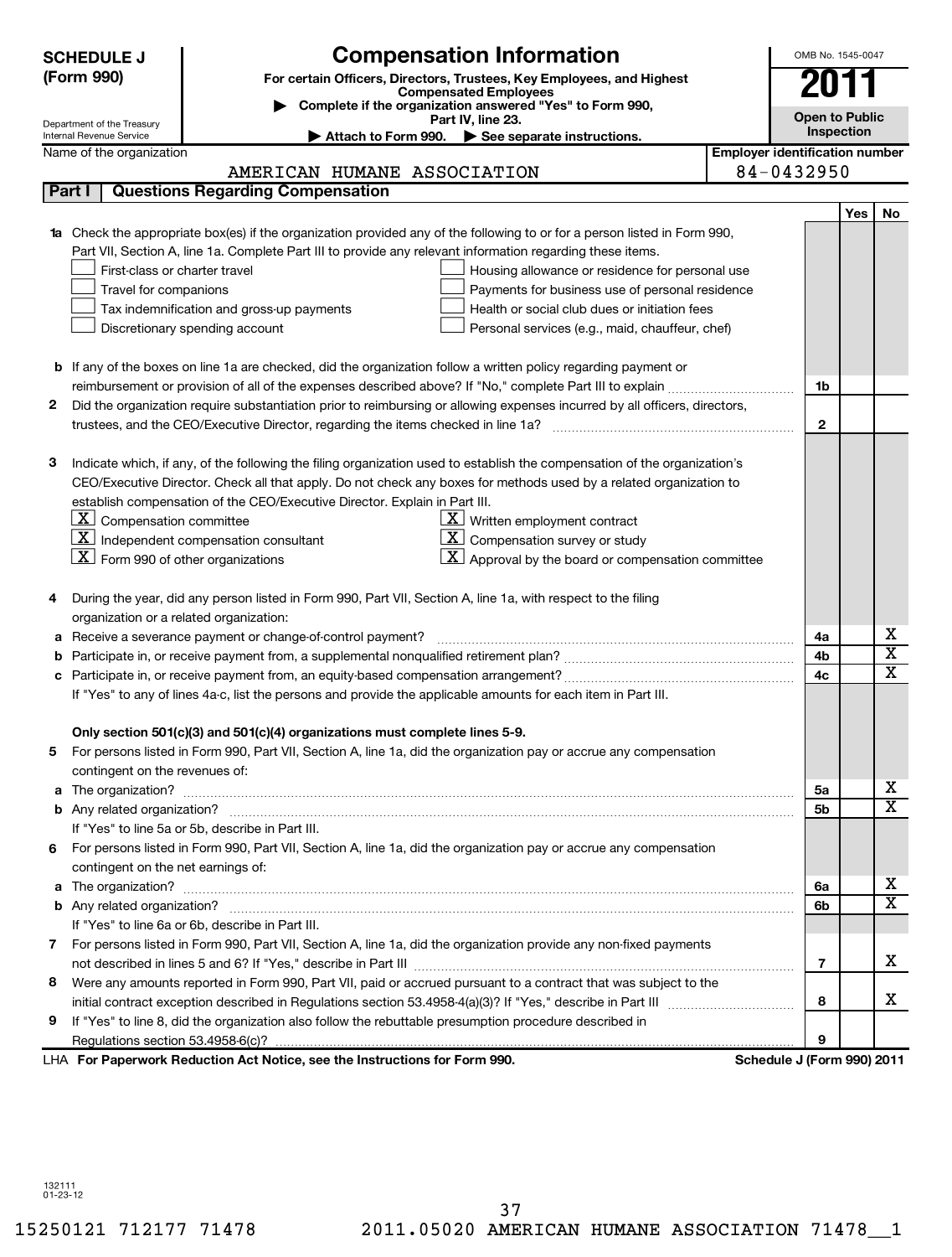**SCHEDULE J (Form 990)**

# Compensation Information

**For certain Officers, Directors, Trustees, Key Employees, and Highest Compensated Employees**

▶ Complete if the organization answered "Yes" to Form 990, Part IV, line 23.

▶ Attach to Form 990. ▶ See separate instructions.

Department of the Treasury
Internal Revenue Service

OMB No. 1545-0047

**2011**

**Open to Public Inspection**

Name of the organization: AMERICAN HUMANE ASSOCIATION

Employer identification number: 84-0432950

## Part I Questions Regarding Compensation

| | | | Yes | No |
|---|---|---|---|---|
| **1a** | Check the appropriate box(es) if the organization provided any of the following to or for a person listed in Form 990, Part VII, Section A, line 1a. Complete Part III to provide any relevant information regarding these items.<br>☐ First-class or charter travel ☐ Housing allowance or residence for personal use<br>☐ Travel for companions ☐ Payments for business use of personal residence<br>☐ Tax indemnification and gross-up payments ☐ Health or social club dues or initiation fees<br>☐ Discretionary spending account ☐ Personal services (e.g., maid, chauffeur, chef) | | | |
| **b** | If any of the boxes on line 1a are checked, did the organization follow a written policy regarding payment or reimbursement or provision of all of the expenses described above? If "No," complete Part III to explain | 1b | | |
| **2** | Did the organization require substantiation prior to reimbursing or allowing expenses incurred by all officers, directors, trustees, and the CEO/Executive Director, regarding the items checked in line 1a? | 2 | | |
| **3** | Indicate which, if any, of the following the filing organization used to establish the compensation of the organization's CEO/Executive Director. Check all that apply. Do not check any boxes for methods used by a related organization to establish compensation of the CEO/Executive Director. Explain in Part III.<br>☒ Compensation committee ☒ Written employment contract<br>☒ Independent compensation consultant ☒ Compensation survey or study<br>☒ Form 990 of other organizations ☒ Approval by the board or compensation committee | | | |
| **4** | During the year, did any person listed in Form 990, Part VII, Section A, line 1a, with respect to the filing organization or a related organization: | | | |
| **a** | Receive a severance payment or change-of-control payment? | 4a | | X |
| **b** | Participate in, or receive payment from, a supplemental nonqualified retirement plan? | 4b | | X |
| **c** | Participate in, or receive payment from, an equity-based compensation arrangement? | 4c | | X |
| | If "Yes" to any of lines 4a-c, list the persons and provide the applicable amounts for each item in Part III. | | | |
| | **Only section 501(c)(3) and 501(c)(4) organizations must complete lines 5-9.** | | | |
| **5** | For persons listed in Form 990, Part VII, Section A, line 1a, did the organization pay or accrue any compensation contingent on the revenues of: | | | |
| **a** | The organization? | 5a | | X |
| **b** | Any related organization? | 5b | | X |
| | If "Yes" to line 5a or 5b, describe in Part III. | | | |
| **6** | For persons listed in Form 990, Part VII, Section A, line 1a, did the organization pay or accrue any compensation contingent on the net earnings of: | | | |
| **a** | The organization? | 6a | | X |
| **b** | Any related organization? | 6b | | X |
| | If "Yes" to line 6a or 6b, describe in Part III. | | | |
| **7** | For persons listed in Form 990, Part VII, Section A, line 1a, did the organization provide any non-fixed payments not described in lines 5 and 6? If "Yes," describe in Part III | 7 | | X |
| **8** | Were any amounts reported in Form 990, Part VII, paid or accrued pursuant to a contract that was subject to the initial contract exception described in Regulations section 53.4958-4(a)(3)? If "Yes," describe in Part III | 8 | | X |
| **9** | If "Yes" to line 8, did the organization also follow the rebuttable presumption procedure described in Regulations section 53.4958-6(c)? | 9 | | |

LHA **For Paperwork Reduction Act Notice, see the Instructions for Form 990.** **Schedule J (Form 990) 2011**

132111
01-23-12

15250121 712177 71478 2011.05020 AMERICAN HUMANE ASSOCIATION 71478__1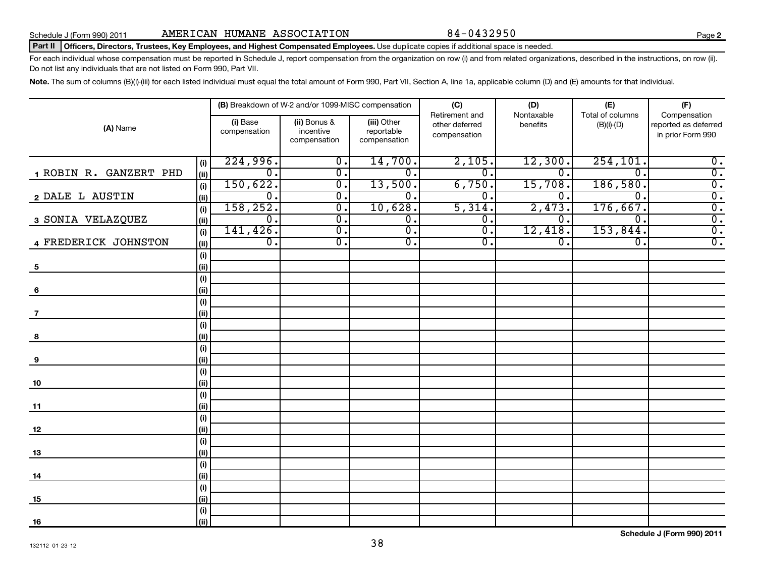Schedule J (Form 990) 2011 AMERICAN HUMANE ASSOCIATION 84-0432950 Page **2**

**Part II** **Officers, Directors, Trustees, Key Employees, and Highest Compensated Employees.** Use duplicate copies if additional space is needed.

For each individual whose compensation must be reported in Schedule J, report compensation from the organization on row (i) and from related organizations, described in the instructions, on row (ii). Do not list any individuals that are not listed on Form 990, Part VII.

**Note.** The sum of columns (B)(i)-(iii) for each listed individual must equal the total amount of Form 990, Part VII, Section A, line 1a, applicable column (D) and (E) amounts for that individual.

| (A) Name | | (B) Breakdown of W-2 and/or 1099-MISC compensation | | | (C) Retirement and other deferred compensation | (D) Nontaxable benefits | (E) Total of columns (B)(i)-(D) | (F) Compensation reported as deferred in prior Form 990 |
|---|---|---|---|---|---|---|---|---|
| | | (i) Base compensation | (ii) Bonus & incentive compensation | (iii) Other reportable compensation | | | | |
| 1 ROBIN R. GANZERT PHD | (i) | 224,996. | 0. | 14,700. | 2,105. | 12,300. | 254,101. | 0. |
| | (ii) | 0. | 0. | 0. | 0. | 0. | 0. | 0. |
| 2 DALE L AUSTIN | (i) | 150,622. | 0. | 13,500. | 6,750. | 15,708. | 186,580. | 0. |
| | (ii) | 0. | 0. | 0. | 0. | 0. | 0. | 0. |
| 3 SONIA VELAZQUEZ | (i) | 158,252. | 0. | 10,628. | 5,314. | 2,473. | 176,667. | 0. |
| | (ii) | 0. | 0. | 0. | 0. | 0. | 0. | 0. |
| 4 FREDERICK JOHNSTON | (i) | 141,426. | 0. | 0. | 0. | 12,418. | 153,844. | 0. |
| | (ii) | 0. | 0. | 0. | 0. | 0. | 0. | 0. |
| 5 | (i) | | | | | | | |
| | (ii) | | | | | | | |
| 6 | (i) | | | | | | | |
| | (ii) | | | | | | | |
| 7 | (i) | | | | | | | |
| | (ii) | | | | | | | |
| 8 | (i) | | | | | | | |
| | (ii) | | | | | | | |
| 9 | (i) | | | | | | | |
| | (ii) | | | | | | | |
| 10 | (i) | | | | | | | |
| | (ii) | | | | | | | |
| 11 | (i) | | | | | | | |
| | (ii) | | | | | | | |
| 12 | (i) | | | | | | | |
| | (ii) | | | | | | | |
| 13 | (i) | | | | | | | |
| | (ii) | | | | | | | |
| 14 | (i) | | | | | | | |
| | (ii) | | | | | | | |
| 15 | (i) | | | | | | | |
| | (ii) | | | | | | | |
| 16 | (i) | | | | | | | |
| | (ii) | | | | | | | |

**Schedule J (Form 990) 2011**

132112 01-23-12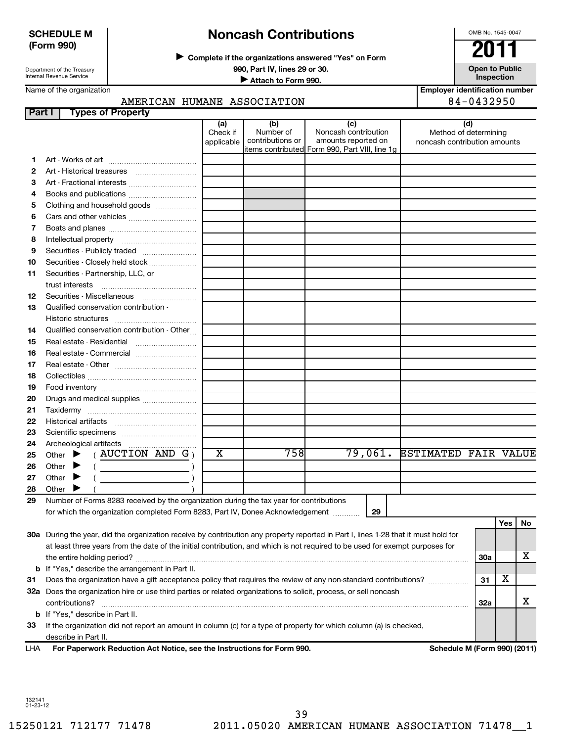**SCHEDULE M (Form 990)**

Department of the Treasury Internal Revenue Service

# Noncash Contributions

▶ Complete if the organizations answered "Yes" on Form 990, Part IV, lines 29 or 30.

▶ Attach to Form 990.

OMB No. 1545-0047

**2011**

**Open to Public Inspection**

Name of the organization: AMERICAN HUMANE ASSOCIATION

Employer identification number: 84-0432950

**Part I — Types of Property**

| | | (a) Check if applicable | (b) Number of contributions or items contributed | (c) Noncash contribution amounts reported on Form 990, Part VIII, line 1g | (d) Method of determining noncash contribution amounts |
|---|---|---|---|---|---|
| 1 | Art - Works of art | | | | |
| 2 | Art - Historical treasures | | | | |
| 3 | Art - Fractional interests | | | | |
| 4 | Books and publications | | | | |
| 5 | Clothing and household goods | | | | |
| 6 | Cars and other vehicles | | | | |
| 7 | Boats and planes | | | | |
| 8 | Intellectual property | | | | |
| 9 | Securities - Publicly traded | | | | |
| 10 | Securities - Closely held stock | | | | |
| 11 | Securities - Partnership, LLC, or trust interests | | | | |
| 12 | Securities - Miscellaneous | | | | |
| 13 | Qualified conservation contribution - Historic structures | | | | |
| 14 | Qualified conservation contribution - Other | | | | |
| 15 | Real estate - Residential | | | | |
| 16 | Real estate - Commercial | | | | |
| 17 | Real estate - Other | | | | |
| 18 | Collectibles | | | | |
| 19 | Food inventory | | | | |
| 20 | Drugs and medical supplies | | | | |
| 21 | Taxidermy | | | | |
| 22 | Historical artifacts | | | | |
| 23 | Scientific specimens | | | | |
| 24 | Archeological artifacts | | | | |
| 25 | Other ▶ ( AUCTION AND G ) | X | 758 | 79,061. | ESTIMATED FAIR VALUE |
| 26 | Other ▶ ( ) | | | | |
| 27 | Other ▶ ( ) | | | | |
| 28 | Other ▶ ( ) | | | | |

**29** Number of Forms 8283 received by the organization during the tax year for contributions for which the organization completed Form 8283, Part IV, Donee Acknowledgement ........ **29**

| | | | Yes | No |
|---|---|---|---|---|
| **30a** | During the year, did the organization receive by contribution any property reported in Part I, lines 1-28 that it must hold for at least three years from the date of the initial contribution, and which is not required to be used for exempt purposes for the entire holding period? | 30a | | X |
| **b** | If "Yes," describe the arrangement in Part II. | | | |
| **31** | Does the organization have a gift acceptance policy that requires the review of any non-standard contributions? | 31 | X | |
| **32a** | Does the organization hire or use third parties or related organizations to solicit, process, or sell noncash contributions? | 32a | | X |
| **b** | If "Yes," describe in Part II. | | | |
| **33** | If the organization did not report an amount in column (c) for a type of property for which column (a) is checked, describe in Part II. | | | |

LHA **For Paperwork Reduction Act Notice, see the Instructions for Form 990.** **Schedule M (Form 990) (2011)**

132141 01-23-12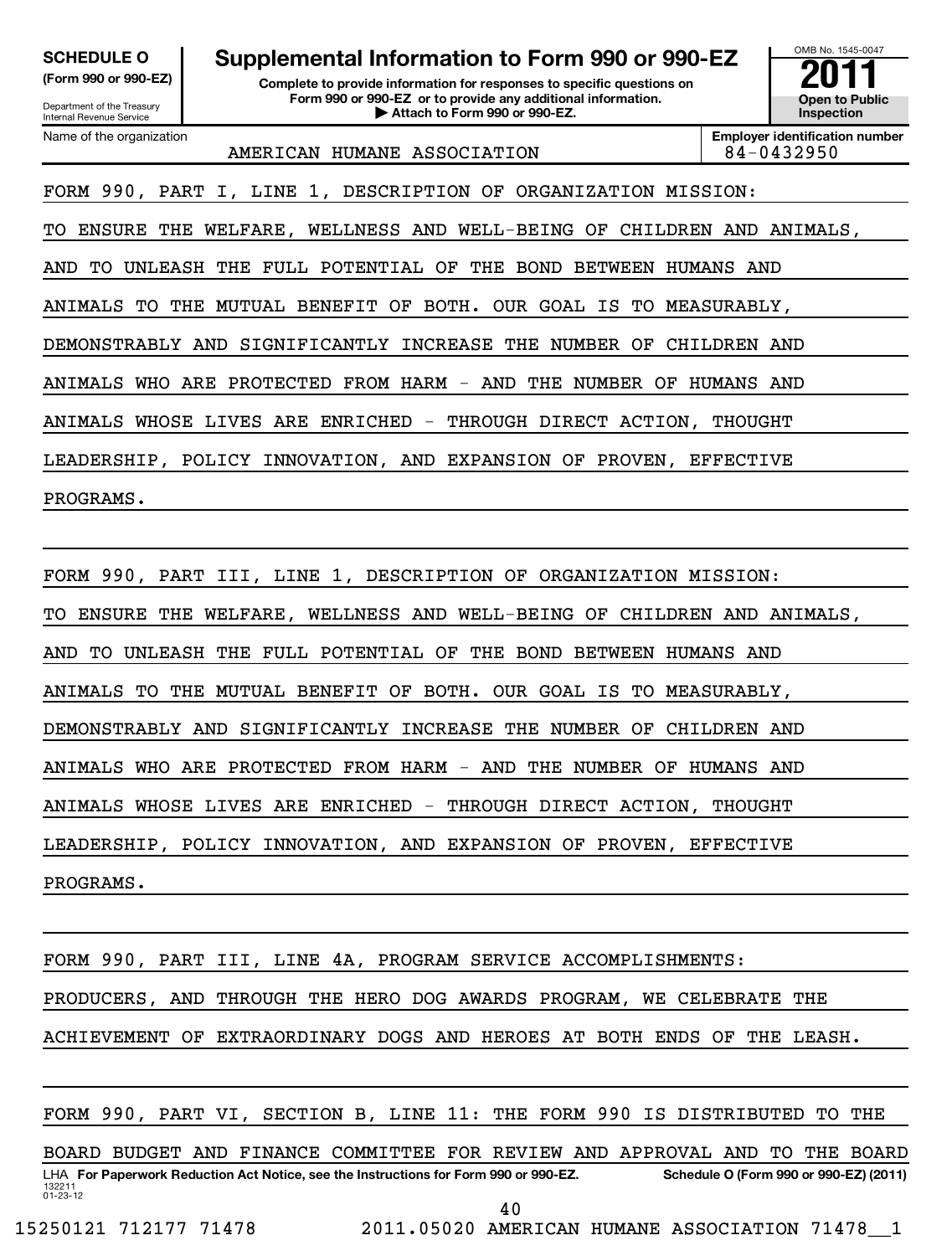**SCHEDULE O** (Form 990 or 990-EZ)

Department of the Treasury
Internal Revenue Service

# Supplemental Information to Form 990 or 990-EZ

**Complete to provide information for responses to specific questions on Form 990 or 990-EZ or to provide any additional information.**
**▶ Attach to Form 990 or 990-EZ.**

OMB No. 1545-0047

**2011**

**Open to Public Inspection**

Name of the organization: AMERICAN HUMANE ASSOCIATION

**Employer identification number:** 84-0432950

FORM 990, PART I, LINE 1, DESCRIPTION OF ORGANIZATION MISSION:

TO ENSURE THE WELFARE, WELLNESS AND WELL-BEING OF CHILDREN AND ANIMALS, AND TO UNLEASH THE FULL POTENTIAL OF THE BOND BETWEEN HUMANS AND ANIMALS TO THE MUTUAL BENEFIT OF BOTH. OUR GOAL IS TO MEASURABLY, DEMONSTRABLY AND SIGNIFICANTLY INCREASE THE NUMBER OF CHILDREN AND ANIMALS WHO ARE PROTECTED FROM HARM - AND THE NUMBER OF HUMANS AND ANIMALS WHOSE LIVES ARE ENRICHED - THROUGH DIRECT ACTION, THOUGHT LEADERSHIP, POLICY INNOVATION, AND EXPANSION OF PROVEN, EFFECTIVE PROGRAMS.

FORM 990, PART III, LINE 1, DESCRIPTION OF ORGANIZATION MISSION:

TO ENSURE THE WELFARE, WELLNESS AND WELL-BEING OF CHILDREN AND ANIMALS, AND TO UNLEASH THE FULL POTENTIAL OF THE BOND BETWEEN HUMANS AND ANIMALS TO THE MUTUAL BENEFIT OF BOTH. OUR GOAL IS TO MEASURABLY, DEMONSTRABLY AND SIGNIFICANTLY INCREASE THE NUMBER OF CHILDREN AND ANIMALS WHO ARE PROTECTED FROM HARM - AND THE NUMBER OF HUMANS AND ANIMALS WHOSE LIVES ARE ENRICHED - THROUGH DIRECT ACTION, THOUGHT LEADERSHIP, POLICY INNOVATION, AND EXPANSION OF PROVEN, EFFECTIVE PROGRAMS.

FORM 990, PART III, LINE 4A, PROGRAM SERVICE ACCOMPLISHMENTS:

PRODUCERS, AND THROUGH THE HERO DOG AWARDS PROGRAM, WE CELEBRATE THE ACHIEVEMENT OF EXTRAORDINARY DOGS AND HEROES AT BOTH ENDS OF THE LEASH.

FORM 990, PART VI, SECTION B, LINE 11: THE FORM 990 IS DISTRIBUTED TO THE BOARD BUDGET AND FINANCE COMMITTEE FOR REVIEW AND APPROVAL AND TO THE BOARD

LHA **For Paperwork Reduction Act Notice, see the Instructions for Form 990 or 990-EZ.** **Schedule O (Form 990 or 990-EZ) (2011)**

132211
01-23-12

15250121 712177 71478 2011.05020 AMERICAN HUMANE ASSOCIATION 71478__1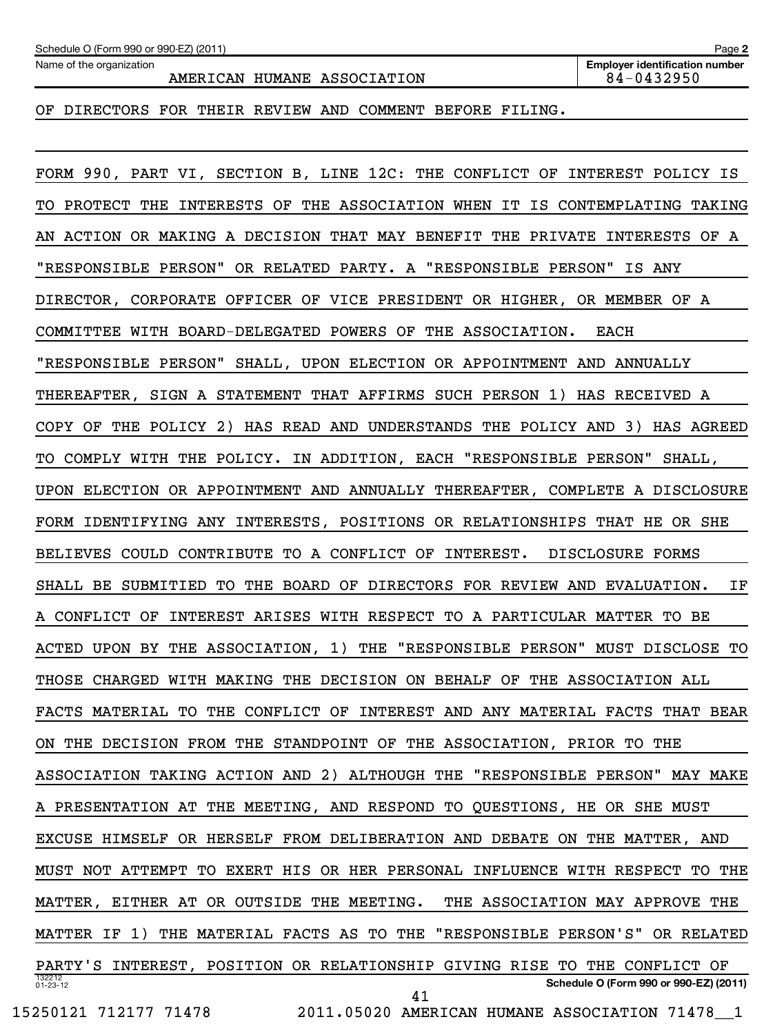Schedule O (Form 990 or 990-EZ) (2011)

Name of the organization: AMERICAN HUMANE ASSOCIATION

Employer identification number: 84-0432950

OF DIRECTORS FOR THEIR REVIEW AND COMMENT BEFORE FILING.

FORM 990, PART VI, SECTION B, LINE 12C: THE CONFLICT OF INTEREST POLICY IS TO PROTECT THE INTERESTS OF THE ASSOCIATION WHEN IT IS CONTEMPLATING TAKING AN ACTION OR MAKING A DECISION THAT MAY BENEFIT THE PRIVATE INTERESTS OF A "RESPONSIBLE PERSON" OR RELATED PARTY. A "RESPONSIBLE PERSON" IS ANY DIRECTOR, CORPORATE OFFICER OF VICE PRESIDENT OR HIGHER, OR MEMBER OF A COMMITTEE WITH BOARD-DELEGATED POWERS OF THE ASSOCIATION. EACH "RESPONSIBLE PERSON" SHALL, UPON ELECTION OR APPOINTMENT AND ANNUALLY THEREAFTER, SIGN A STATEMENT THAT AFFIRMS SUCH PERSON 1) HAS RECEIVED A COPY OF THE POLICY 2) HAS READ AND UNDERSTANDS THE POLICY AND 3) HAS AGREED TO COMPLY WITH THE POLICY. IN ADDITION, EACH "RESPONSIBLE PERSON" SHALL, UPON ELECTION OR APPOINTMENT AND ANNUALLY THEREAFTER, COMPLETE A DISCLOSURE FORM IDENTIFYING ANY INTERESTS, POSITIONS OR RELATIONSHIPS THAT HE OR SHE BELIEVES COULD CONTRIBUTE TO A CONFLICT OF INTEREST. DISCLOSURE FORMS SHALL BE SUBMITIED TO THE BOARD OF DIRECTORS FOR REVIEW AND EVALUATION. IF A CONFLICT OF INTEREST ARISES WITH RESPECT TO A PARTICULAR MATTER TO BE ACTED UPON BY THE ASSOCIATION, 1) THE "RESPONSIBLE PERSON" MUST DISCLOSE TO THOSE CHARGED WITH MAKING THE DECISION ON BEHALF OF THE ASSOCIATION ALL FACTS MATERIAL TO THE CONFLICT OF INTEREST AND ANY MATERIAL FACTS THAT BEAR ON THE DECISION FROM THE STANDPOINT OF THE ASSOCIATION, PRIOR TO THE ASSOCIATION TAKING ACTION AND 2) ALTHOUGH THE "RESPONSIBLE PERSON" MAY MAKE A PRESENTATION AT THE MEETING, AND RESPOND TO QUESTIONS, HE OR SHE MUST EXCUSE HIMSELF OR HERSELF FROM DELIBERATION AND DEBATE ON THE MATTER, AND MUST NOT ATTEMPT TO EXERT HIS OR HER PERSONAL INFLUENCE WITH RESPECT TO THE MATTER, EITHER AT OR OUTSIDE THE MEETING. THE ASSOCIATION MAY APPROVE THE MATTER IF 1) THE MATERIAL FACTS AS TO THE "RESPONSIBLE PERSON'S" OR RELATED PARTY'S INTEREST, POSITION OR RELATIONSHIP GIVING RISE TO THE CONFLICT OF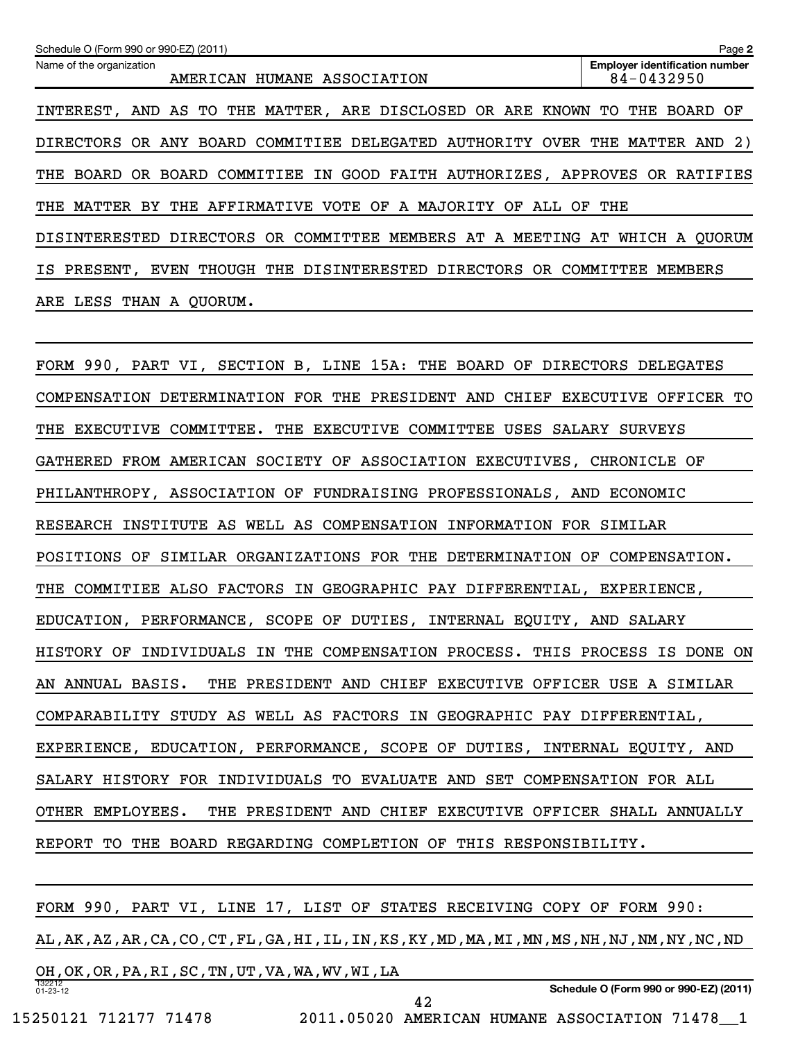Name of the organization: AMERICAN HUMANE ASSOCIATION

Employer identification number: 84-0432950

INTEREST, AND AS TO THE MATTER, ARE DISCLOSED OR ARE KNOWN TO THE BOARD OF DIRECTORS OR ANY BOARD COMMITIEE DELEGATED AUTHORITY OVER THE MATTER AND 2) THE BOARD OR BOARD COMMITIEE IN GOOD FAITH AUTHORIZES, APPROVES OR RATIFIES THE MATTER BY THE AFFIRMATIVE VOTE OF A MAJORITY OF ALL OF THE DISINTERESTED DIRECTORS OR COMMITTEE MEMBERS AT A MEETING AT WHICH A QUORUM IS PRESENT, EVEN THOUGH THE DISINTERESTED DIRECTORS OR COMMITTEE MEMBERS ARE LESS THAN A QUORUM.

FORM 990, PART VI, SECTION B, LINE 15A: THE BOARD OF DIRECTORS DELEGATES COMPENSATION DETERMINATION FOR THE PRESIDENT AND CHIEF EXECUTIVE OFFICER TO THE EXECUTIVE COMMITTEE. THE EXECUTIVE COMMITTEE USES SALARY SURVEYS GATHERED FROM AMERICAN SOCIETY OF ASSOCIATION EXECUTIVES, CHRONICLE OF PHILANTHROPY, ASSOCIATION OF FUNDRAISING PROFESSIONALS, AND ECONOMIC RESEARCH INSTITUTE AS WELL AS COMPENSATION INFORMATION FOR SIMILAR POSITIONS OF SIMILAR ORGANIZATIONS FOR THE DETERMINATION OF COMPENSATION. THE COMMITIEE ALSO FACTORS IN GEOGRAPHIC PAY DIFFERENTIAL, EXPERIENCE, EDUCATION, PERFORMANCE, SCOPE OF DUTIES, INTERNAL EQUITY, AND SALARY HISTORY OF INDIVIDUALS IN THE COMPENSATION PROCESS. THIS PROCESS IS DONE ON AN ANNUAL BASIS. THE PRESIDENT AND CHIEF EXECUTIVE OFFICER USE A SIMILAR COMPARABILITY STUDY AS WELL AS FACTORS IN GEOGRAPHIC PAY DIFFERENTIAL, EXPERIENCE, EDUCATION, PERFORMANCE, SCOPE OF DUTIES, INTERNAL EQUITY, AND SALARY HISTORY FOR INDIVIDUALS TO EVALUATE AND SET COMPENSATION FOR ALL OTHER EMPLOYEES. THE PRESIDENT AND CHIEF EXECUTIVE OFFICER SHALL ANNUALLY REPORT TO THE BOARD REGARDING COMPLETION OF THIS RESPONSIBILITY.

FORM 990, PART VI, LINE 17, LIST OF STATES RECEIVING COPY OF FORM 990: AL,AK,AZ,AR,CA,CO,CT,FL,GA,HI,IL,IN,KS,KY,MD,MA,MI,MN,MS,NH,NJ,NM,NY,NC,ND OH,OK,OR,PA,RI,SC,TN,UT,VA,WA,WV,WI,LA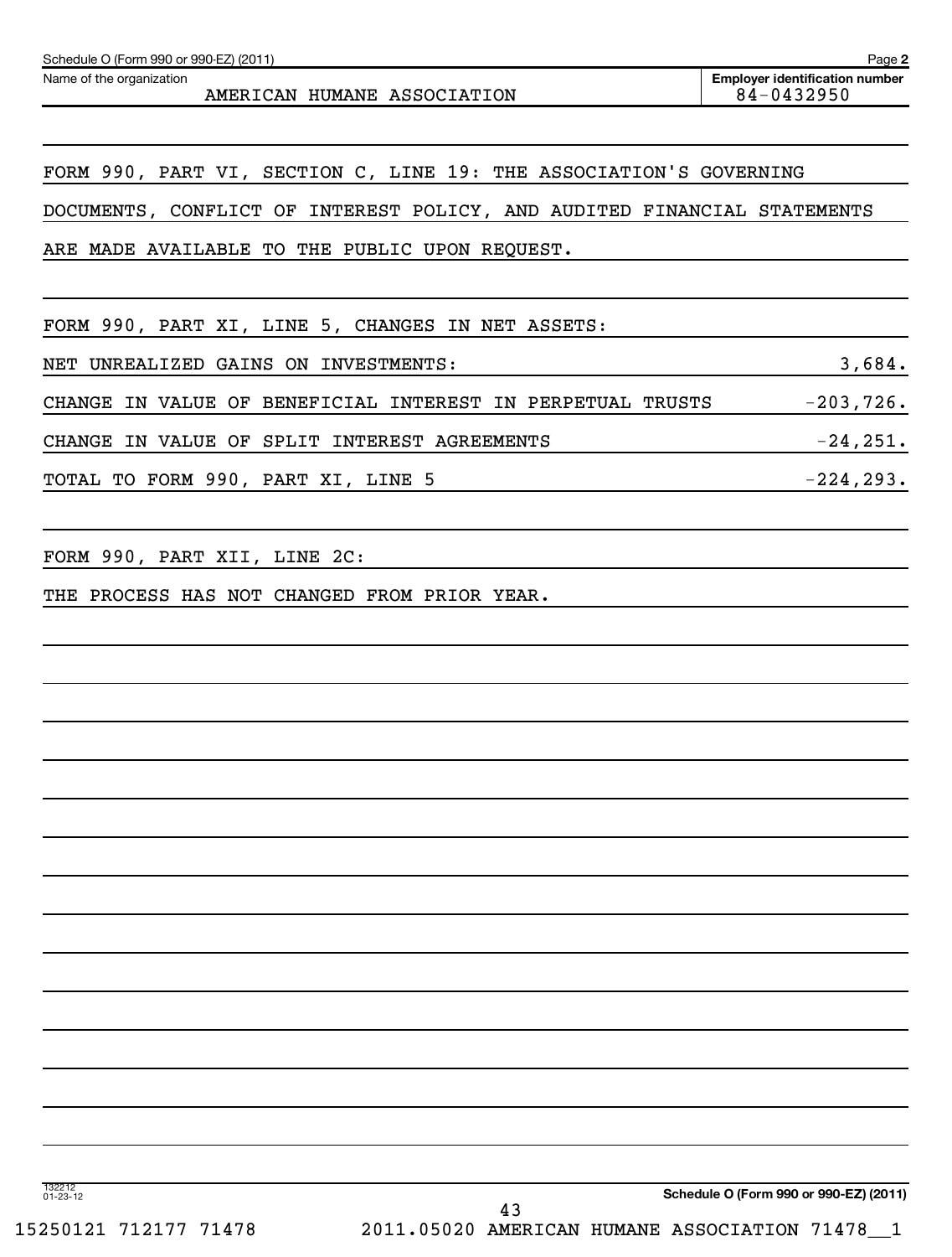Name of the organization: AMERICAN HUMANE ASSOCIATION

Employer identification number: 84-0432950

FORM 990, PART VI, SECTION C, LINE 19: THE ASSOCIATION'S GOVERNING DOCUMENTS, CONFLICT OF INTEREST POLICY, AND AUDITED FINANCIAL STATEMENTS ARE MADE AVAILABLE TO THE PUBLIC UPON REQUEST.

FORM 990, PART XI, LINE 5, CHANGES IN NET ASSETS:

| | |
|---|---|
| NET UNREALIZED GAINS ON INVESTMENTS: | 3,684. |
| CHANGE IN VALUE OF BENEFICIAL INTEREST IN PERPETUAL TRUSTS | -203,726. |
| CHANGE IN VALUE OF SPLIT INTEREST AGREEMENTS | -24,251. |
| TOTAL TO FORM 990, PART XI, LINE 5 | -224,293. |

FORM 990, PART XII, LINE 2C:

THE PROCESS HAS NOT CHANGED FROM PRIOR YEAR.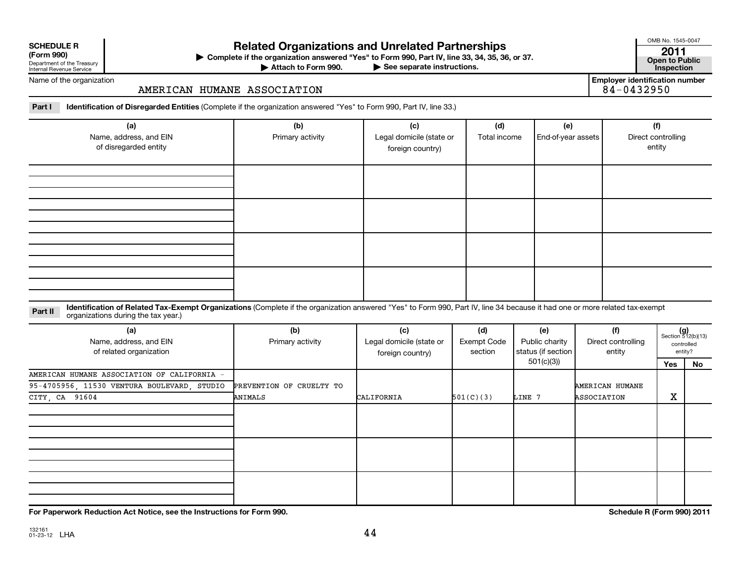**SCHEDULE R (Form 990)**
Department of the Treasury
Internal Revenue Service

# Related Organizations and Unrelated Partnerships

▶ Complete if the organization answered "Yes" to Form 990, Part IV, line 33, 34, 35, 36, or 37.
▶ Attach to Form 990. ▶ See separate instructions.

OMB No. 1545-0047
**2011**
**Open to Public Inspection**

Name of the organization: AMERICAN HUMANE ASSOCIATION

**Employer identification number:** 84-0432950

**Part I** **Identification of Disregarded Entities** (Complete if the organization answered "Yes" to Form 990, Part IV, line 33.)

| (a) Name, address, and EIN of disregarded entity | (b) Primary activity | (c) Legal domicile (state or foreign country) | (d) Total income | (e) End-of-year assets | (f) Direct controlling entity |
|---|---|---|---|---|---|
| | | | | | |
| | | | | | |
| | | | | | |
| | | | | | |

**Part II** **Identification of Related Tax-Exempt Organizations** (Complete if the organization answered "Yes" to Form 990, Part IV, line 34 because it had one or more related tax-exempt organizations during the tax year.)

| (a) Name, address, and EIN of related organization | (b) Primary activity | (c) Legal domicile (state or foreign country) | (d) Exempt Code section | (e) Public charity status (if section 501(c)(3)) | (f) Direct controlling entity | (g) Section 512(b)(13) controlled entity? Yes | No |
|---|---|---|---|---|---|---|---|
| AMERICAN HUMANE ASSOCIATION OF CALIFORNIA - 95-4705956, 11530 VENTURA BOULEVARD, STUDIO CITY, CA 91604 | PREVENTION OF CRUELTY TO ANIMALS | CALIFORNIA | 501(C)(3) | LINE 7 | AMERICAN HUMANE ASSOCIATION | X | |
| | | | | | | | |
| | | | | | | | |
| | | | | | | | |

**For Paperwork Reduction Act Notice, see the Instructions for Form 990.** **Schedule R (Form 990) 2011**

132161 01-23-12 LHA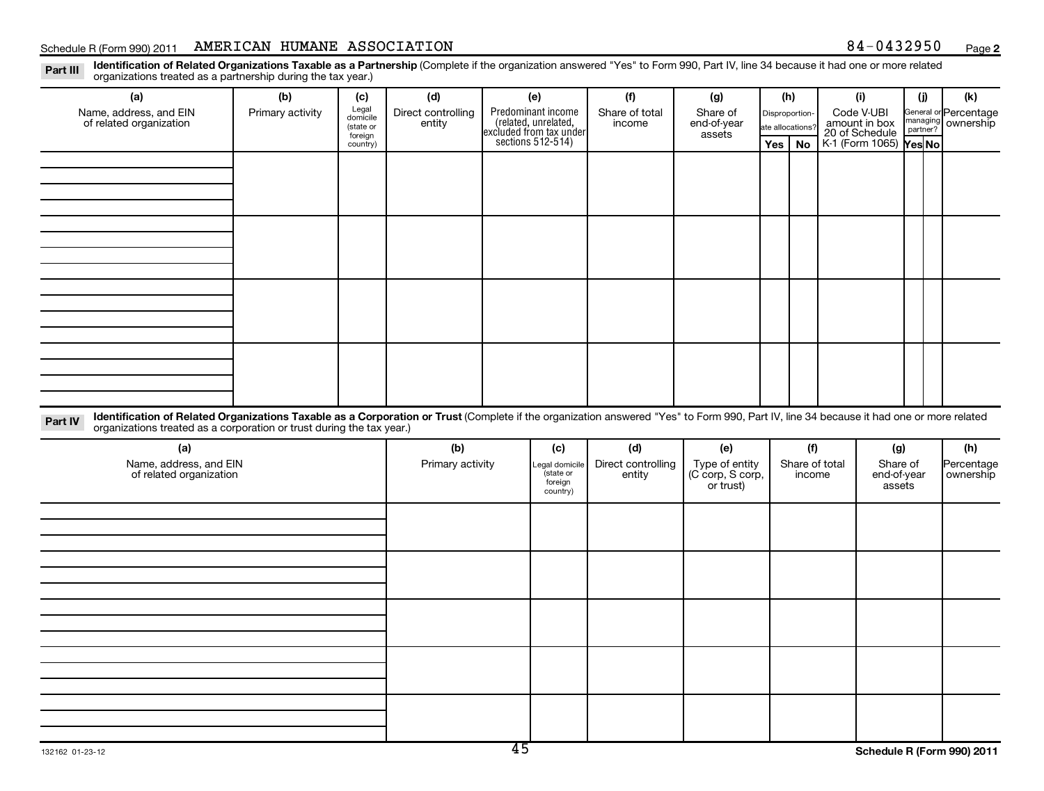Schedule R (Form 990) 2011 AMERICAN HUMANE ASSOCIATION 84-0432950 Page **2**

**Part III** **Identification of Related Organizations Taxable as a Partnership** (Complete if the organization answered "Yes" to Form 990, Part IV, line 34 because it had one or more related organizations treated as a partnership during the tax year.)

| (a) Name, address, and EIN of related organization | (b) Primary activity | (c) Legal domicile (state or foreign country) | (d) Direct controlling entity | (e) Predominant income (related, unrelated, excluded from tax under sections 512-514) | (f) Share of total income | (g) Share of end-of-year assets | (h) Disproportionate allocations? Yes | No | (i) Code V-UBI amount in box 20 of Schedule K-1 (Form 1065) | (j) General or managing partner? Yes | No | (k) Percentage ownership |
|---|---|---|---|---|---|---|---|---|---|---|---|---|
| | | | | | | | | | | | | |
| | | | | | | | | | | | | |
| | | | | | | | | | | | | |
| | | | | | | | | | | | | |

**Part IV** **Identification of Related Organizations Taxable as a Corporation or Trust** (Complete if the organization answered "Yes" to Form 990, Part IV, line 34 because it had one or more related organizations treated as a corporation or trust during the tax year.)

| (a) Name, address, and EIN of related organization | (b) Primary activity | (c) Legal domicile (state or foreign country) | (d) Direct controlling entity | (e) Type of entity (C corp, S corp, or trust) | (f) Share of total income | (g) Share of end-of-year assets | (h) Percentage ownership |
|---|---|---|---|---|---|---|---|
| | | | | | | | |
| | | | | | | | |
| | | | | | | | |
| | | | | | | | |
| | | | | | | | |

132162 01-23-12 **Schedule R (Form 990) 2011**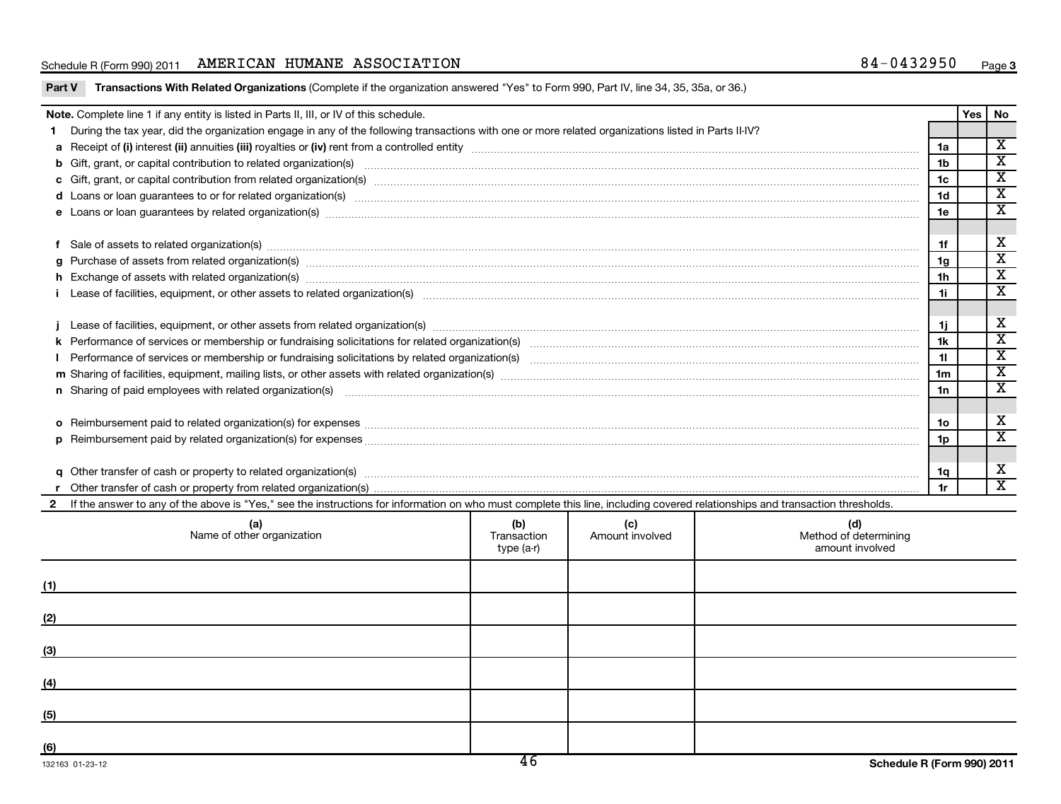Schedule R (Form 990) 2011 AMERICAN HUMANE ASSOCIATION 84-0432950 Page 3

**Part V** **Transactions With Related Organizations** (Complete if the organization answered "Yes" to Form 990, Part IV, line 34, 35, 35a, or 36.)

| **Note.** Complete line 1 if any entity is listed in Parts II, III, or IV of this schedule. | | Yes | No |
|---|---|---|---|
| **1** During the tax year, did the organization engage in any of the following transactions with one or more related organizations listed in Parts II-IV? | | | |
| **a** Receipt of **(i)** interest **(ii)** annuities **(iii)** royalties or **(iv)** rent from a controlled entity | 1a | | X |
| **b** Gift, grant, or capital contribution to related organization(s) | 1b | | X |
| **c** Gift, grant, or capital contribution from related organization(s) | 1c | | X |
| **d** Loans or loan guarantees to or for related organization(s) | 1d | | X |
| **e** Loans or loan guarantees by related organization(s) | 1e | | X |
| **f** Sale of assets to related organization(s) | 1f | | X |
| **g** Purchase of assets from related organization(s) | 1g | | X |
| **h** Exchange of assets with related organization(s) | 1h | | X |
| **i** Lease of facilities, equipment, or other assets to related organization(s) | 1i | | X |
| **j** Lease of facilities, equipment, or other assets from related organization(s) | 1j | | X |
| **k** Performance of services or membership or fundraising solicitations for related organization(s) | 1k | | X |
| **l** Performance of services or membership or fundraising solicitations by related organization(s) | 1l | | X |
| **m** Sharing of facilities, equipment, mailing lists, or other assets with related organization(s) | 1m | | X |
| **n** Sharing of paid employees with related organization(s) | 1n | | X |
| **o** Reimbursement paid to related organization(s) for expenses | 1o | | X |
| **p** Reimbursement paid by related organization(s) for expenses | 1p | | X |
| **q** Other transfer of cash or property to related organization(s) | 1q | | X |
| **r** Other transfer of cash or property from related organization(s) | 1r | | X |

**2** If the answer to any of the above is "Yes," see the instructions for information on who must complete this line, including covered relationships and transaction thresholds.

| | (a) Name of other organization | (b) Transaction type (a-r) | (c) Amount involved | (d) Method of determining amount involved |
|---|---|---|---|---|
| (1) | | | | |
| (2) | | | | |
| (3) | | | | |
| (4) | | | | |
| (5) | | | | |
| (6) | | | | |

132163 01-23-12

Schedule R (Form 990) 2011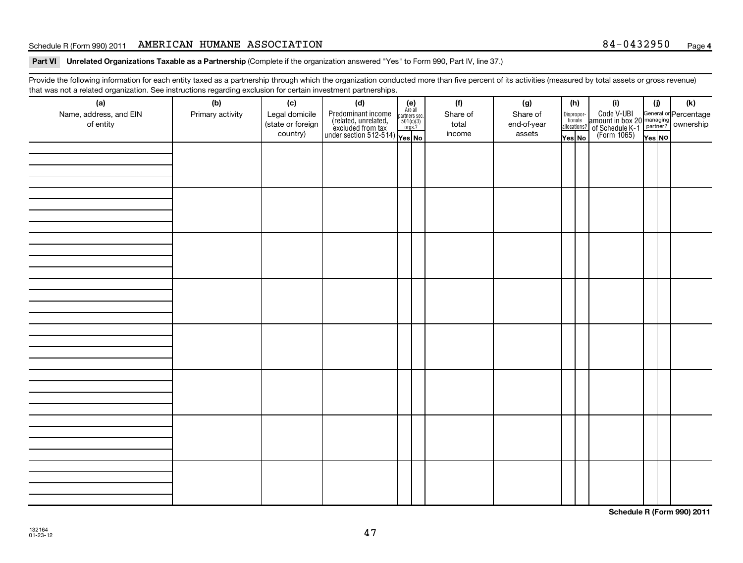Schedule R (Form 990) 2011 AMERICAN HUMANE ASSOCIATION 84-0432950 Page 4

**Part VI Unrelated Organizations Taxable as a Partnership** (Complete if the organization answered "Yes" to Form 990, Part IV, line 37.)

Provide the following information for each entity taxed as a partnership through which the organization conducted more than five percent of its activities (measured by total assets or gross revenue) that was not a related organization. See instructions regarding exclusion for certain investment partnerships.

| (a) Name, address, and EIN of entity | (b) Primary activity | (c) Legal domicile (state or foreign country) | (d) Predominant income (related, unrelated, excluded from tax under section 512-514) | (e) Are all partners sec. 501(c)(3) orgs.? Yes | (e) No | (f) Share of total income | (g) Share of end-of-year assets | (h) Disproportionate allocations? Yes | (h) No | (i) Code V-UBI amount in box 20 of Schedule K-1 (Form 1065) | (j) General or managing partner? Yes | (j) No | (k) Percentage ownership |
|---|---|---|---|---|---|---|---|---|---|---|---|---|---|
| | | | | | | | | | | | | | |
| | | | | | | | | | | | | | |
| | | | | | | | | | | | | | |
| | | | | | | | | | | | | | |
| | | | | | | | | | | | | | |
| | | | | | | | | | | | | | |
| | | | | | | | | | | | | | |
| | | | | | | | | | | | | | |

Schedule R (Form 990) 2011

132164
01-23-12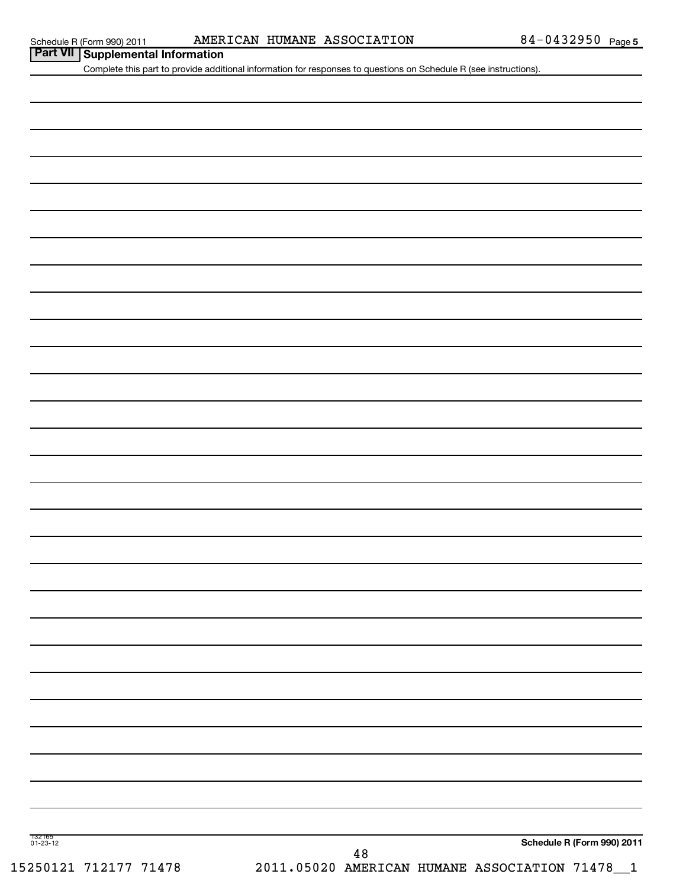Schedule R (Form 990) 2011 AMERICAN HUMANE ASSOCIATION 84-0432950 Page 5

## Part VII Supplemental Information

Complete this part to provide additional information for responses to questions on Schedule R (see instructions).

132165 01-23-12

**Schedule R (Form 990) 2011**

15250121 712177 71478 2011.05020 AMERICAN HUMANE ASSOCIATION 71478__1